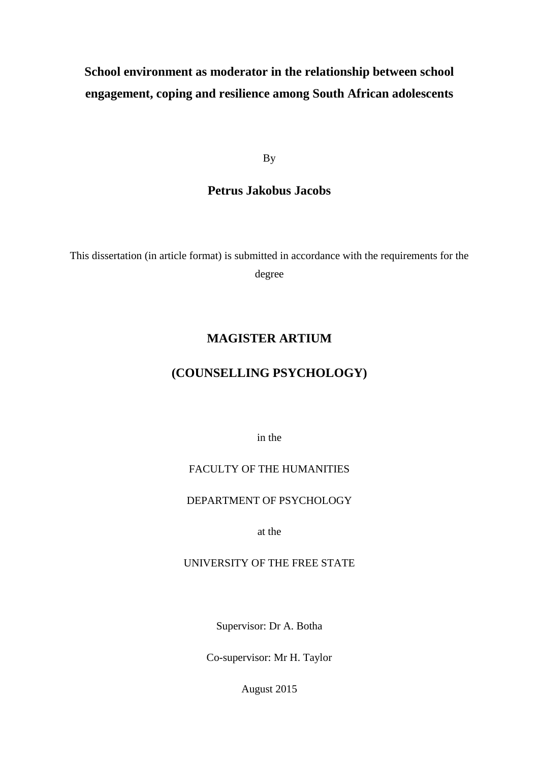# School environment as moderator in the relationship between school engagement, coping and resilience among South African adolescents

By

**Petrus Jakobus Jacobs**

This dissertation (in article format) is submitted in accordance with the requirements for the degree

**MAGISTER ARTIUM**

**(COUNSELLING PSYCHOLOGY)**

in the

FACULTY OF THE HUMANITIES

DEPARTMENT OF PSYCHOLOGY

at the

UNIVERSITY OF THE FREE STATE

Supervisor: Dr A. Botha

Co-supervisor: Mr H. Taylor

August 2015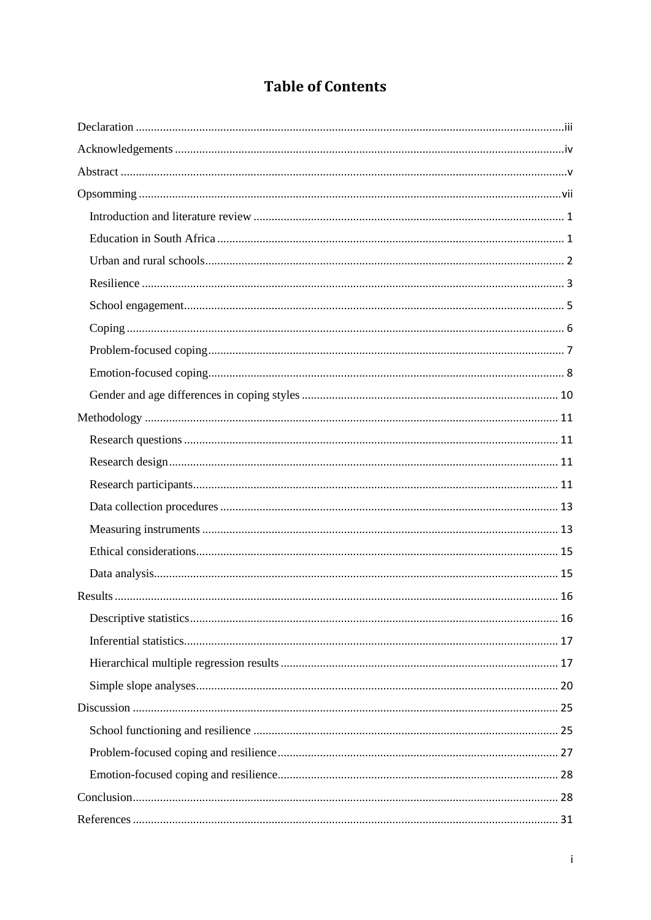# Table of Contents

Declaration ............................................................................................................................................iii

Acknowledgements ................................................................................................................................iv

Abstract ..................................................................................................................................................v

Opsomming ...........................................................................................................................................vii

- Introduction and literature review ...................................................................................................... 1
- Education in South Africa .................................................................................................................. 1
- Urban and rural schools...................................................................................................................... 2
- Resilience ........................................................................................................................................... 3
- School engagement............................................................................................................................. 5
- Coping ................................................................................................................................................ 6
- Problem-focused coping..................................................................................................................... 7
- Emotion-focused coping..................................................................................................................... 8
- Gender and age differences in coping styles .................................................................................... 10

Methodology ........................................................................................................................................ 11

- Research questions ........................................................................................................................... 11
- Research design ................................................................................................................................ 11
- Research participants........................................................................................................................ 11
- Data collection procedures ............................................................................................................... 13
- Measuring instruments ..................................................................................................................... 13
- Ethical considerations....................................................................................................................... 15
- Data analysis..................................................................................................................................... 15

Results .................................................................................................................................................. 16

- Descriptive statistics ......................................................................................................................... 16
- Inferential statistics........................................................................................................................... 17
- Hierarchical multiple regression results ........................................................................................... 17
- Simple slope analyses ....................................................................................................................... 20

Discussion ............................................................................................................................................ 25

- School functioning and resilience .................................................................................................... 25
- Problem-focused coping and resilience ............................................................................................ 27
- Emotion-focused coping and resilience............................................................................................ 28

Conclusion............................................................................................................................................ 28

References ............................................................................................................................................ 31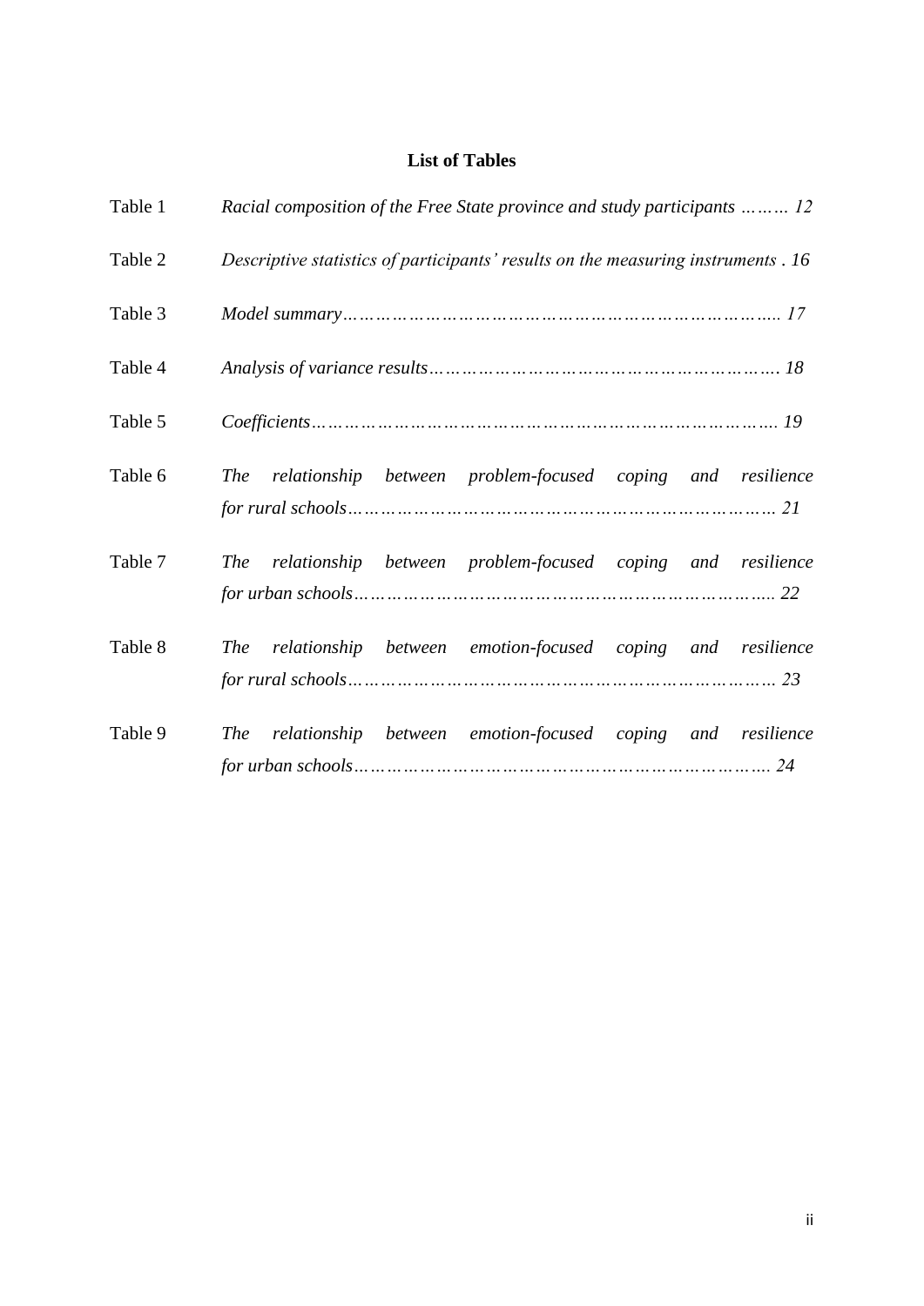## List of Tables

Table 1 *Racial composition of the Free State province and study participants ……… 12*

Table 2 *Descriptive statistics of participants' results on the measuring instruments . 16*

Table 3 *Model summary………………………………………………………………….. 17*

Table 4 *Analysis of variance results……………………………………………………. 18*

Table 5 *Coefficients……………………………………………………………………. 19*

Table 6 *The relationship between problem-focused coping and resilience for rural schools………………………………………………………………… 21*

Table 7 *The relationship between problem-focused coping and resilience for urban schools……………………………………………………………….. 22*

Table 8 *The relationship between emotion-focused coping and resilience for rural schools………………………………………………………………… 23*

Table 9 *The relationship between emotion-focused coping and resilience for urban schools………………………………………………………………. 24*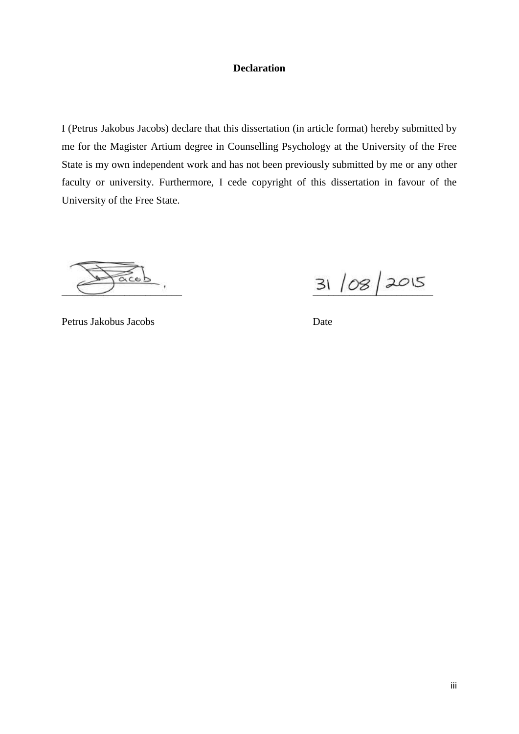**Declaration**

I (Petrus Jakobus Jacobs) declare that this dissertation (in article format) hereby submitted by me for the Magister Artium degree in Counselling Psychology at the University of the Free State is my own independent work and has not been previously submitted by me or any other faculty or university. Furthermore, I cede copyright of this dissertation in favour of the University of the Free State.

31 /08/ 2015

Petrus Jakobus Jacobs

Date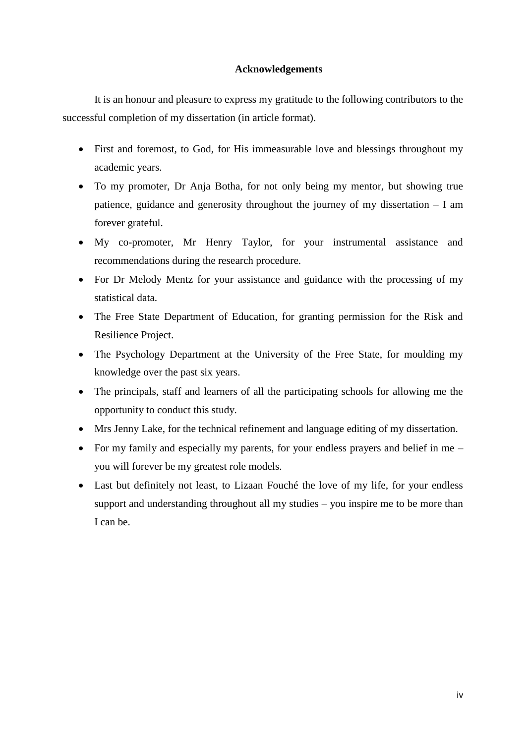## Acknowledgements

It is an honour and pleasure to express my gratitude to the following contributors to the successful completion of my dissertation (in article format).

- First and foremost, to God, for His immeasurable love and blessings throughout my academic years.
- To my promoter, Dr Anja Botha, for not only being my mentor, but showing true patience, guidance and generosity throughout the journey of my dissertation – I am forever grateful.
- My co-promoter, Mr Henry Taylor, for your instrumental assistance and recommendations during the research procedure.
- For Dr Melody Mentz for your assistance and guidance with the processing of my statistical data.
- The Free State Department of Education, for granting permission for the Risk and Resilience Project.
- The Psychology Department at the University of the Free State, for moulding my knowledge over the past six years.
- The principals, staff and learners of all the participating schools for allowing me the opportunity to conduct this study.
- Mrs Jenny Lake, for the technical refinement and language editing of my dissertation.
- For my family and especially my parents, for your endless prayers and belief in me – you will forever be my greatest role models.
- Last but definitely not least, to Lizaan Fouché the love of my life, for your endless support and understanding throughout all my studies – you inspire me to be more than I can be.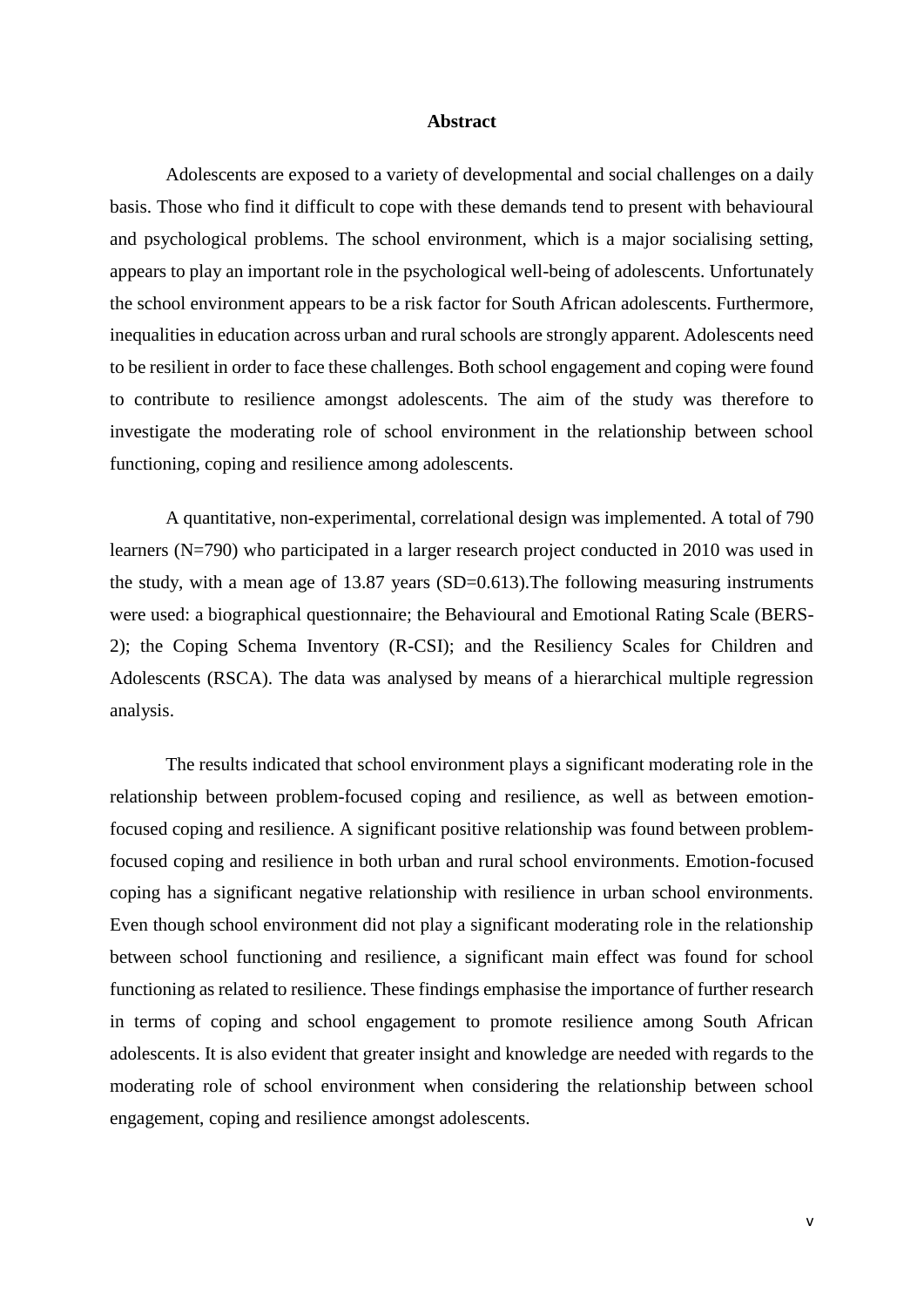# Abstract

Adolescents are exposed to a variety of developmental and social challenges on a daily basis. Those who find it difficult to cope with these demands tend to present with behavioural and psychological problems. The school environment, which is a major socialising setting, appears to play an important role in the psychological well-being of adolescents. Unfortunately the school environment appears to be a risk factor for South African adolescents. Furthermore, inequalities in education across urban and rural schools are strongly apparent. Adolescents need to be resilient in order to face these challenges. Both school engagement and coping were found to contribute to resilience amongst adolescents. The aim of the study was therefore to investigate the moderating role of school environment in the relationship between school functioning, coping and resilience among adolescents.

A quantitative, non-experimental, correlational design was implemented. A total of 790 learners (N=790) who participated in a larger research project conducted in 2010 was used in the study, with a mean age of 13.87 years (SD=0.613).The following measuring instruments were used: a biographical questionnaire; the Behavioural and Emotional Rating Scale (BERS-2); the Coping Schema Inventory (R-CSI); and the Resiliency Scales for Children and Adolescents (RSCA). The data was analysed by means of a hierarchical multiple regression analysis.

The results indicated that school environment plays a significant moderating role in the relationship between problem-focused coping and resilience, as well as between emotion-focused coping and resilience. A significant positive relationship was found between problem-focused coping and resilience in both urban and rural school environments. Emotion-focused coping has a significant negative relationship with resilience in urban school environments. Even though school environment did not play a significant moderating role in the relationship between school functioning and resilience, a significant main effect was found for school functioning as related to resilience. These findings emphasise the importance of further research in terms of coping and school engagement to promote resilience among South African adolescents. It is also evident that greater insight and knowledge are needed with regards to the moderating role of school environment when considering the relationship between school engagement, coping and resilience amongst adolescents.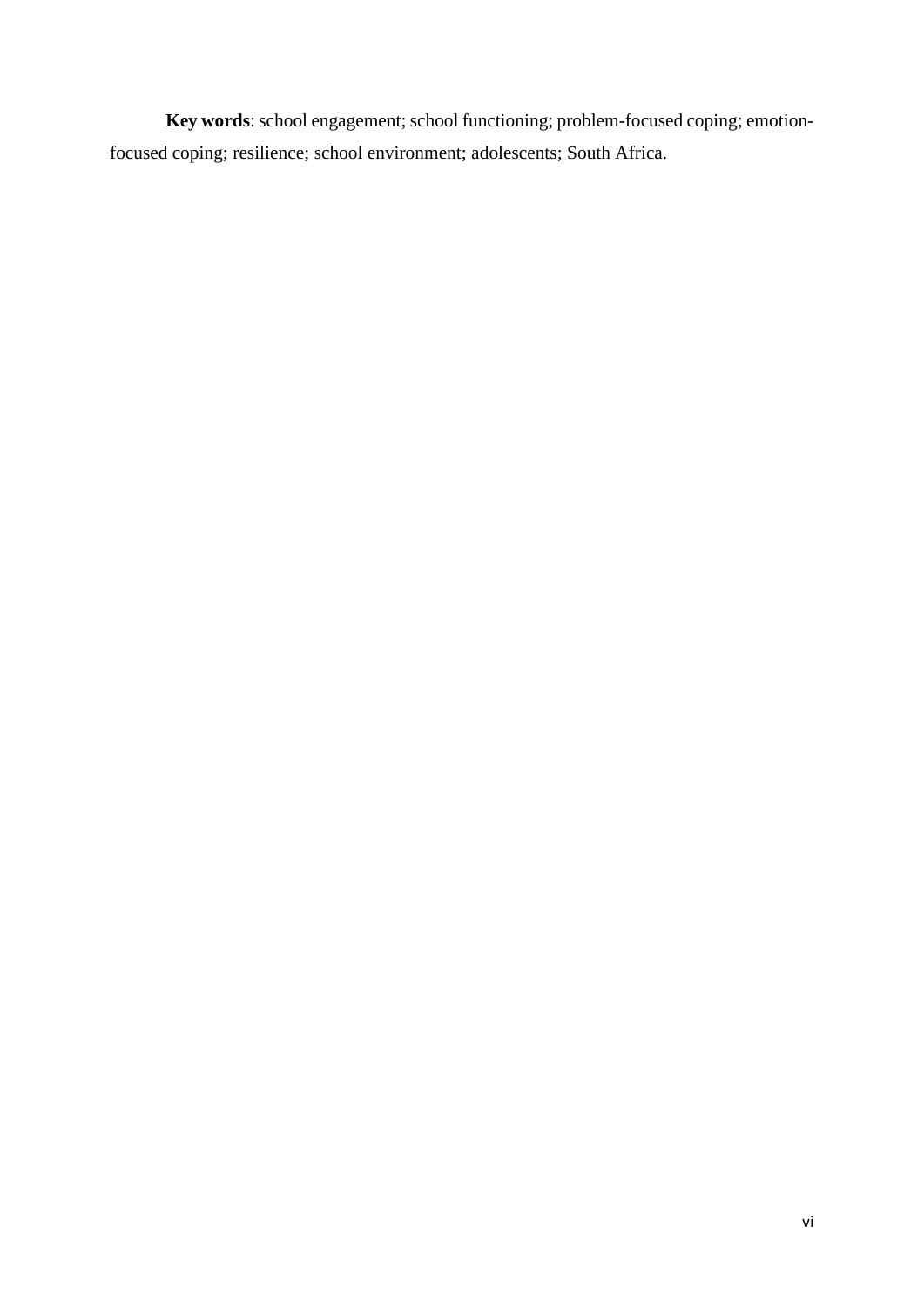**Key words**: school engagement; school functioning; problem-focused coping; emotion-focused coping; resilience; school environment; adolescents; South Africa.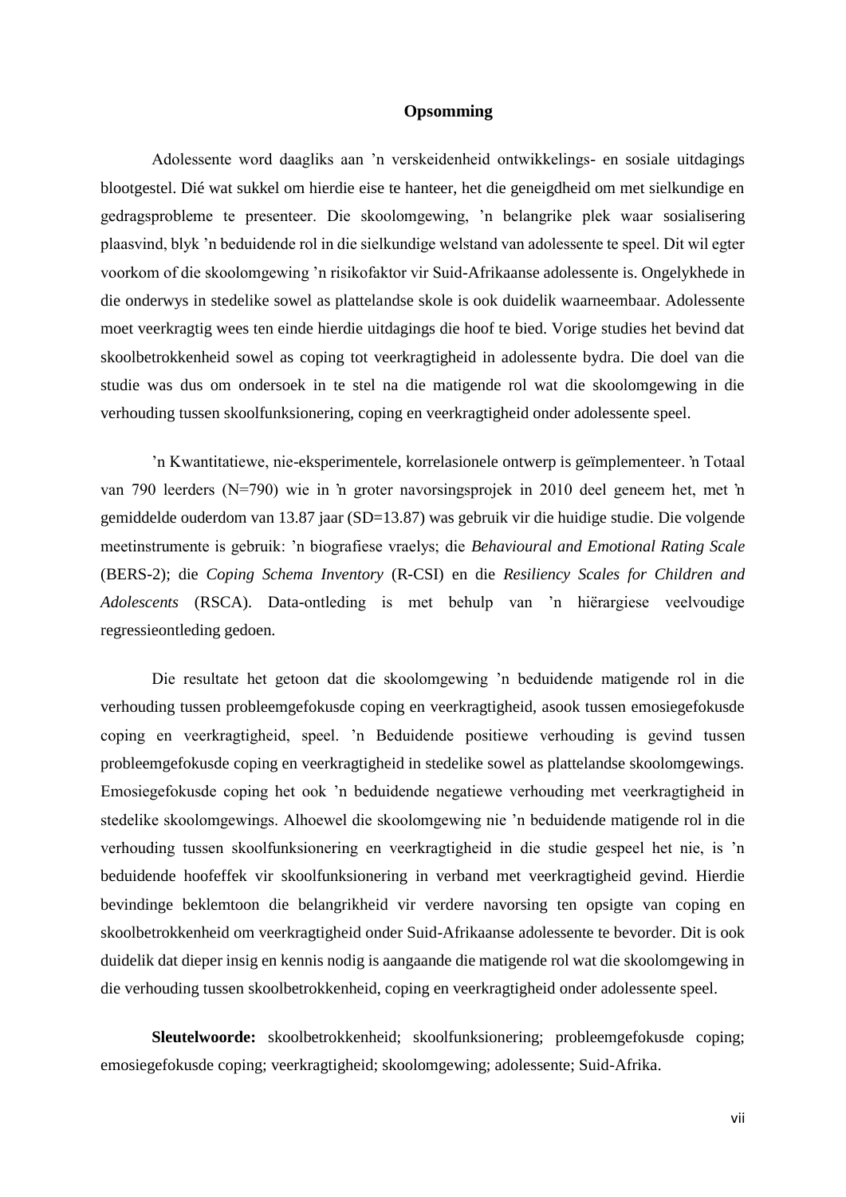## Opsomming

Adolessente word daagliks aan 'n verskeidenheid ontwikkelings- en sosiale uitdagings blootgestel. Dié wat sukkel om hierdie eise te hanteer, het die geneigdheid om met sielkundige en gedragsprobleme te presenteer. Die skoolomgewing, 'n belangrike plek waar sosialisering plaasvind, blyk 'n beduidende rol in die sielkundige welstand van adolessente te speel. Dit wil egter voorkom of die skoolomgewing 'n risikofaktor vir Suid-Afrikaanse adolessente is. Ongelykhede in die onderwys in stedelike sowel as plattelandse skole is ook duidelik waarneembaar. Adolessente moet veerkragtig wees ten einde hierdie uitdagings die hoof te bied. Vorige studies het bevind dat skoolbetrokkenheid sowel as coping tot veerkragtigheid in adolessente bydra. Die doel van die studie was dus om ondersoek in te stel na die matigende rol wat die skoolomgewing in die verhouding tussen skoolfunksionering, coping en veerkragtigheid onder adolessente speel.

'n Kwantitatiewe, nie-eksperimentele, korrelasionele ontwerp is geïmplementeer. 'n Totaal van 790 leerders (N=790) wie in 'n groter navorsingsprojek in 2010 deel geneem het, met 'n gemiddelde ouderdom van 13.87 jaar (SD=13.87) was gebruik vir die huidige studie. Die volgende meetinstrumente is gebruik: 'n biografiese vraelys; die *Behavioural and Emotional Rating Scale* (BERS-2); die *Coping Schema Inventory* (R-CSI) en die *Resiliency Scales for Children and Adolescents* (RSCA). Data-ontleding is met behulp van 'n hiërargiese veelvoudige regressieontleding gedoen.

Die resultate het getoon dat die skoolomgewing 'n beduidende matigende rol in die verhouding tussen probleemgefokusde coping en veerkragtigheid, asook tussen emosiegefokusde coping en veerkragtigheid, speel. 'n Beduidende positiewe verhouding is gevind tussen probleemgefokusde coping en veerkragtigheid in stedelike sowel as plattelandse skoolomgewings. Emosiegefokusde coping het ook 'n beduidende negatiewe verhouding met veerkragtigheid in stedelike skoolomgewings. Alhoewel die skoolomgewing nie 'n beduidende matigende rol in die verhouding tussen skoolfunksionering en veerkragtigheid in die studie gespeel het nie, is 'n beduidende hoofeffek vir skoolfunksionering in verband met veerkragtigheid gevind. Hierdie bevindinge beklemtoon die belangrikheid vir verdere navorsing ten opsigte van coping en skoolbetrokkenheid om veerkragtigheid onder Suid-Afrikaanse adolessente te bevorder. Dit is ook duidelik dat dieper insig en kennis nodig is aangaande die matigende rol wat die skoolomgewing in die verhouding tussen skoolbetrokkenheid, coping en veerkragtigheid onder adolessente speel.

**Sleutelwoorde:** skoolbetrokkenheid; skoolfunksionering; probleemgefokusde coping; emosiegefokusde coping; veerkragtigheid; skoolomgewing; adolessente; Suid-Afrika.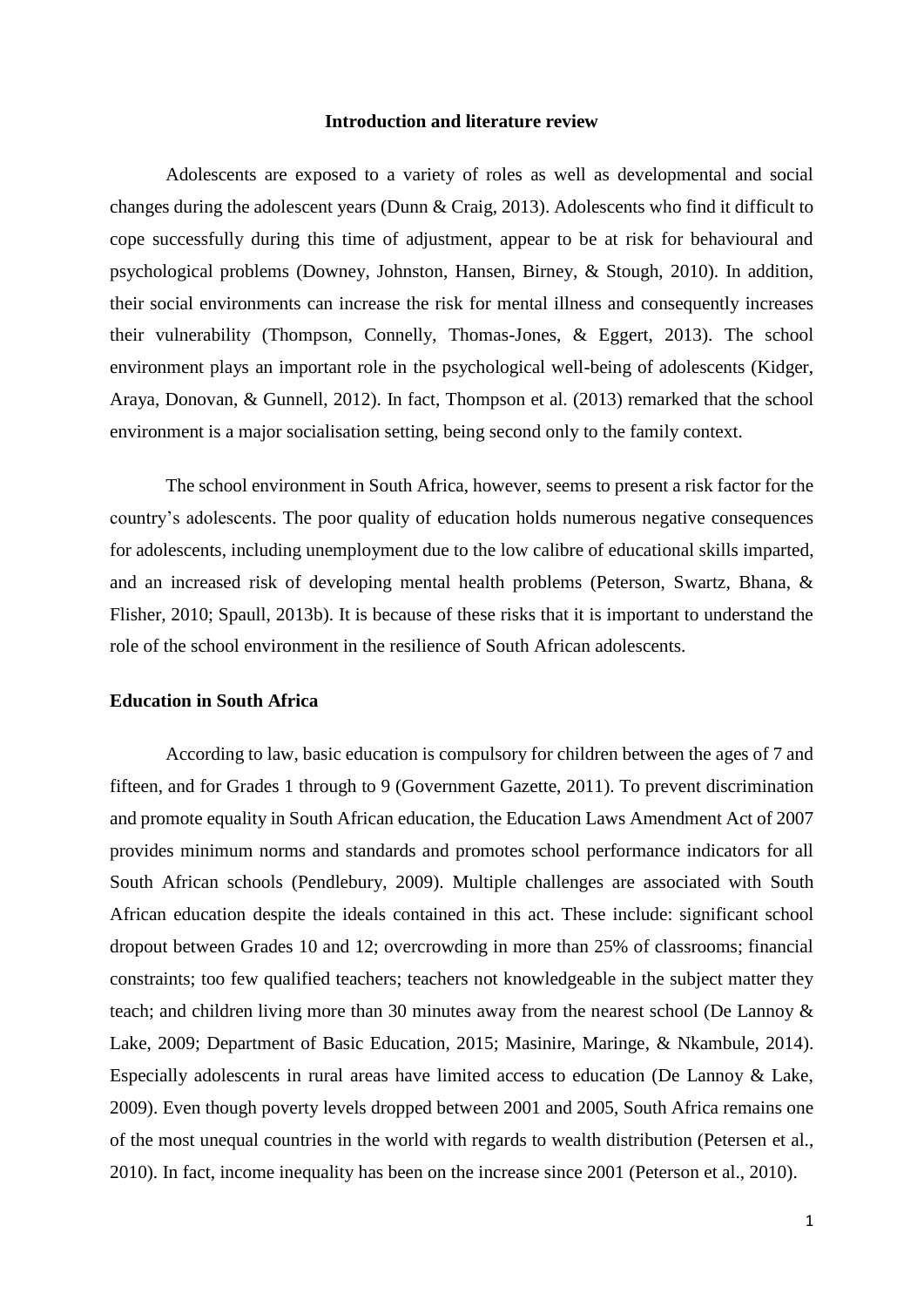## Introduction and literature review

Adolescents are exposed to a variety of roles as well as developmental and social changes during the adolescent years (Dunn & Craig, 2013). Adolescents who find it difficult to cope successfully during this time of adjustment, appear to be at risk for behavioural and psychological problems (Downey, Johnston, Hansen, Birney, & Stough, 2010). In addition, their social environments can increase the risk for mental illness and consequently increases their vulnerability (Thompson, Connelly, Thomas-Jones, & Eggert, 2013). The school environment plays an important role in the psychological well-being of adolescents (Kidger, Araya, Donovan, & Gunnell, 2012). In fact, Thompson et al. (2013) remarked that the school environment is a major socialisation setting, being second only to the family context.

The school environment in South Africa, however, seems to present a risk factor for the country's adolescents. The poor quality of education holds numerous negative consequences for adolescents, including unemployment due to the low calibre of educational skills imparted, and an increased risk of developing mental health problems (Peterson, Swartz, Bhana, & Flisher, 2010; Spaull, 2013b). It is because of these risks that it is important to understand the role of the school environment in the resilience of South African adolescents.

### Education in South Africa

According to law, basic education is compulsory for children between the ages of 7 and fifteen, and for Grades 1 through to 9 (Government Gazette, 2011). To prevent discrimination and promote equality in South African education, the Education Laws Amendment Act of 2007 provides minimum norms and standards and promotes school performance indicators for all South African schools (Pendlebury, 2009). Multiple challenges are associated with South African education despite the ideals contained in this act. These include: significant school dropout between Grades 10 and 12; overcrowding in more than 25% of classrooms; financial constraints; too few qualified teachers; teachers not knowledgeable in the subject matter they teach; and children living more than 30 minutes away from the nearest school (De Lannoy & Lake, 2009; Department of Basic Education, 2015; Masinire, Maringe, & Nkambule, 2014). Especially adolescents in rural areas have limited access to education (De Lannoy & Lake, 2009). Even though poverty levels dropped between 2001 and 2005, South Africa remains one of the most unequal countries in the world with regards to wealth distribution (Petersen et al., 2010). In fact, income inequality has been on the increase since 2001 (Peterson et al., 2010).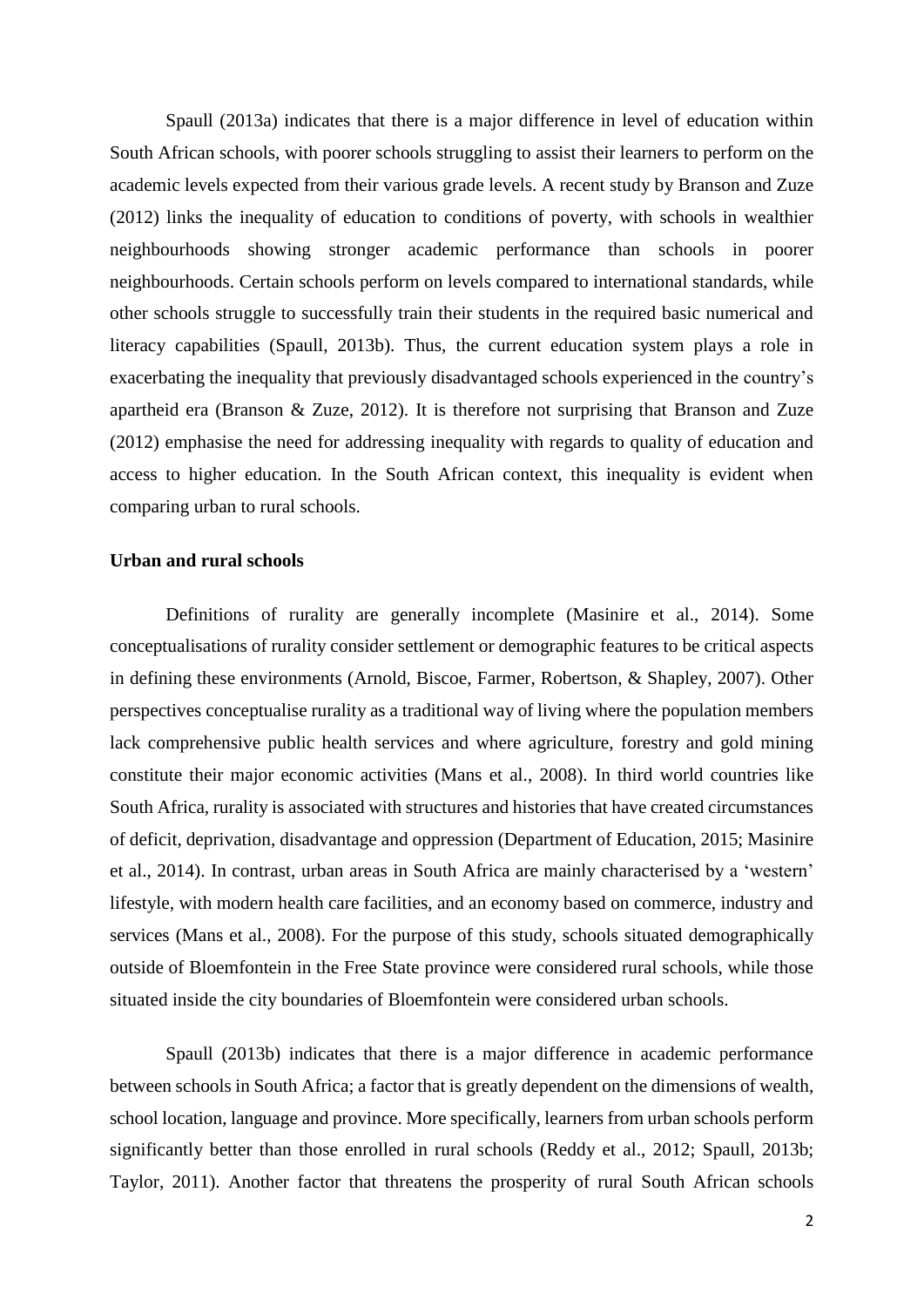Spaull (2013a) indicates that there is a major difference in level of education within South African schools, with poorer schools struggling to assist their learners to perform on the academic levels expected from their various grade levels. A recent study by Branson and Zuze (2012) links the inequality of education to conditions of poverty, with schools in wealthier neighbourhoods showing stronger academic performance than schools in poorer neighbourhoods. Certain schools perform on levels compared to international standards, while other schools struggle to successfully train their students in the required basic numerical and literacy capabilities (Spaull, 2013b). Thus, the current education system plays a role in exacerbating the inequality that previously disadvantaged schools experienced in the country's apartheid era (Branson & Zuze, 2012). It is therefore not surprising that Branson and Zuze (2012) emphasise the need for addressing inequality with regards to quality of education and access to higher education. In the South African context, this inequality is evident when comparing urban to rural schools.

**Urban and rural schools**

Definitions of rurality are generally incomplete (Masinire et al., 2014). Some conceptualisations of rurality consider settlement or demographic features to be critical aspects in defining these environments (Arnold, Biscoe, Farmer, Robertson, & Shapley, 2007). Other perspectives conceptualise rurality as a traditional way of living where the population members lack comprehensive public health services and where agriculture, forestry and gold mining constitute their major economic activities (Mans et al., 2008). In third world countries like South Africa, rurality is associated with structures and histories that have created circumstances of deficit, deprivation, disadvantage and oppression (Department of Education, 2015; Masinire et al., 2014). In contrast, urban areas in South Africa are mainly characterised by a 'western' lifestyle, with modern health care facilities, and an economy based on commerce, industry and services (Mans et al., 2008). For the purpose of this study, schools situated demographically outside of Bloemfontein in the Free State province were considered rural schools, while those situated inside the city boundaries of Bloemfontein were considered urban schools.

Spaull (2013b) indicates that there is a major difference in academic performance between schools in South Africa; a factor that is greatly dependent on the dimensions of wealth, school location, language and province. More specifically, learners from urban schools perform significantly better than those enrolled in rural schools (Reddy et al., 2012; Spaull, 2013b; Taylor, 2011). Another factor that threatens the prosperity of rural South African schools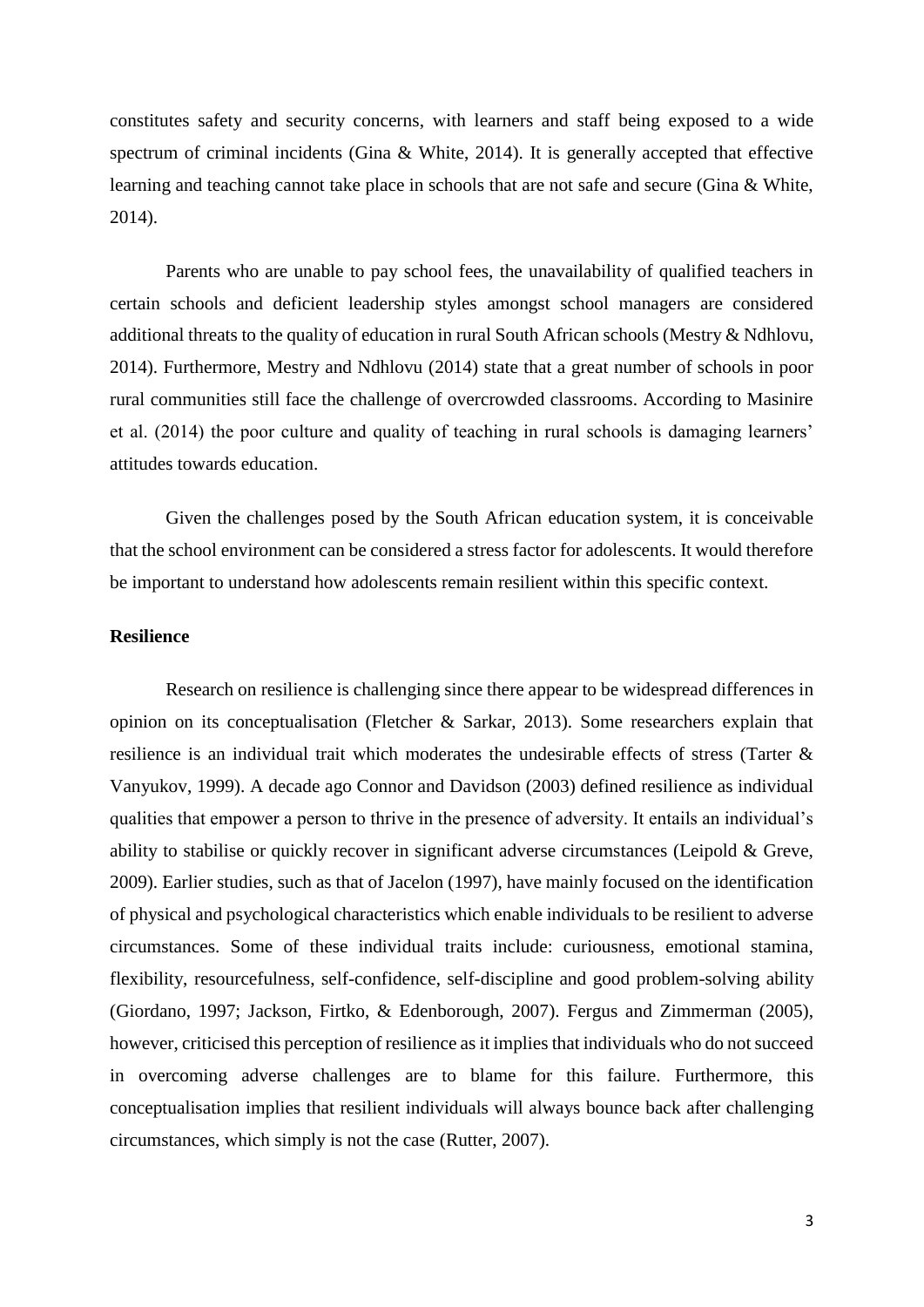constitutes safety and security concerns, with learners and staff being exposed to a wide spectrum of criminal incidents (Gina & White, 2014). It is generally accepted that effective learning and teaching cannot take place in schools that are not safe and secure (Gina & White, 2014).

Parents who are unable to pay school fees, the unavailability of qualified teachers in certain schools and deficient leadership styles amongst school managers are considered additional threats to the quality of education in rural South African schools (Mestry & Ndhlovu, 2014). Furthermore, Mestry and Ndhlovu (2014) state that a great number of schools in poor rural communities still face the challenge of overcrowded classrooms. According to Masinire et al. (2014) the poor culture and quality of teaching in rural schools is damaging learners' attitudes towards education.

Given the challenges posed by the South African education system, it is conceivable that the school environment can be considered a stress factor for adolescents. It would therefore be important to understand how adolescents remain resilient within this specific context.

## Resilience

Research on resilience is challenging since there appear to be widespread differences in opinion on its conceptualisation (Fletcher & Sarkar, 2013). Some researchers explain that resilience is an individual trait which moderates the undesirable effects of stress (Tarter & Vanyukov, 1999). A decade ago Connor and Davidson (2003) defined resilience as individual qualities that empower a person to thrive in the presence of adversity. It entails an individual's ability to stabilise or quickly recover in significant adverse circumstances (Leipold & Greve, 2009). Earlier studies, such as that of Jacelon (1997), have mainly focused on the identification of physical and psychological characteristics which enable individuals to be resilient to adverse circumstances. Some of these individual traits include: curiousness, emotional stamina, flexibility, resourcefulness, self-confidence, self-discipline and good problem-solving ability (Giordano, 1997; Jackson, Firtko, & Edenborough, 2007). Fergus and Zimmerman (2005), however, criticised this perception of resilience as it implies that individuals who do not succeed in overcoming adverse challenges are to blame for this failure. Furthermore, this conceptualisation implies that resilient individuals will always bounce back after challenging circumstances, which simply is not the case (Rutter, 2007).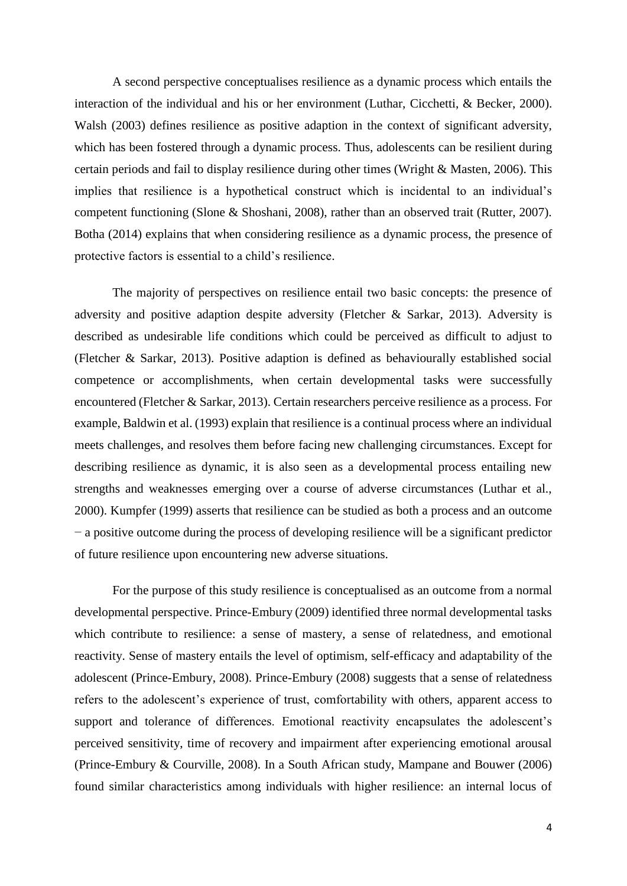A second perspective conceptualises resilience as a dynamic process which entails the interaction of the individual and his or her environment (Luthar, Cicchetti, & Becker, 2000). Walsh (2003) defines resilience as positive adaption in the context of significant adversity, which has been fostered through a dynamic process. Thus, adolescents can be resilient during certain periods and fail to display resilience during other times (Wright & Masten, 2006). This implies that resilience is a hypothetical construct which is incidental to an individual's competent functioning (Slone & Shoshani, 2008), rather than an observed trait (Rutter, 2007). Botha (2014) explains that when considering resilience as a dynamic process, the presence of protective factors is essential to a child's resilience.

The majority of perspectives on resilience entail two basic concepts: the presence of adversity and positive adaption despite adversity (Fletcher & Sarkar, 2013). Adversity is described as undesirable life conditions which could be perceived as difficult to adjust to (Fletcher & Sarkar, 2013). Positive adaption is defined as behaviourally established social competence or accomplishments, when certain developmental tasks were successfully encountered (Fletcher & Sarkar, 2013). Certain researchers perceive resilience as a process. For example, Baldwin et al. (1993) explain that resilience is a continual process where an individual meets challenges, and resolves them before facing new challenging circumstances. Except for describing resilience as dynamic, it is also seen as a developmental process entailing new strengths and weaknesses emerging over a course of adverse circumstances (Luthar et al., 2000). Kumpfer (1999) asserts that resilience can be studied as both a process and an outcome − a positive outcome during the process of developing resilience will be a significant predictor of future resilience upon encountering new adverse situations.

For the purpose of this study resilience is conceptualised as an outcome from a normal developmental perspective. Prince-Embury (2009) identified three normal developmental tasks which contribute to resilience: a sense of mastery, a sense of relatedness, and emotional reactivity. Sense of mastery entails the level of optimism, self-efficacy and adaptability of the adolescent (Prince-Embury, 2008). Prince-Embury (2008) suggests that a sense of relatedness refers to the adolescent's experience of trust, comfortability with others, apparent access to support and tolerance of differences. Emotional reactivity encapsulates the adolescent's perceived sensitivity, time of recovery and impairment after experiencing emotional arousal (Prince-Embury & Courville, 2008). In a South African study, Mampane and Bouwer (2006) found similar characteristics among individuals with higher resilience: an internal locus of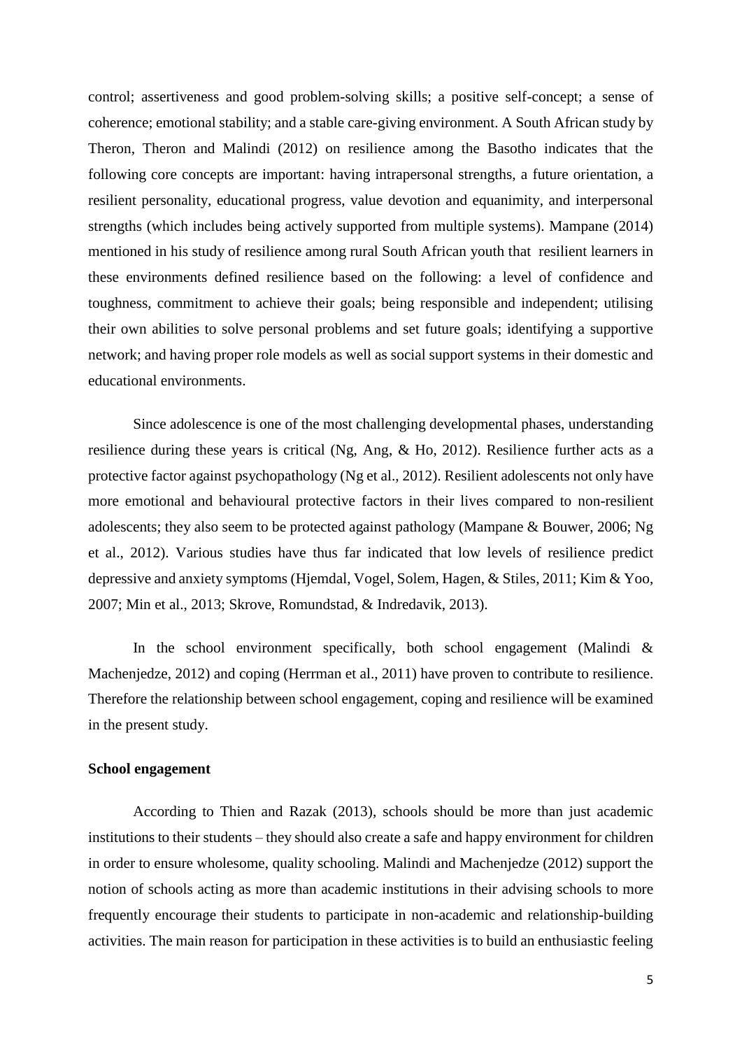control; assertiveness and good problem-solving skills; a positive self-concept; a sense of coherence; emotional stability; and a stable care-giving environment. A South African study by Theron, Theron and Malindi (2012) on resilience among the Basotho indicates that the following core concepts are important: having intrapersonal strengths, a future orientation, a resilient personality, educational progress, value devotion and equanimity, and interpersonal strengths (which includes being actively supported from multiple systems). Mampane (2014) mentioned in his study of resilience among rural South African youth that resilient learners in these environments defined resilience based on the following: a level of confidence and toughness, commitment to achieve their goals; being responsible and independent; utilising their own abilities to solve personal problems and set future goals; identifying a supportive network; and having proper role models as well as social support systems in their domestic and educational environments.

Since adolescence is one of the most challenging developmental phases, understanding resilience during these years is critical (Ng, Ang, & Ho, 2012). Resilience further acts as a protective factor against psychopathology (Ng et al., 2012). Resilient adolescents not only have more emotional and behavioural protective factors in their lives compared to non-resilient adolescents; they also seem to be protected against pathology (Mampane & Bouwer, 2006; Ng et al., 2012). Various studies have thus far indicated that low levels of resilience predict depressive and anxiety symptoms (Hjemdal, Vogel, Solem, Hagen, & Stiles, 2011; Kim & Yoo, 2007; Min et al., 2013; Skrove, Romundstad, & Indredavik, 2013).

In the school environment specifically, both school engagement (Malindi & Machenjedze, 2012) and coping (Herrman et al., 2011) have proven to contribute to resilience. Therefore the relationship between school engagement, coping and resilience will be examined in the present study.

**School engagement**

According to Thien and Razak (2013), schools should be more than just academic institutions to their students – they should also create a safe and happy environment for children in order to ensure wholesome, quality schooling. Malindi and Machenjedze (2012) support the notion of schools acting as more than academic institutions in their advising schools to more frequently encourage their students to participate in non-academic and relationship-building activities. The main reason for participation in these activities is to build an enthusiastic feeling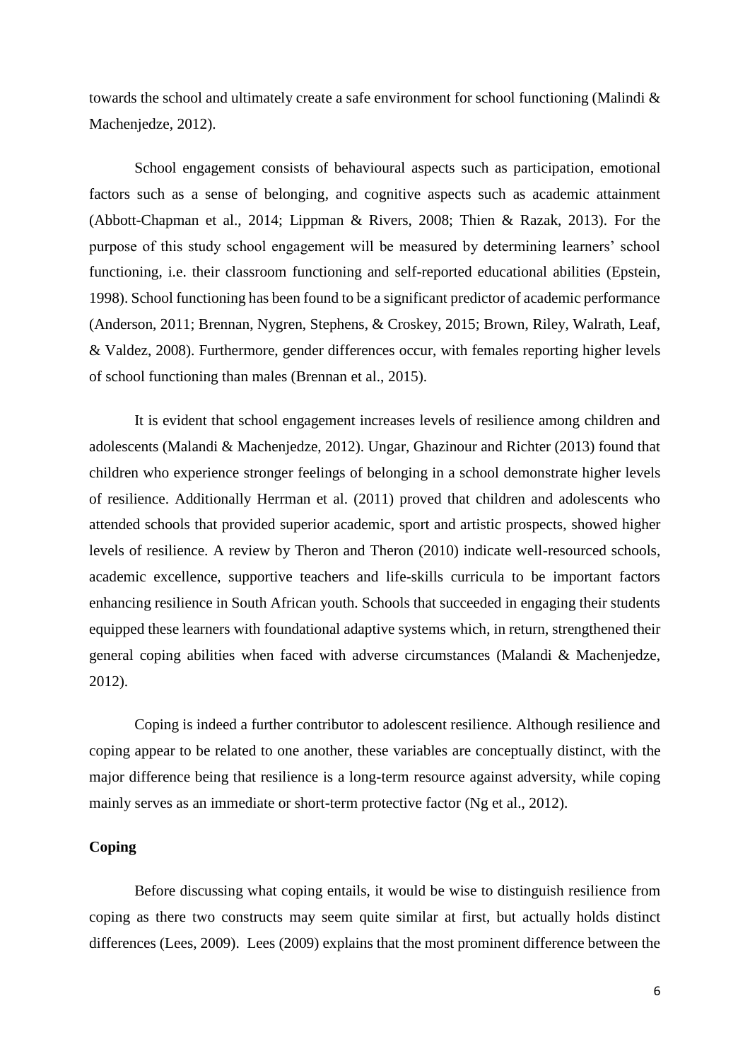towards the school and ultimately create a safe environment for school functioning (Malindi & Machenjedze, 2012).

School engagement consists of behavioural aspects such as participation, emotional factors such as a sense of belonging, and cognitive aspects such as academic attainment (Abbott-Chapman et al., 2014; Lippman & Rivers, 2008; Thien & Razak, 2013). For the purpose of this study school engagement will be measured by determining learners' school functioning, i.e. their classroom functioning and self-reported educational abilities (Epstein, 1998). School functioning has been found to be a significant predictor of academic performance (Anderson, 2011; Brennan, Nygren, Stephens, & Croskey, 2015; Brown, Riley, Walrath, Leaf, & Valdez, 2008). Furthermore, gender differences occur, with females reporting higher levels of school functioning than males (Brennan et al., 2015).

It is evident that school engagement increases levels of resilience among children and adolescents (Malandi & Machenjedze, 2012). Ungar, Ghazinour and Richter (2013) found that children who experience stronger feelings of belonging in a school demonstrate higher levels of resilience. Additionally Herrman et al. (2011) proved that children and adolescents who attended schools that provided superior academic, sport and artistic prospects, showed higher levels of resilience. A review by Theron and Theron (2010) indicate well-resourced schools, academic excellence, supportive teachers and life-skills curricula to be important factors enhancing resilience in South African youth. Schools that succeeded in engaging their students equipped these learners with foundational adaptive systems which, in return, strengthened their general coping abilities when faced with adverse circumstances (Malandi & Machenjedze, 2012).

Coping is indeed a further contributor to adolescent resilience. Although resilience and coping appear to be related to one another, these variables are conceptually distinct, with the major difference being that resilience is a long-term resource against adversity, while coping mainly serves as an immediate or short-term protective factor (Ng et al., 2012).

**Coping**

Before discussing what coping entails, it would be wise to distinguish resilience from coping as there two constructs may seem quite similar at first, but actually holds distinct differences (Lees, 2009). Lees (2009) explains that the most prominent difference between the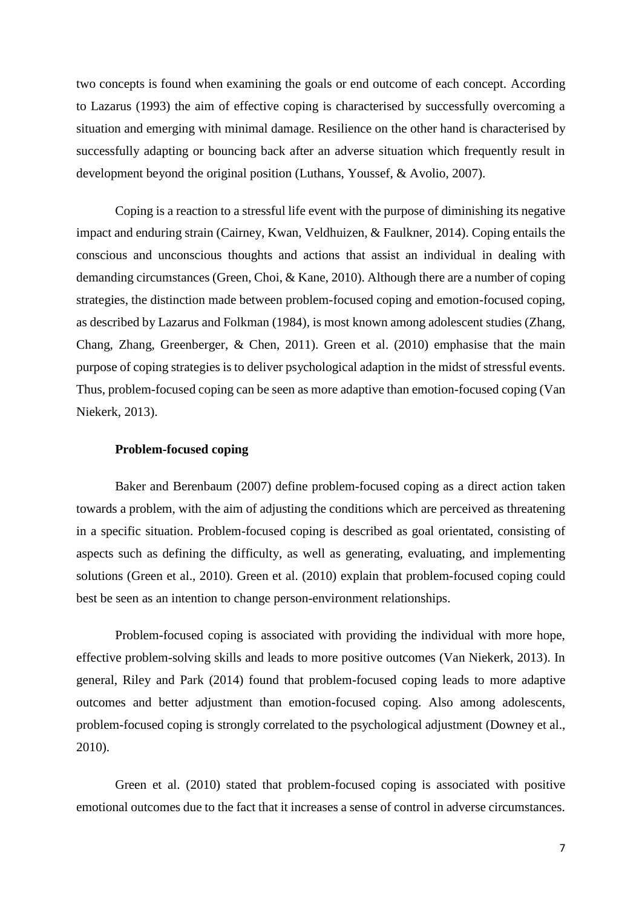two concepts is found when examining the goals or end outcome of each concept. According to Lazarus (1993) the aim of effective coping is characterised by successfully overcoming a situation and emerging with minimal damage. Resilience on the other hand is characterised by successfully adapting or bouncing back after an adverse situation which frequently result in development beyond the original position (Luthans, Youssef, & Avolio, 2007).

Coping is a reaction to a stressful life event with the purpose of diminishing its negative impact and enduring strain (Cairney, Kwan, Veldhuizen, & Faulkner, 2014). Coping entails the conscious and unconscious thoughts and actions that assist an individual in dealing with demanding circumstances (Green, Choi, & Kane, 2010). Although there are a number of coping strategies, the distinction made between problem-focused coping and emotion-focused coping, as described by Lazarus and Folkman (1984), is most known among adolescent studies (Zhang, Chang, Zhang, Greenberger, & Chen, 2011). Green et al. (2010) emphasise that the main purpose of coping strategies is to deliver psychological adaption in the midst of stressful events. Thus, problem-focused coping can be seen as more adaptive than emotion-focused coping (Van Niekerk, 2013).

**Problem-focused coping**

Baker and Berenbaum (2007) define problem-focused coping as a direct action taken towards a problem, with the aim of adjusting the conditions which are perceived as threatening in a specific situation. Problem-focused coping is described as goal orientated, consisting of aspects such as defining the difficulty, as well as generating, evaluating, and implementing solutions (Green et al., 2010). Green et al. (2010) explain that problem-focused coping could best be seen as an intention to change person-environment relationships.

Problem-focused coping is associated with providing the individual with more hope, effective problem-solving skills and leads to more positive outcomes (Van Niekerk, 2013). In general, Riley and Park (2014) found that problem-focused coping leads to more adaptive outcomes and better adjustment than emotion-focused coping. Also among adolescents, problem-focused coping is strongly correlated to the psychological adjustment (Downey et al., 2010).

Green et al. (2010) stated that problem-focused coping is associated with positive emotional outcomes due to the fact that it increases a sense of control in adverse circumstances.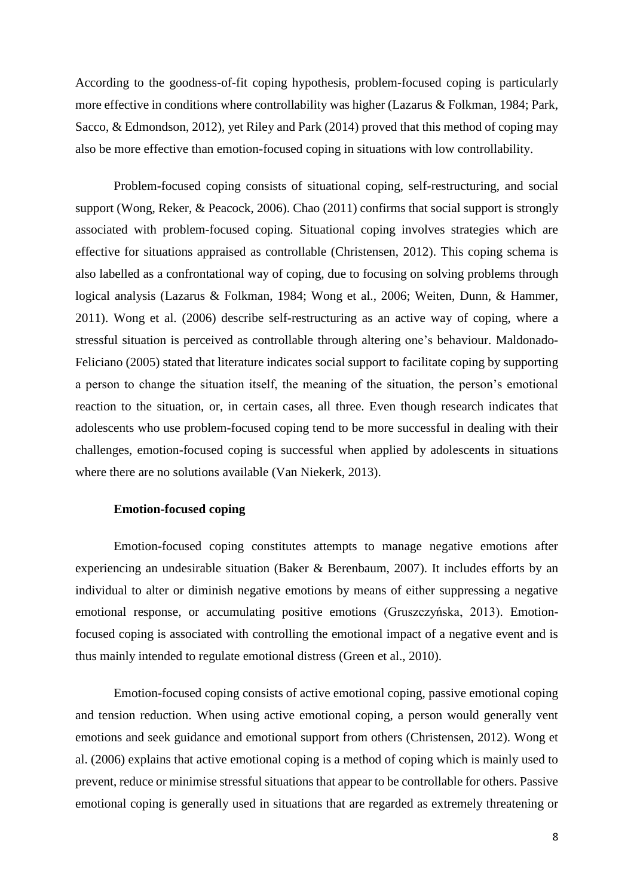According to the goodness-of-fit coping hypothesis, problem-focused coping is particularly more effective in conditions where controllability was higher (Lazarus & Folkman, 1984; Park, Sacco, & Edmondson, 2012), yet Riley and Park (2014) proved that this method of coping may also be more effective than emotion-focused coping in situations with low controllability.

Problem-focused coping consists of situational coping, self-restructuring, and social support (Wong, Reker, & Peacock, 2006). Chao (2011) confirms that social support is strongly associated with problem-focused coping. Situational coping involves strategies which are effective for situations appraised as controllable (Christensen, 2012). This coping schema is also labelled as a confrontational way of coping, due to focusing on solving problems through logical analysis (Lazarus & Folkman, 1984; Wong et al., 2006; Weiten, Dunn, & Hammer, 2011). Wong et al. (2006) describe self-restructuring as an active way of coping, where a stressful situation is perceived as controllable through altering one's behaviour. Maldonado-Feliciano (2005) stated that literature indicates social support to facilitate coping by supporting a person to change the situation itself, the meaning of the situation, the person's emotional reaction to the situation, or, in certain cases, all three. Even though research indicates that adolescents who use problem-focused coping tend to be more successful in dealing with their challenges, emotion-focused coping is successful when applied by adolescents in situations where there are no solutions available (Van Niekerk, 2013).

### Emotion-focused coping

Emotion-focused coping constitutes attempts to manage negative emotions after experiencing an undesirable situation (Baker & Berenbaum, 2007). It includes efforts by an individual to alter or diminish negative emotions by means of either suppressing a negative emotional response, or accumulating positive emotions (Gruszczyńska, 2013). Emotion-focused coping is associated with controlling the emotional impact of a negative event and is thus mainly intended to regulate emotional distress (Green et al., 2010).

Emotion-focused coping consists of active emotional coping, passive emotional coping and tension reduction. When using active emotional coping, a person would generally vent emotions and seek guidance and emotional support from others (Christensen, 2012). Wong et al. (2006) explains that active emotional coping is a method of coping which is mainly used to prevent, reduce or minimise stressful situations that appear to be controllable for others. Passive emotional coping is generally used in situations that are regarded as extremely threatening or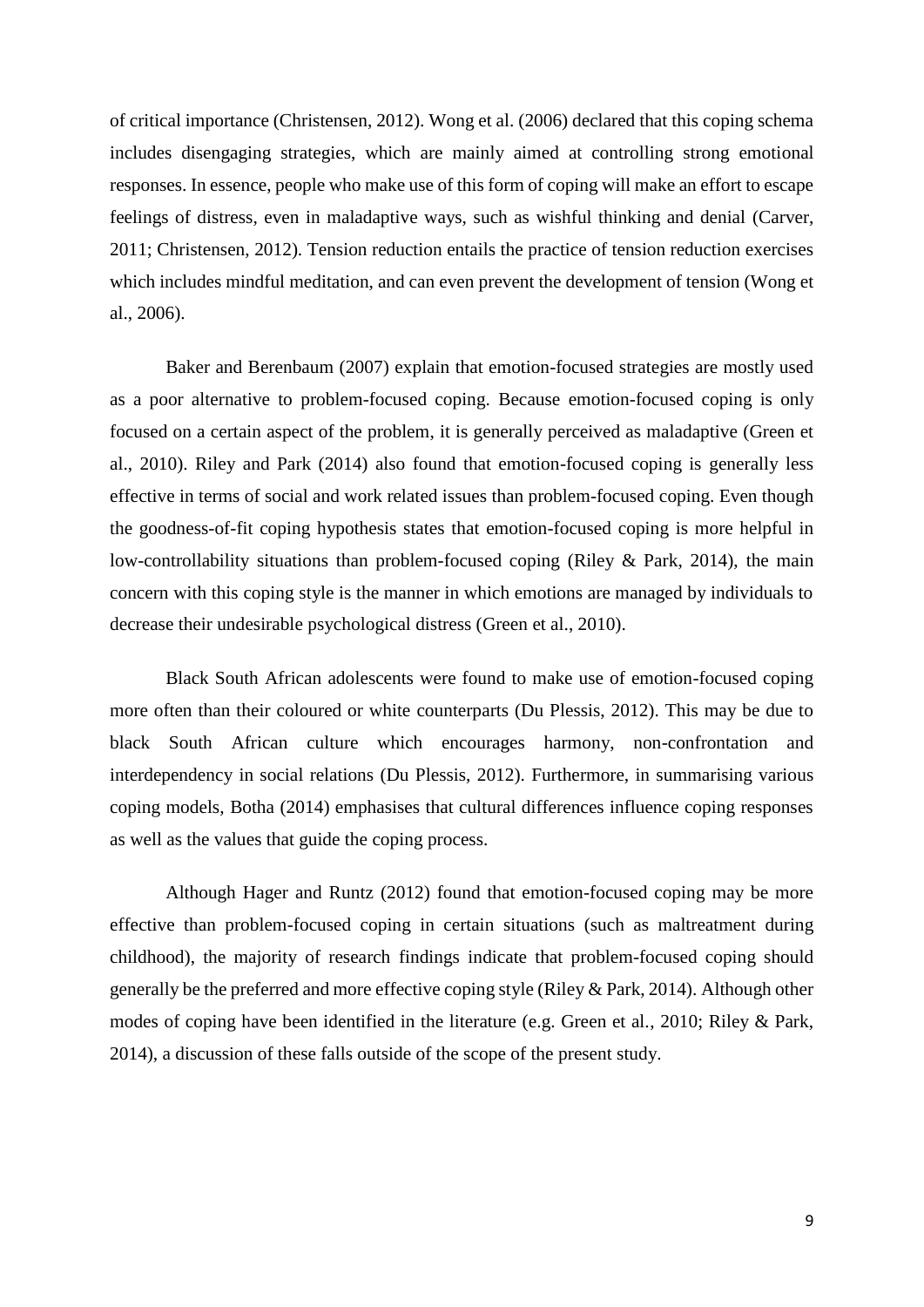of critical importance (Christensen, 2012). Wong et al. (2006) declared that this coping schema includes disengaging strategies, which are mainly aimed at controlling strong emotional responses. In essence, people who make use of this form of coping will make an effort to escape feelings of distress, even in maladaptive ways, such as wishful thinking and denial (Carver, 2011; Christensen, 2012). Tension reduction entails the practice of tension reduction exercises which includes mindful meditation, and can even prevent the development of tension (Wong et al., 2006).

Baker and Berenbaum (2007) explain that emotion-focused strategies are mostly used as a poor alternative to problem-focused coping. Because emotion-focused coping is only focused on a certain aspect of the problem, it is generally perceived as maladaptive (Green et al., 2010). Riley and Park (2014) also found that emotion-focused coping is generally less effective in terms of social and work related issues than problem-focused coping. Even though the goodness-of-fit coping hypothesis states that emotion-focused coping is more helpful in low-controllability situations than problem-focused coping (Riley & Park, 2014), the main concern with this coping style is the manner in which emotions are managed by individuals to decrease their undesirable psychological distress (Green et al., 2010).

Black South African adolescents were found to make use of emotion-focused coping more often than their coloured or white counterparts (Du Plessis, 2012). This may be due to black South African culture which encourages harmony, non-confrontation and interdependency in social relations (Du Plessis, 2012). Furthermore, in summarising various coping models, Botha (2014) emphasises that cultural differences influence coping responses as well as the values that guide the coping process.

Although Hager and Runtz (2012) found that emotion-focused coping may be more effective than problem-focused coping in certain situations (such as maltreatment during childhood), the majority of research findings indicate that problem-focused coping should generally be the preferred and more effective coping style (Riley & Park, 2014). Although other modes of coping have been identified in the literature (e.g. Green et al., 2010; Riley & Park, 2014), a discussion of these falls outside of the scope of the present study.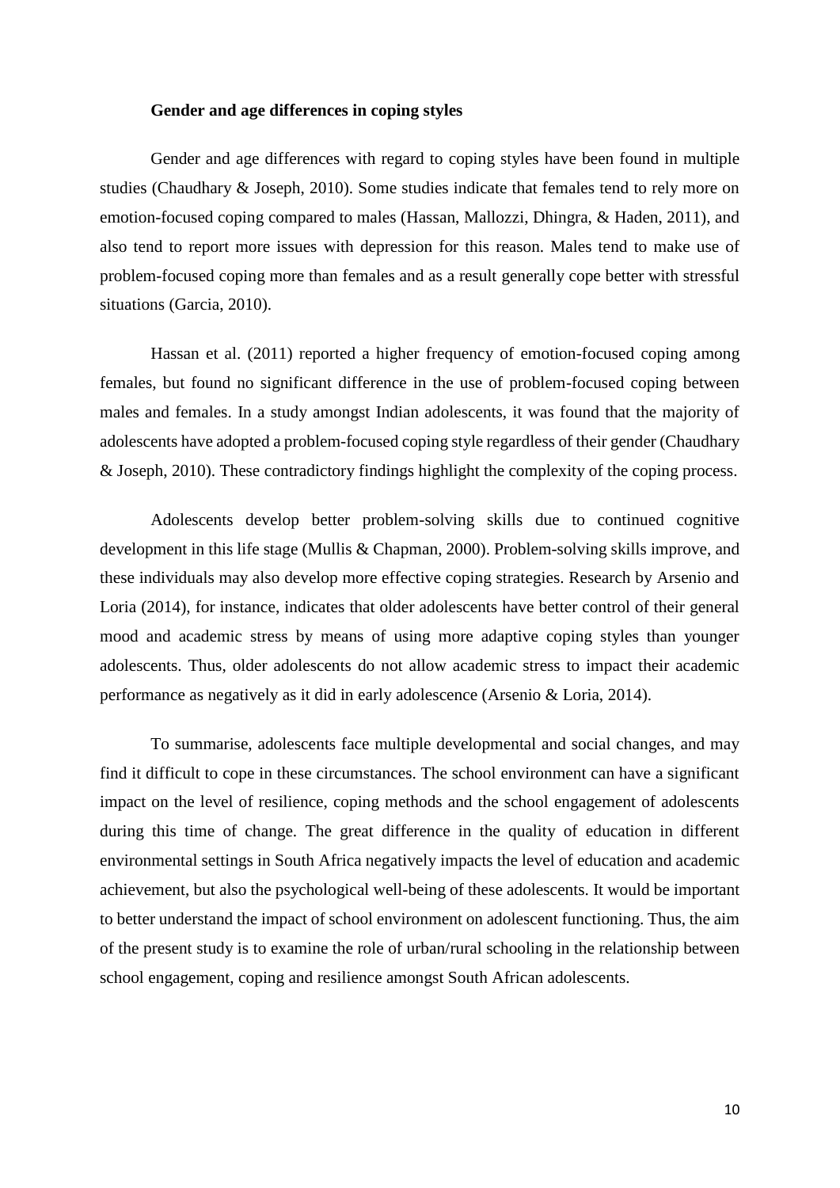### Gender and age differences in coping styles

Gender and age differences with regard to coping styles have been found in multiple studies (Chaudhary & Joseph, 2010). Some studies indicate that females tend to rely more on emotion-focused coping compared to males (Hassan, Mallozzi, Dhingra, & Haden, 2011), and also tend to report more issues with depression for this reason. Males tend to make use of problem-focused coping more than females and as a result generally cope better with stressful situations (Garcia, 2010).

Hassan et al. (2011) reported a higher frequency of emotion-focused coping among females, but found no significant difference in the use of problem-focused coping between males and females. In a study amongst Indian adolescents, it was found that the majority of adolescents have adopted a problem-focused coping style regardless of their gender (Chaudhary & Joseph, 2010). These contradictory findings highlight the complexity of the coping process.

Adolescents develop better problem-solving skills due to continued cognitive development in this life stage (Mullis & Chapman, 2000). Problem-solving skills improve, and these individuals may also develop more effective coping strategies. Research by Arsenio and Loria (2014), for instance, indicates that older adolescents have better control of their general mood and academic stress by means of using more adaptive coping styles than younger adolescents. Thus, older adolescents do not allow academic stress to impact their academic performance as negatively as it did in early adolescence (Arsenio & Loria, 2014).

To summarise, adolescents face multiple developmental and social changes, and may find it difficult to cope in these circumstances. The school environment can have a significant impact on the level of resilience, coping methods and the school engagement of adolescents during this time of change. The great difference in the quality of education in different environmental settings in South Africa negatively impacts the level of education and academic achievement, but also the psychological well-being of these adolescents. It would be important to better understand the impact of school environment on adolescent functioning. Thus, the aim of the present study is to examine the role of urban/rural schooling in the relationship between school engagement, coping and resilience amongst South African adolescents.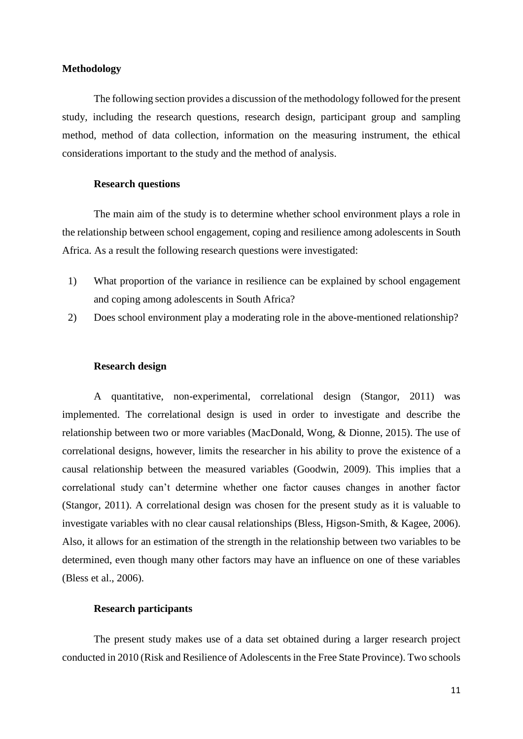## Methodology

The following section provides a discussion of the methodology followed for the present study, including the research questions, research design, participant group and sampling method, method of data collection, information on the measuring instrument, the ethical considerations important to the study and the method of analysis.

### Research questions

The main aim of the study is to determine whether school environment plays a role in the relationship between school engagement, coping and resilience among adolescents in South Africa. As a result the following research questions were investigated:

1) What proportion of the variance in resilience can be explained by school engagement and coping among adolescents in South Africa?
2) Does school environment play a moderating role in the above-mentioned relationship?

### Research design

A quantitative, non-experimental, correlational design (Stangor, 2011) was implemented. The correlational design is used in order to investigate and describe the relationship between two or more variables (MacDonald, Wong, & Dionne, 2015). The use of correlational designs, however, limits the researcher in his ability to prove the existence of a causal relationship between the measured variables (Goodwin, 2009). This implies that a correlational study can't determine whether one factor causes changes in another factor (Stangor, 2011). A correlational design was chosen for the present study as it is valuable to investigate variables with no clear causal relationships (Bless, Higson-Smith, & Kagee, 2006). Also, it allows for an estimation of the strength in the relationship between two variables to be determined, even though many other factors may have an influence on one of these variables (Bless et al., 2006).

### Research participants

The present study makes use of a data set obtained during a larger research project conducted in 2010 (Risk and Resilience of Adolescents in the Free State Province). Two schools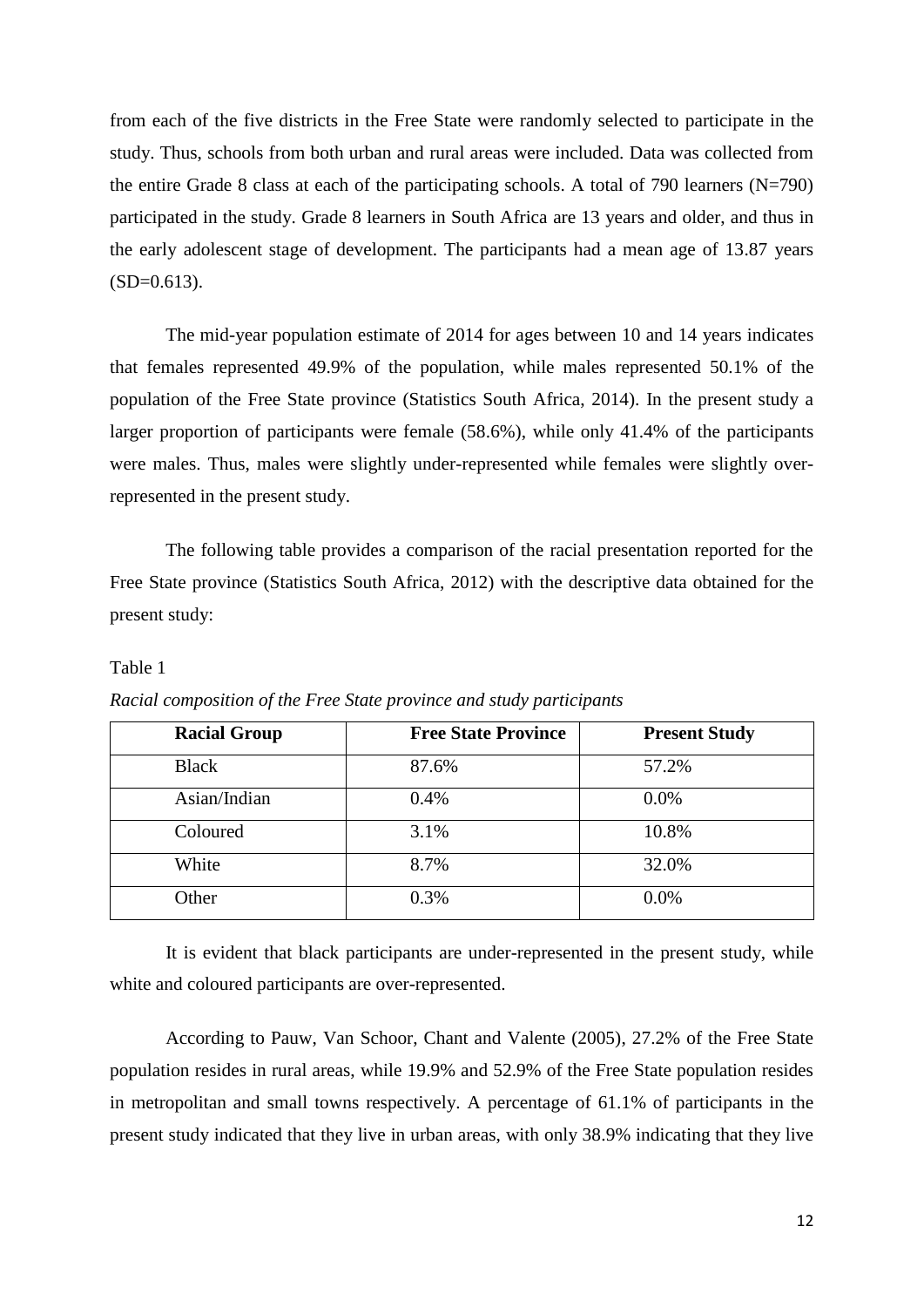from each of the five districts in the Free State were randomly selected to participate in the study. Thus, schools from both urban and rural areas were included. Data was collected from the entire Grade 8 class at each of the participating schools. A total of 790 learners (N=790) participated in the study. Grade 8 learners in South Africa are 13 years and older, and thus in the early adolescent stage of development. The participants had a mean age of 13.87 years (SD=0.613).

The mid-year population estimate of 2014 for ages between 10 and 14 years indicates that females represented 49.9% of the population, while males represented 50.1% of the population of the Free State province (Statistics South Africa, 2014). In the present study a larger proportion of participants were female (58.6%), while only 41.4% of the participants were males. Thus, males were slightly under-represented while females were slightly over-represented in the present study.

The following table provides a comparison of the racial presentation reported for the Free State province (Statistics South Africa, 2012) with the descriptive data obtained for the present study:

Table 1

*Racial composition of the Free State province and study participants*

| Racial Group | Free State Province | Present Study |
|---|---|---|
| Black | 87.6% | 57.2% |
| Asian/Indian | 0.4% | 0.0% |
| Coloured | 3.1% | 10.8% |
| White | 8.7% | 32.0% |
| Other | 0.3% | 0.0% |

It is evident that black participants are under-represented in the present study, while white and coloured participants are over-represented.

According to Pauw, Van Schoor, Chant and Valente (2005), 27.2% of the Free State population resides in rural areas, while 19.9% and 52.9% of the Free State population resides in metropolitan and small towns respectively. A percentage of 61.1% of participants in the present study indicated that they live in urban areas, with only 38.9% indicating that they live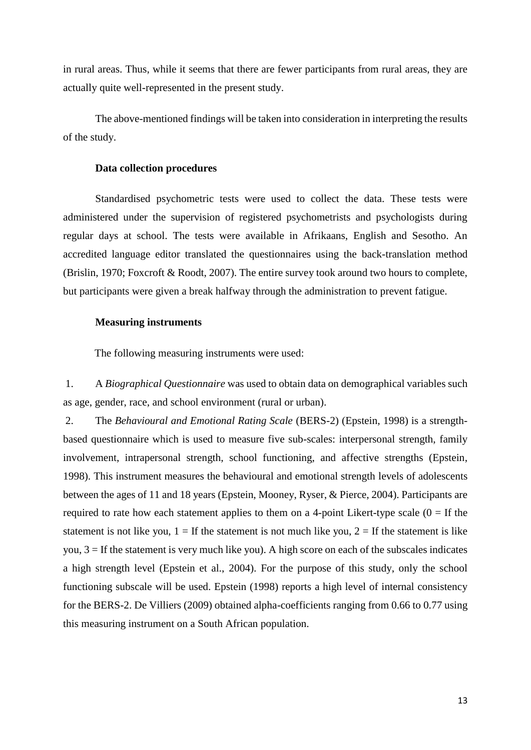in rural areas. Thus, while it seems that there are fewer participants from rural areas, they are actually quite well-represented in the present study.

The above-mentioned findings will be taken into consideration in interpreting the results of the study.

### Data collection procedures

Standardised psychometric tests were used to collect the data. These tests were administered under the supervision of registered psychometrists and psychologists during regular days at school. The tests were available in Afrikaans, English and Sesotho. An accredited language editor translated the questionnaires using the back-translation method (Brislin, 1970; Foxcroft & Roodt, 2007). The entire survey took around two hours to complete, but participants were given a break halfway through the administration to prevent fatigue.

### Measuring instruments

The following measuring instruments were used:

1. A *Biographical Questionnaire* was used to obtain data on demographical variables such as age, gender, race, and school environment (rural or urban).
2. The *Behavioural and Emotional Rating Scale* (BERS-2) (Epstein, 1998) is a strength-based questionnaire which is used to measure five sub-scales: interpersonal strength, family involvement, intrapersonal strength, school functioning, and affective strengths (Epstein, 1998). This instrument measures the behavioural and emotional strength levels of adolescents between the ages of 11 and 18 years (Epstein, Mooney, Ryser, & Pierce, 2004). Participants are required to rate how each statement applies to them on a 4-point Likert-type scale (0 = If the statement is not like you, 1 = If the statement is not much like you, 2 = If the statement is like you, 3 = If the statement is very much like you). A high score on each of the subscales indicates a high strength level (Epstein et al., 2004). For the purpose of this study, only the school functioning subscale will be used. Epstein (1998) reports a high level of internal consistency for the BERS-2. De Villiers (2009) obtained alpha-coefficients ranging from 0.66 to 0.77 using this measuring instrument on a South African population.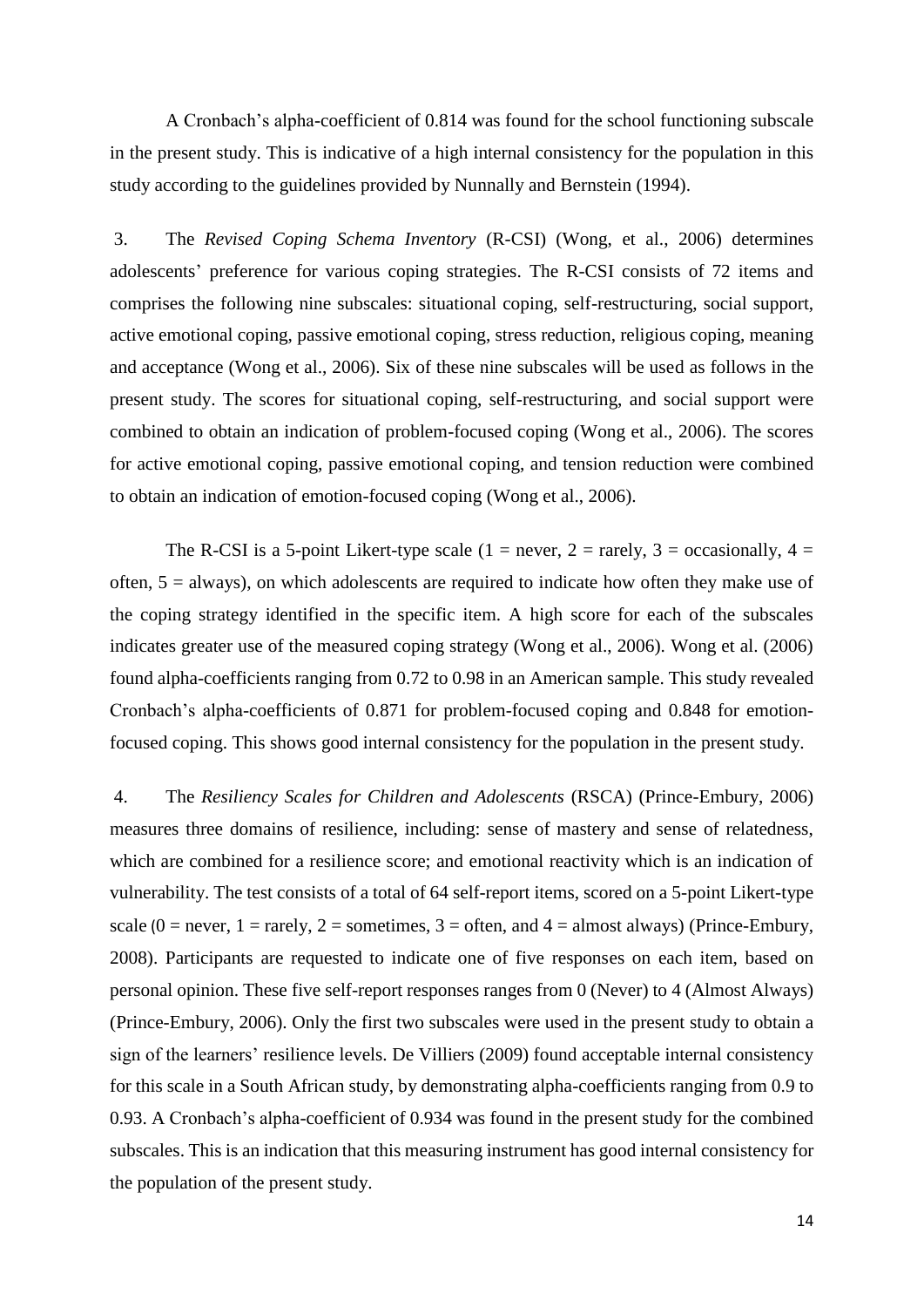A Cronbach's alpha-coefficient of 0.814 was found for the school functioning subscale in the present study. This is indicative of a high internal consistency for the population in this study according to the guidelines provided by Nunnally and Bernstein (1994).

3. The *Revised Coping Schema Inventory* (R-CSI) (Wong, et al., 2006) determines adolescents' preference for various coping strategies. The R-CSI consists of 72 items and comprises the following nine subscales: situational coping, self-restructuring, social support, active emotional coping, passive emotional coping, stress reduction, religious coping, meaning and acceptance (Wong et al., 2006). Six of these nine subscales will be used as follows in the present study. The scores for situational coping, self-restructuring, and social support were combined to obtain an indication of problem-focused coping (Wong et al., 2006). The scores for active emotional coping, passive emotional coping, and tension reduction were combined to obtain an indication of emotion-focused coping (Wong et al., 2006).

The R-CSI is a 5-point Likert-type scale (1 = never, 2 = rarely, 3 = occasionally, 4 = often, 5 = always), on which adolescents are required to indicate how often they make use of the coping strategy identified in the specific item. A high score for each of the subscales indicates greater use of the measured coping strategy (Wong et al., 2006). Wong et al. (2006) found alpha-coefficients ranging from 0.72 to 0.98 in an American sample. This study revealed Cronbach's alpha-coefficients of 0.871 for problem-focused coping and 0.848 for emotion-focused coping. This shows good internal consistency for the population in the present study.

4. The *Resiliency Scales for Children and Adolescents* (RSCA) (Prince-Embury, 2006) measures three domains of resilience, including: sense of mastery and sense of relatedness, which are combined for a resilience score; and emotional reactivity which is an indication of vulnerability. The test consists of a total of 64 self-report items, scored on a 5-point Likert-type scale (0 = never, 1 = rarely, 2 = sometimes, 3 = often, and 4 = almost always) (Prince-Embury, 2008). Participants are requested to indicate one of five responses on each item, based on personal opinion. These five self-report responses ranges from 0 (Never) to 4 (Almost Always) (Prince-Embury, 2006). Only the first two subscales were used in the present study to obtain a sign of the learners' resilience levels. De Villiers (2009) found acceptable internal consistency for this scale in a South African study, by demonstrating alpha-coefficients ranging from 0.9 to 0.93. A Cronbach's alpha-coefficient of 0.934 was found in the present study for the combined subscales. This is an indication that this measuring instrument has good internal consistency for the population of the present study.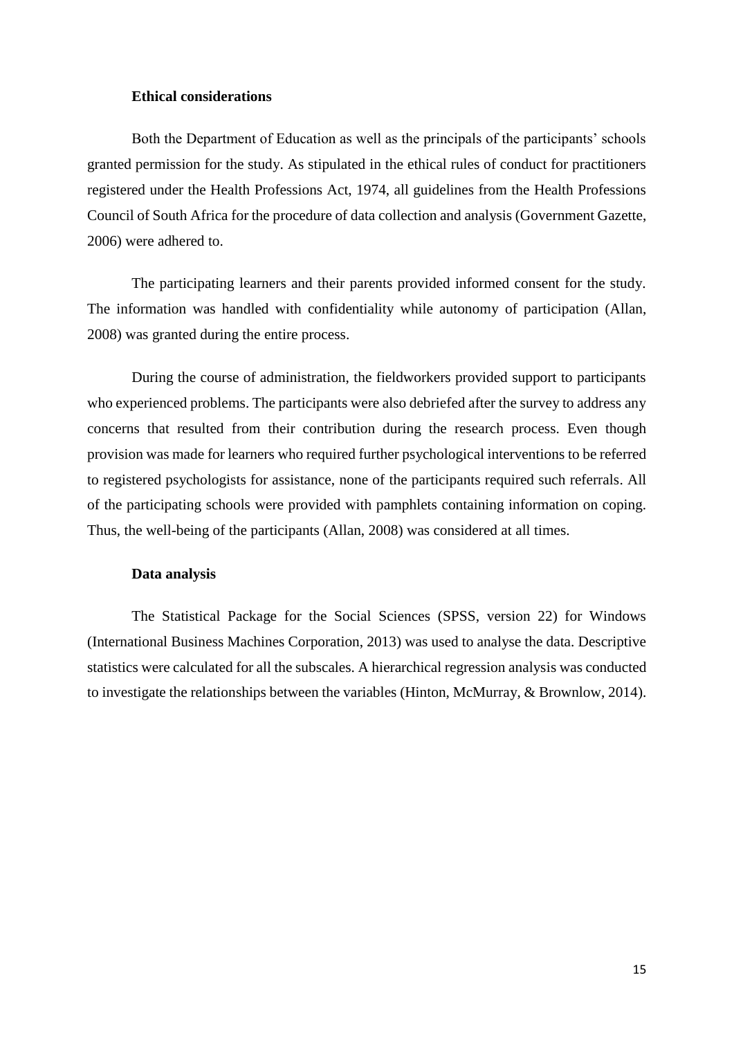### Ethical considerations

Both the Department of Education as well as the principals of the participants' schools granted permission for the study. As stipulated in the ethical rules of conduct for practitioners registered under the Health Professions Act, 1974, all guidelines from the Health Professions Council of South Africa for the procedure of data collection and analysis (Government Gazette, 2006) were adhered to.

The participating learners and their parents provided informed consent for the study. The information was handled with confidentiality while autonomy of participation (Allan, 2008) was granted during the entire process.

During the course of administration, the fieldworkers provided support to participants who experienced problems. The participants were also debriefed after the survey to address any concerns that resulted from their contribution during the research process. Even though provision was made for learners who required further psychological interventions to be referred to registered psychologists for assistance, none of the participants required such referrals. All of the participating schools were provided with pamphlets containing information on coping. Thus, the well-being of the participants (Allan, 2008) was considered at all times.

### Data analysis

The Statistical Package for the Social Sciences (SPSS, version 22) for Windows (International Business Machines Corporation, 2013) was used to analyse the data. Descriptive statistics were calculated for all the subscales. A hierarchical regression analysis was conducted to investigate the relationships between the variables (Hinton, McMurray, & Brownlow, 2014).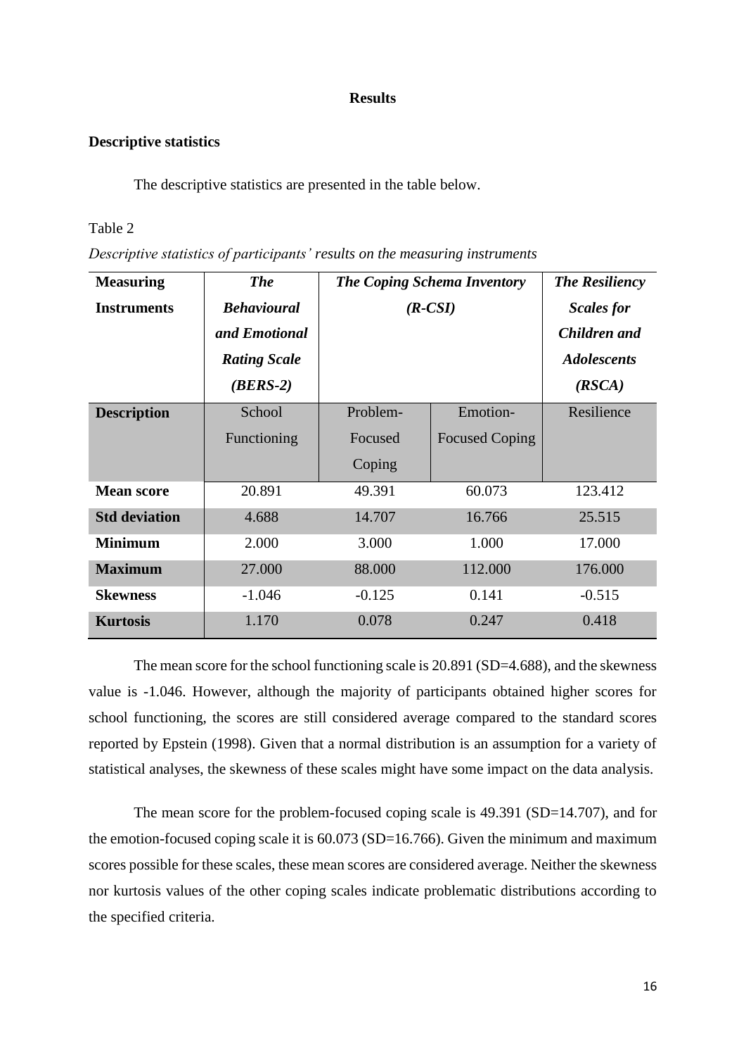## Results

### Descriptive statistics

The descriptive statistics are presented in the table below.

Table 2

*Descriptive statistics of participants' results on the measuring instruments*

| Measuring Instruments | *The Behavioural and Emotional Rating Scale (BERS-2)* | *The Coping Schema Inventory (R-CSI)* | | *The Resiliency Scales for Children and Adolescents (RSCA)* |
|---|---|---|---|---|
| **Description** | School Functioning | Problem-Focused Coping | Emotion-Focused Coping | Resilience |
| **Mean score** | 20.891 | 49.391 | 60.073 | 123.412 |
| **Std deviation** | 4.688 | 14.707 | 16.766 | 25.515 |
| **Minimum** | 2.000 | 3.000 | 1.000 | 17.000 |
| **Maximum** | 27.000 | 88.000 | 112.000 | 176.000 |
| **Skewness** | -1.046 | -0.125 | 0.141 | -0.515 |
| **Kurtosis** | 1.170 | 0.078 | 0.247 | 0.418 |

The mean score for the school functioning scale is 20.891 (SD=4.688), and the skewness value is -1.046. However, although the majority of participants obtained higher scores for school functioning, the scores are still considered average compared to the standard scores reported by Epstein (1998). Given that a normal distribution is an assumption for a variety of statistical analyses, the skewness of these scales might have some impact on the data analysis.

The mean score for the problem-focused coping scale is 49.391 (SD=14.707), and for the emotion-focused coping scale it is 60.073 (SD=16.766). Given the minimum and maximum scores possible for these scales, these mean scores are considered average. Neither the skewness nor kurtosis values of the other coping scales indicate problematic distributions according to the specified criteria.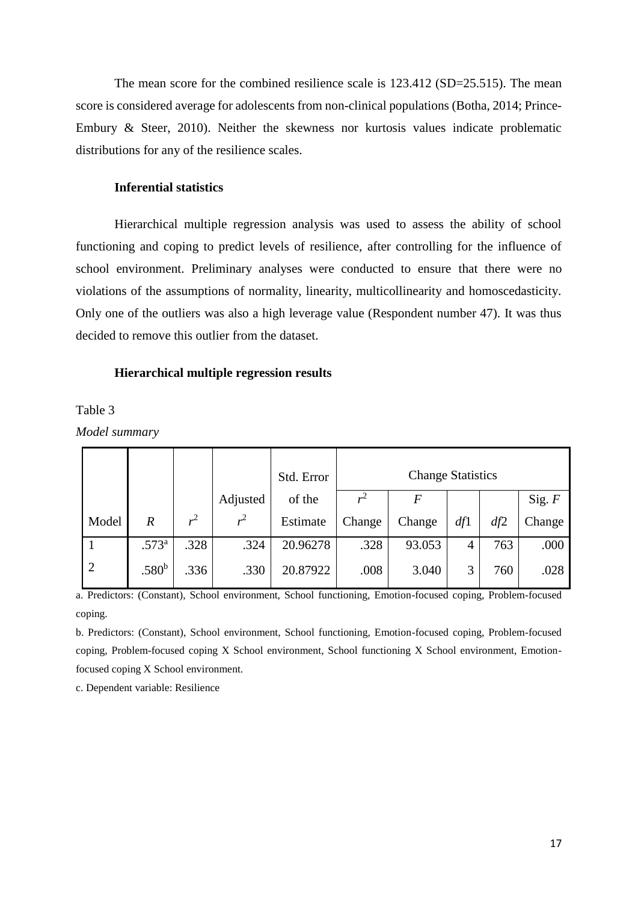The mean score for the combined resilience scale is 123.412 (SD=25.515). The mean score is considered average for adolescents from non-clinical populations (Botha, 2014; Prince-Embury & Steer, 2010). Neither the skewness nor kurtosis values indicate problematic distributions for any of the resilience scales.

### Inferential statistics

Hierarchical multiple regression analysis was used to assess the ability of school functioning and coping to predict levels of resilience, after controlling for the influence of school environment. Preliminary analyses were conducted to ensure that there were no violations of the assumptions of normality, linearity, multicollinearity and homoscedasticity. Only one of the outliers was also a high leverage value (Respondent number 47). It was thus decided to remove this outlier from the dataset.

### Hierarchical multiple regression results

Table 3

*Model summary*

| Model | $R$ | $r^2$ | Adjusted $r^2$ | Std. Error of the Estimate | Change Statistics | | | | |
|---|---|---|---|---|---|---|---|---|---|
| | | | | | $r^2$ Change | $F$ Change | $df1$ | $df2$ | Sig. $F$ Change |
| 1 | .573[a] | .328 | .324 | 20.96278 | .328 | 93.053 | 4 | 763 | .000 |
| 2 | .580[b] | .336 | .330 | 20.87922 | .008 | 3.040 | 3 | 760 | .028 |

a. Predictors: (Constant), School environment, School functioning, Emotion-focused coping, Problem-focused coping.

b. Predictors: (Constant), School environment, School functioning, Emotion-focused coping, Problem-focused coping, Problem-focused coping X School environment, School functioning X School environment, Emotion-focused coping X School environment.

c. Dependent variable: Resilience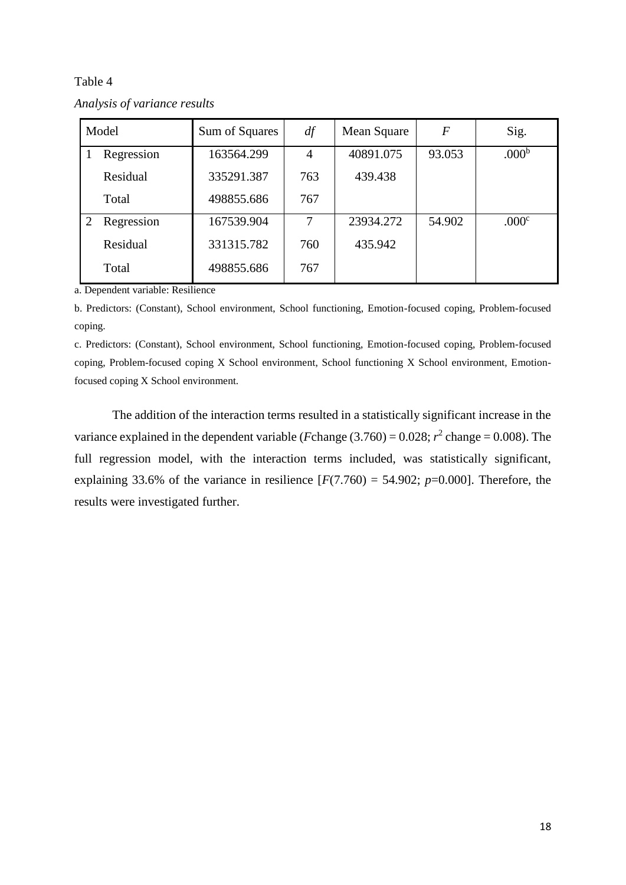Table 4

*Analysis of variance results*

| Model | | Sum of Squares | *df* | Mean Square | *F* | Sig. |
|---|---|---|---|---|---|---|
| 1 | Regression | 163564.299 | 4 | 40891.075 | 93.053 | .000[b] |
| | Residual | 335291.387 | 763 | 439.438 | | |
| | Total | 498855.686 | 767 | | | |
| 2 | Regression | 167539.904 | 7 | 23934.272 | 54.902 | .000[c] |
| | Residual | 331315.782 | 760 | 435.942 | | |
| | Total | 498855.686 | 767 | | | |

a. Dependent variable: Resilience

b. Predictors: (Constant), School environment, School functioning, Emotion-focused coping, Problem-focused coping.

c. Predictors: (Constant), School environment, School functioning, Emotion-focused coping, Problem-focused coping, Problem-focused coping X School environment, School functioning X School environment, Emotion-focused coping X School environment.

The addition of the interaction terms resulted in a statistically significant increase in the variance explained in the dependent variable (*F*change (3.760) = 0.028; $r^2$ change = 0.008). The full regression model, with the interaction terms included, was statistically significant, explaining 33.6% of the variance in resilience [$F(7.760) = 54.902$; $p$=0.000]. Therefore, the results were investigated further.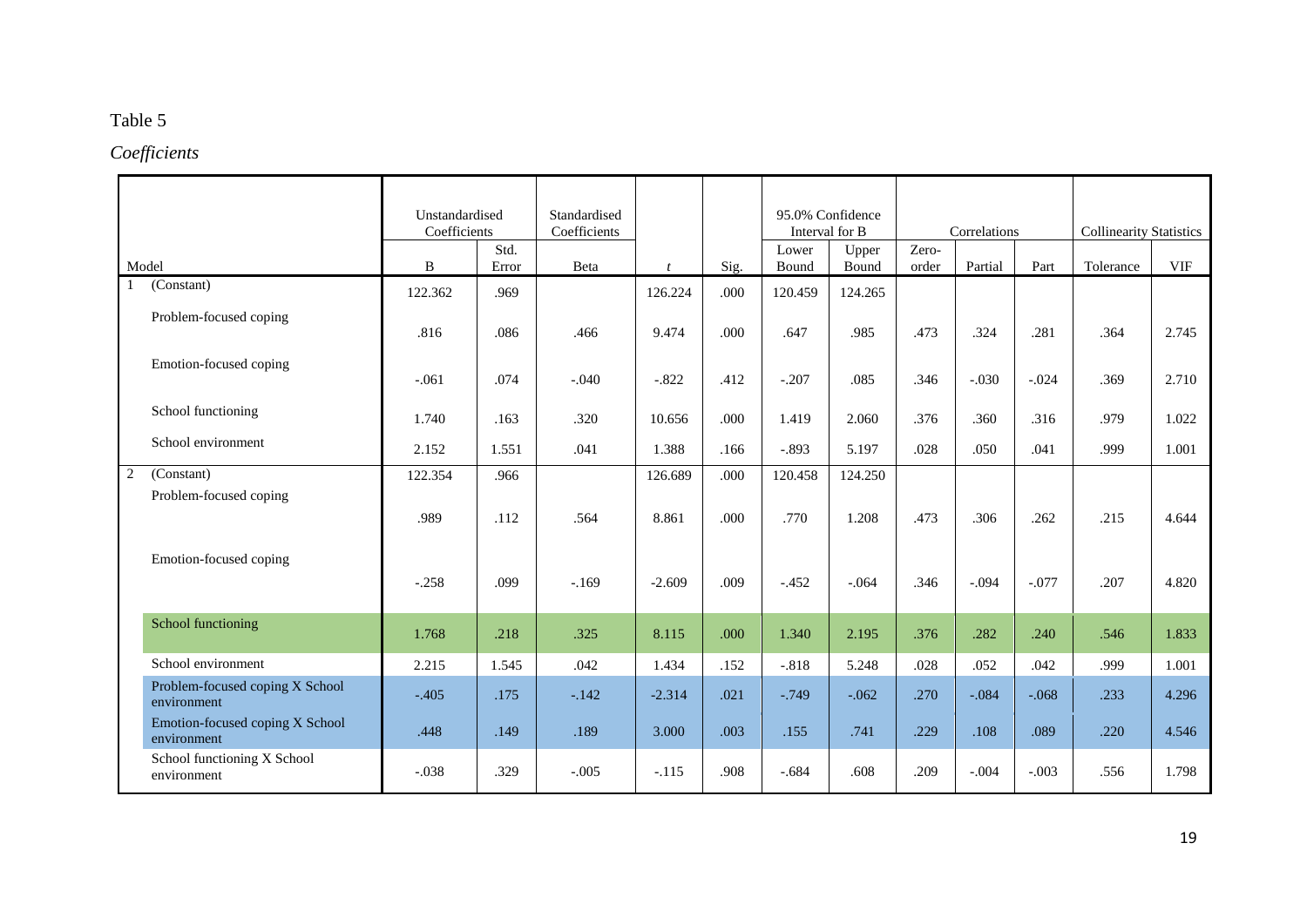Table 5

*Coefficients*

| Model | | Unstandardised Coefficients | | Standardised Coefficients | | | 95.0% Confidence Interval for B | | Correlations | | | Collinearity Statistics | |
|---|---|---|---|---|---|---|---|---|---|---|---|---|---|
| | | B | Std. Error | Beta | *t* | Sig. | Lower Bound | Upper Bound | Zero-order | Partial | Part | Tolerance | VIF |
| 1 | (Constant) | 122.362 | .969 | | 126.224 | .000 | 120.459 | 124.265 | | | | | |
| | Problem-focused coping | .816 | .086 | .466 | 9.474 | .000 | .647 | .985 | .473 | .324 | .281 | .364 | 2.745 |
| | Emotion-focused coping | -.061 | .074 | -.040 | -.822 | .412 | -.207 | .085 | .346 | -.030 | -.024 | .369 | 2.710 |
| | School functioning | 1.740 | .163 | .320 | 10.656 | .000 | 1.419 | 2.060 | .376 | .360 | .316 | .979 | 1.022 |
| | School environment | 2.152 | 1.551 | .041 | 1.388 | .166 | -.893 | 5.197 | .028 | .050 | .041 | .999 | 1.001 |
| 2 | (Constant) | 122.354 | .966 | | 126.689 | .000 | 120.458 | 124.250 | | | | | |
| | Problem-focused coping | .989 | .112 | .564 | 8.861 | .000 | .770 | 1.208 | .473 | .306 | .262 | .215 | 4.644 |
| | Emotion-focused coping | -.258 | .099 | -.169 | -2.609 | .009 | -.452 | -.064 | .346 | -.094 | -.077 | .207 | 4.820 |
| | School functioning | 1.768 | .218 | .325 | 8.115 | .000 | 1.340 | 2.195 | .376 | .282 | .240 | .546 | 1.833 |
| | School environment | 2.215 | 1.545 | .042 | 1.434 | .152 | -.818 | 5.248 | .028 | .052 | .042 | .999 | 1.001 |
| | Problem-focused coping X School environment | -.405 | .175 | -.142 | -2.314 | .021 | -.749 | -.062 | .270 | -.084 | -.068 | .233 | 4.296 |
| | Emotion-focused coping X School environment | .448 | .149 | .189 | 3.000 | .003 | .155 | .741 | .229 | .108 | .089 | .220 | 4.546 |
| | School functioning X School environment | -.038 | .329 | -.005 | -.115 | .908 | -.684 | .608 | .209 | -.004 | -.003 | .556 | 1.798 |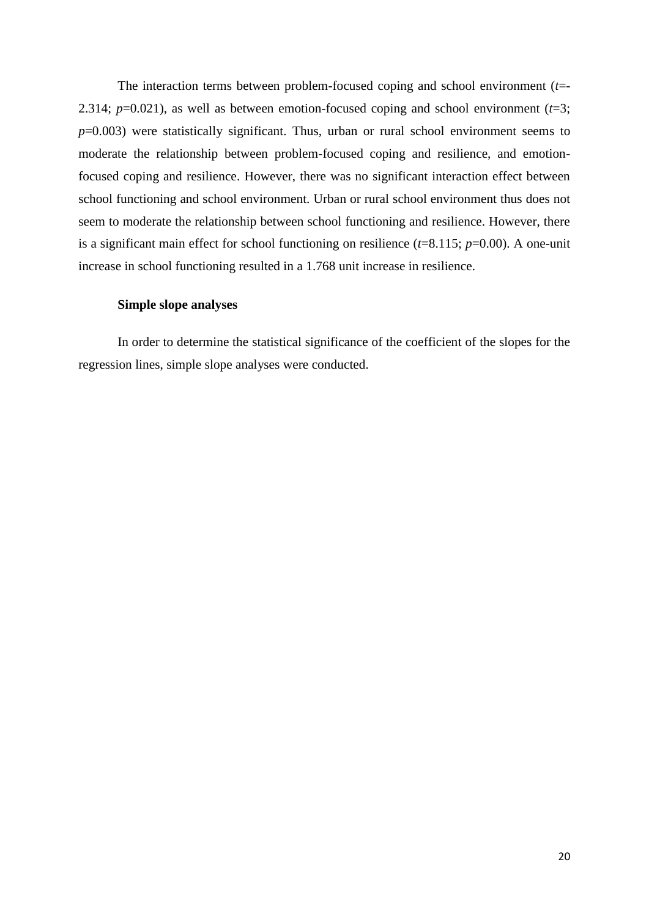The interaction terms between problem-focused coping and school environment ($t$=-2.314; $p$=0.021), as well as between emotion-focused coping and school environment ($t$=3; $p$=0.003) were statistically significant. Thus, urban or rural school environment seems to moderate the relationship between problem-focused coping and resilience, and emotion-focused coping and resilience. However, there was no significant interaction effect between school functioning and school environment. Urban or rural school environment thus does not seem to moderate the relationship between school functioning and resilience. However, there is a significant main effect for school functioning on resilience ($t$=8.115; $p$=0.00). A one-unit increase in school functioning resulted in a 1.768 unit increase in resilience.

### Simple slope analyses

In order to determine the statistical significance of the coefficient of the slopes for the regression lines, simple slope analyses were conducted.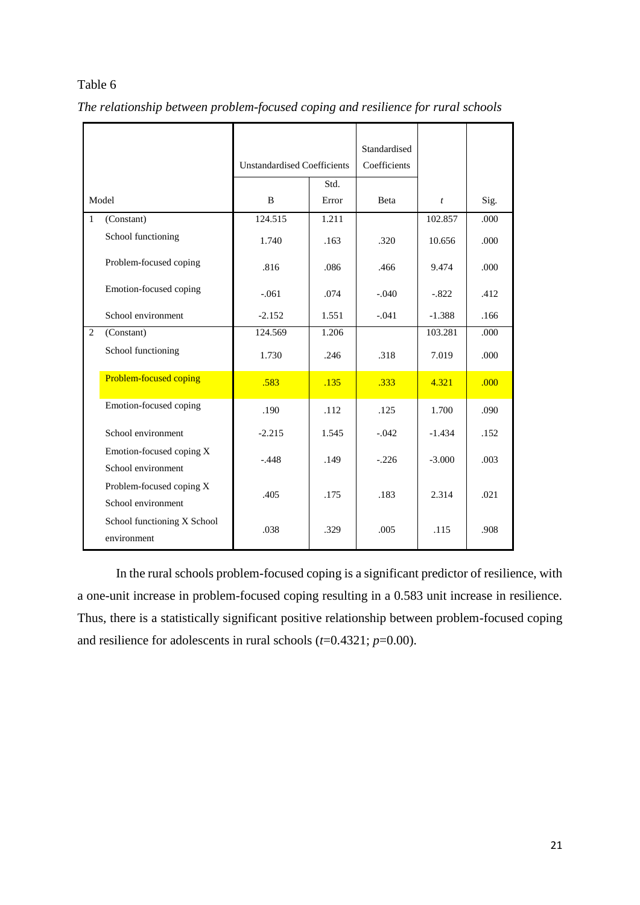Table 6

*The relationship between problem-focused coping and resilience for rural schools*

| Model | | Unstandardised Coefficients B | Std. Error | Standardised Coefficients Beta | *t* | Sig. |
|---|---|---|---|---|---|---|
| 1 | (Constant) | 124.515 | 1.211 | | 102.857 | .000 |
| | School functioning | 1.740 | .163 | .320 | 10.656 | .000 |
| | Problem-focused coping | .816 | .086 | .466 | 9.474 | .000 |
| | Emotion-focused coping | -.061 | .074 | -.040 | -.822 | .412 |
| | School environment | -2.152 | 1.551 | -.041 | -1.388 | .166 |
| 2 | (Constant) | 124.569 | 1.206 | | 103.281 | .000 |
| | School functioning | 1.730 | .246 | .318 | 7.019 | .000 |
| | Problem-focused coping | .583 | .135 | .333 | 4.321 | .000 |
| | Emotion-focused coping | .190 | .112 | .125 | 1.700 | .090 |
| | School environment | -2.215 | 1.545 | -.042 | -1.434 | .152 |
| | Emotion-focused coping X School environment | -.448 | .149 | -.226 | -3.000 | .003 |
| | Problem-focused coping X School environment | .405 | .175 | .183 | 2.314 | .021 |
| | School functioning X School environment | .038 | .329 | .005 | .115 | .908 |

In the rural schools problem-focused coping is a significant predictor of resilience, with a one-unit increase in problem-focused coping resulting in a 0.583 unit increase in resilience. Thus, there is a statistically significant positive relationship between problem-focused coping and resilience for adolescents in rural schools ($t$=0.4321; $p$=0.00).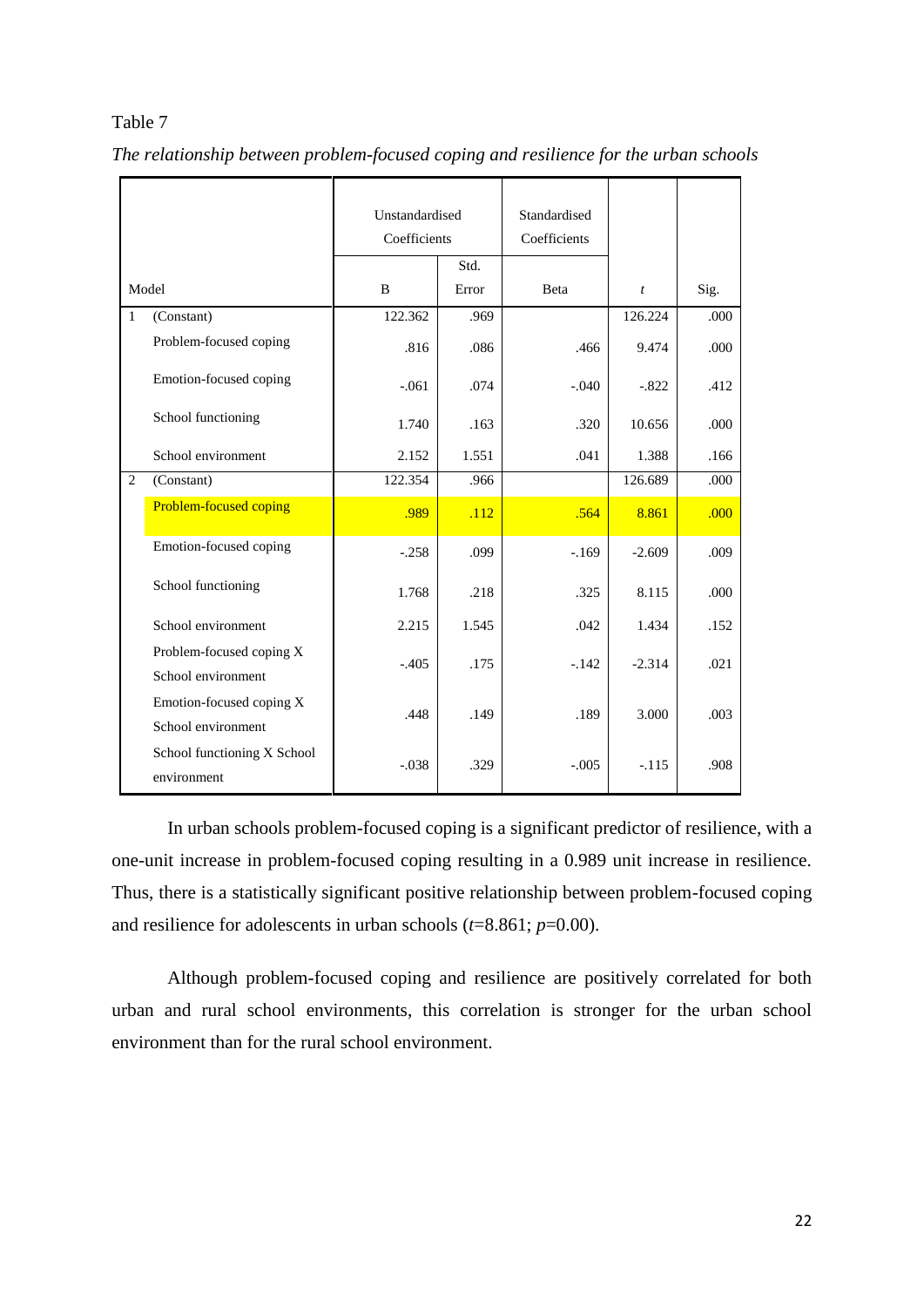Table 7

*The relationship between problem-focused coping and resilience for the urban schools*

| Model | | Unstandardised Coefficients B | Unstandardised Coefficients Std. Error | Standardised Coefficients Beta | *t* | Sig. |
|---|---|---|---|---|---|---|
| 1 | (Constant) | 122.362 | .969 | | 126.224 | .000 |
| | Problem-focused coping | .816 | .086 | .466 | 9.474 | .000 |
| | Emotion-focused coping | -.061 | .074 | -.040 | -.822 | .412 |
| | School functioning | 1.740 | .163 | .320 | 10.656 | .000 |
| | School environment | 2.152 | 1.551 | .041 | 1.388 | .166 |
| 2 | (Constant) | 122.354 | .966 | | 126.689 | .000 |
| | Problem-focused coping | .989 | .112 | .564 | 8.861 | .000 |
| | Emotion-focused coping | -.258 | .099 | -.169 | -2.609 | .009 |
| | School functioning | 1.768 | .218 | .325 | 8.115 | .000 |
| | School environment | 2.215 | 1.545 | .042 | 1.434 | .152 |
| | Problem-focused coping X School environment | -.405 | .175 | -.142 | -2.314 | .021 |
| | Emotion-focused coping X School environment | .448 | .149 | .189 | 3.000 | .003 |
| | School functioning X School environment | -.038 | .329 | -.005 | -.115 | .908 |

In urban schools problem-focused coping is a significant predictor of resilience, with a one-unit increase in problem-focused coping resulting in a 0.989 unit increase in resilience. Thus, there is a statistically significant positive relationship between problem-focused coping and resilience for adolescents in urban schools ($t$=8.861; $p$=0.00).

Although problem-focused coping and resilience are positively correlated for both urban and rural school environments, this correlation is stronger for the urban school environment than for the rural school environment.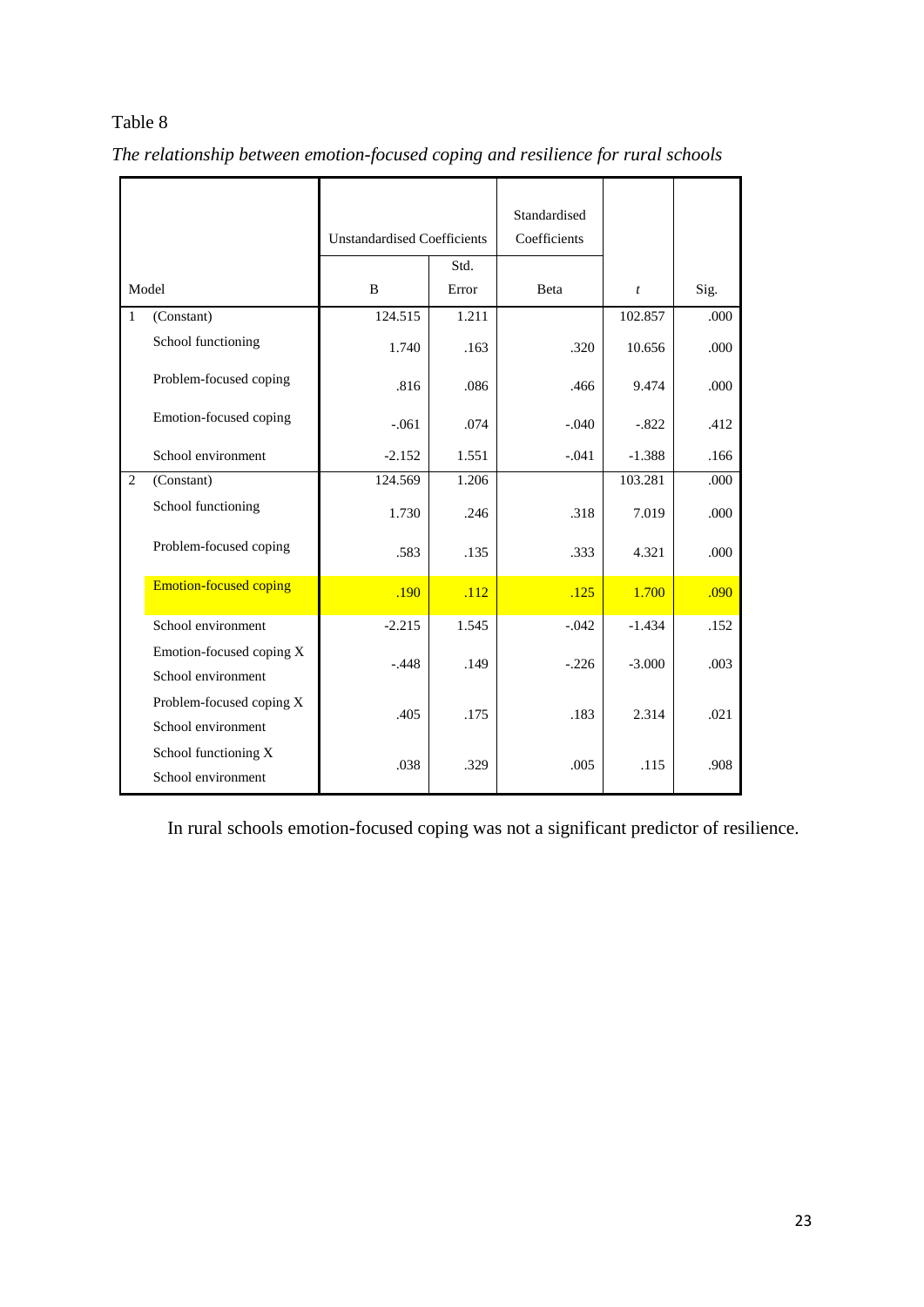Table 8

*The relationship between emotion-focused coping and resilience for rural schools*

| Model | | Unstandardised Coefficients B | Unstandardised Coefficients Std. Error | Standardised Coefficients Beta | *t* | Sig. |
|---|---|---|---|---|---|---|
| 1 | (Constant) | 124.515 | 1.211 | | 102.857 | .000 |
| | School functioning | 1.740 | .163 | .320 | 10.656 | .000 |
| | Problem-focused coping | .816 | .086 | .466 | 9.474 | .000 |
| | Emotion-focused coping | -.061 | .074 | -.040 | -.822 | .412 |
| | School environment | -2.152 | 1.551 | -.041 | -1.388 | .166 |
| 2 | (Constant) | 124.569 | 1.206 | | 103.281 | .000 |
| | School functioning | 1.730 | .246 | .318 | 7.019 | .000 |
| | Problem-focused coping | .583 | .135 | .333 | 4.321 | .000 |
| | Emotion-focused coping | .190 | .112 | .125 | 1.700 | .090 |
| | School environment | -2.215 | 1.545 | -.042 | -1.434 | .152 |
| | Emotion-focused coping X School environment | -.448 | .149 | -.226 | -3.000 | .003 |
| | Problem-focused coping X School environment | .405 | .175 | .183 | 2.314 | .021 |
| | School functioning X School environment | .038 | .329 | .005 | .115 | .908 |

In rural schools emotion-focused coping was not a significant predictor of resilience.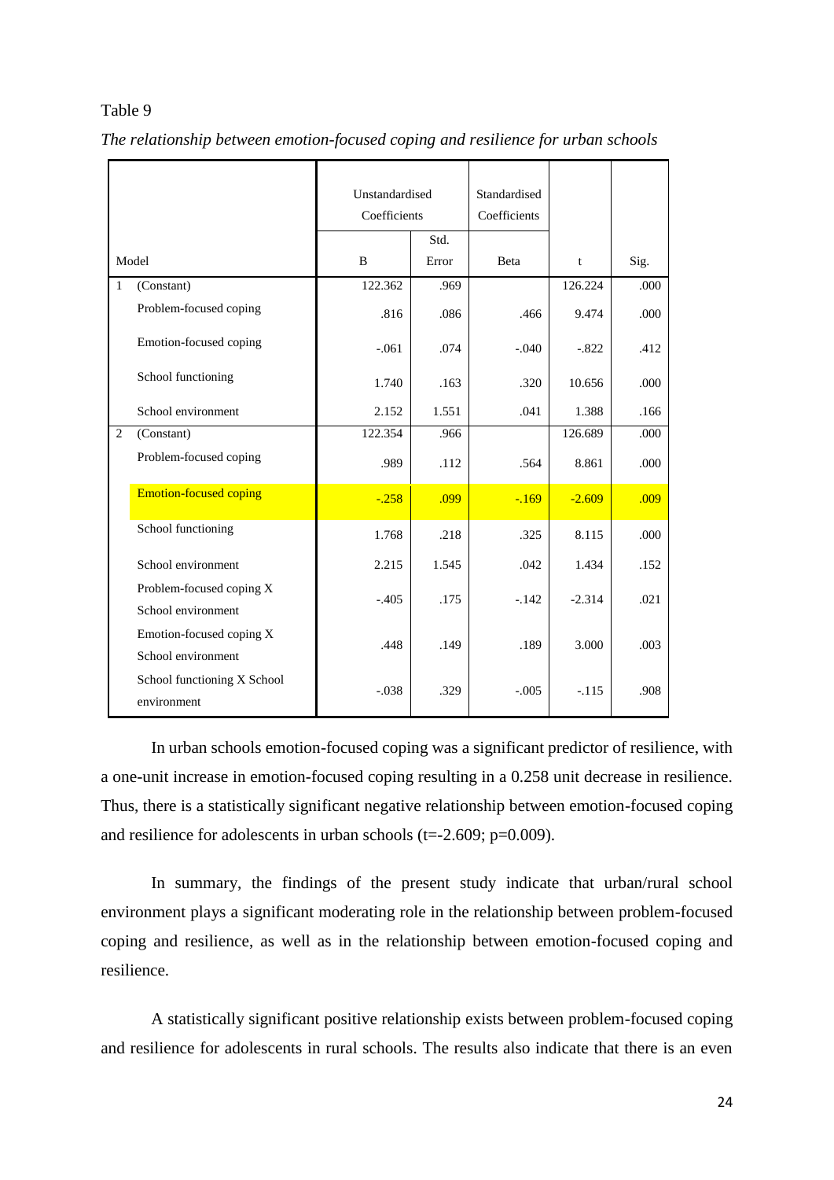Table 9

*The relationship between emotion-focused coping and resilience for urban schools*

| Model | | Unstandardised Coefficients | | Standardised Coefficients | | |
|---|---|---|---|---|---|---|
| | | B | Std. Error | Beta | t | Sig. |
| 1 | (Constant) | 122.362 | .969 | | 126.224 | .000 |
| | Problem-focused coping | .816 | .086 | .466 | 9.474 | .000 |
| | Emotion-focused coping | -.061 | .074 | -.040 | -.822 | .412 |
| | School functioning | 1.740 | .163 | .320 | 10.656 | .000 |
| | School environment | 2.152 | 1.551 | .041 | 1.388 | .166 |
| 2 | (Constant) | 122.354 | .966 | | 126.689 | .000 |
| | Problem-focused coping | .989 | .112 | .564 | 8.861 | .000 |
| | Emotion-focused coping | -.258 | .099 | -.169 | -2.609 | .009 |
| | School functioning | 1.768 | .218 | .325 | 8.115 | .000 |
| | School environment | 2.215 | 1.545 | .042 | 1.434 | .152 |
| | Problem-focused coping X School environment | -.405 | .175 | -.142 | -2.314 | .021 |
| | Emotion-focused coping X School environment | .448 | .149 | .189 | 3.000 | .003 |
| | School functioning X School environment | -.038 | .329 | -.005 | -.115 | .908 |

In urban schools emotion-focused coping was a significant predictor of resilience, with a one-unit increase in emotion-focused coping resulting in a 0.258 unit decrease in resilience. Thus, there is a statistically significant negative relationship between emotion-focused coping and resilience for adolescents in urban schools ($t=-2.609$; $p=0.009$).

In summary, the findings of the present study indicate that urban/rural school environment plays a significant moderating role in the relationship between problem-focused coping and resilience, as well as in the relationship between emotion-focused coping and resilience.

A statistically significant positive relationship exists between problem-focused coping and resilience for adolescents in rural schools. The results also indicate that there is an even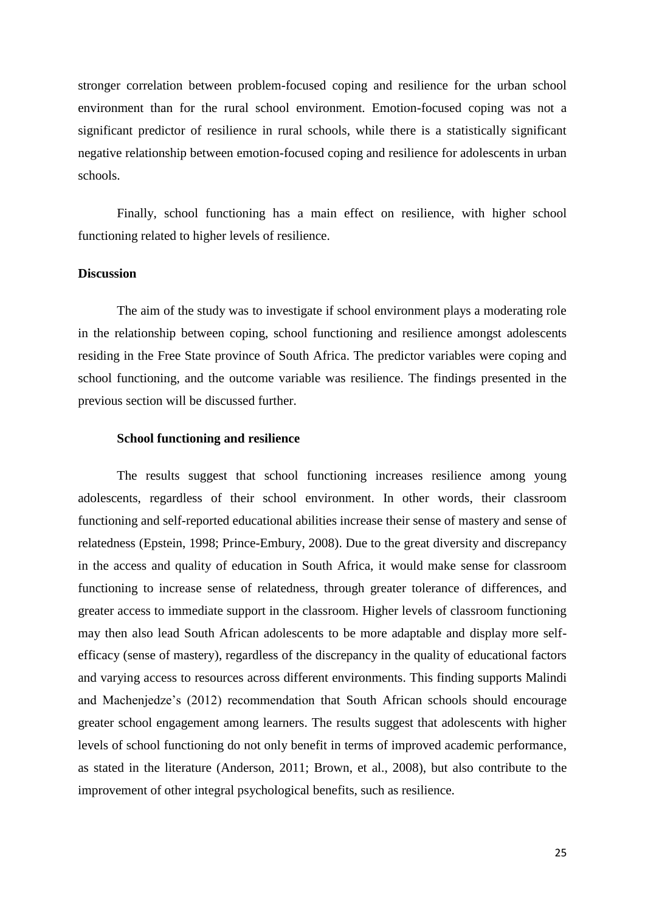stronger correlation between problem-focused coping and resilience for the urban school environment than for the rural school environment. Emotion-focused coping was not a significant predictor of resilience in rural schools, while there is a statistically significant negative relationship between emotion-focused coping and resilience for adolescents in urban schools.

Finally, school functioning has a main effect on resilience, with higher school functioning related to higher levels of resilience.

## Discussion

The aim of the study was to investigate if school environment plays a moderating role in the relationship between coping, school functioning and resilience amongst adolescents residing in the Free State province of South Africa. The predictor variables were coping and school functioning, and the outcome variable was resilience. The findings presented in the previous section will be discussed further.

### School functioning and resilience

The results suggest that school functioning increases resilience among young adolescents, regardless of their school environment. In other words, their classroom functioning and self-reported educational abilities increase their sense of mastery and sense of relatedness (Epstein, 1998; Prince-Embury, 2008). Due to the great diversity and discrepancy in the access and quality of education in South Africa, it would make sense for classroom functioning to increase sense of relatedness, through greater tolerance of differences, and greater access to immediate support in the classroom. Higher levels of classroom functioning may then also lead South African adolescents to be more adaptable and display more self-efficacy (sense of mastery), regardless of the discrepancy in the quality of educational factors and varying access to resources across different environments. This finding supports Malindi and Machenjedze's (2012) recommendation that South African schools should encourage greater school engagement among learners. The results suggest that adolescents with higher levels of school functioning do not only benefit in terms of improved academic performance, as stated in the literature (Anderson, 2011; Brown, et al., 2008), but also contribute to the improvement of other integral psychological benefits, such as resilience.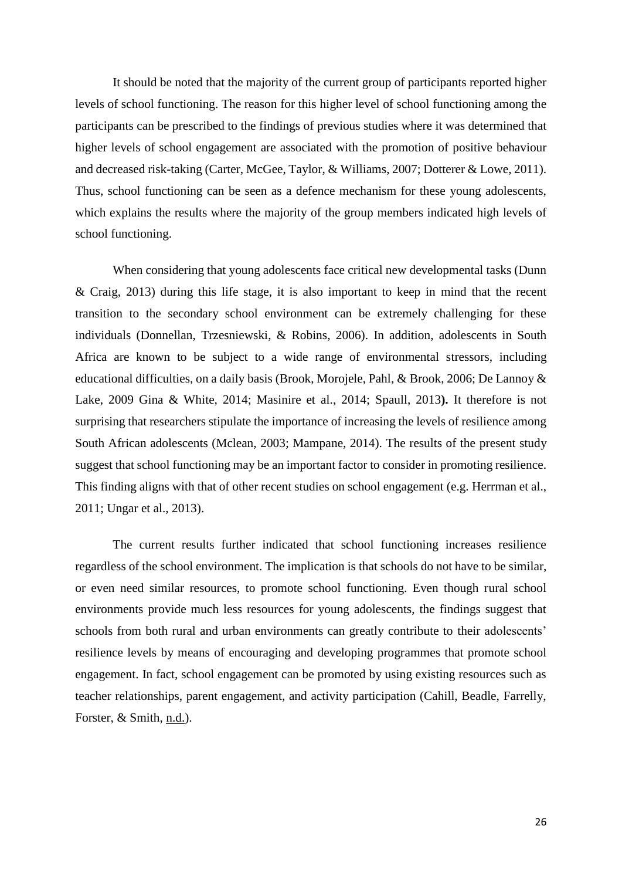It should be noted that the majority of the current group of participants reported higher levels of school functioning. The reason for this higher level of school functioning among the participants can be prescribed to the findings of previous studies where it was determined that higher levels of school engagement are associated with the promotion of positive behaviour and decreased risk-taking (Carter, McGee, Taylor, & Williams, 2007; Dotterer & Lowe, 2011). Thus, school functioning can be seen as a defence mechanism for these young adolescents, which explains the results where the majority of the group members indicated high levels of school functioning.

When considering that young adolescents face critical new developmental tasks (Dunn & Craig, 2013) during this life stage, it is also important to keep in mind that the recent transition to the secondary school environment can be extremely challenging for these individuals (Donnellan, Trzesniewski, & Robins, 2006). In addition, adolescents in South Africa are known to be subject to a wide range of environmental stressors, including educational difficulties, on a daily basis (Brook, Morojele, Pahl, & Brook, 2006; De Lannoy & Lake, 2009 Gina & White, 2014; Masinire et al., 2014; Spaull, 2013**).** It therefore is not surprising that researchers stipulate the importance of increasing the levels of resilience among South African adolescents (Mclean, 2003; Mampane, 2014). The results of the present study suggest that school functioning may be an important factor to consider in promoting resilience. This finding aligns with that of other recent studies on school engagement (e.g. Herrman et al., 2011; Ungar et al., 2013).

The current results further indicated that school functioning increases resilience regardless of the school environment. The implication is that schools do not have to be similar, or even need similar resources, to promote school functioning. Even though rural school environments provide much less resources for young adolescents, the findings suggest that schools from both rural and urban environments can greatly contribute to their adolescents' resilience levels by means of encouraging and developing programmes that promote school engagement. In fact, school engagement can be promoted by using existing resources such as teacher relationships, parent engagement, and activity participation (Cahill, Beadle, Farrelly, Forster, & Smith, n.d.).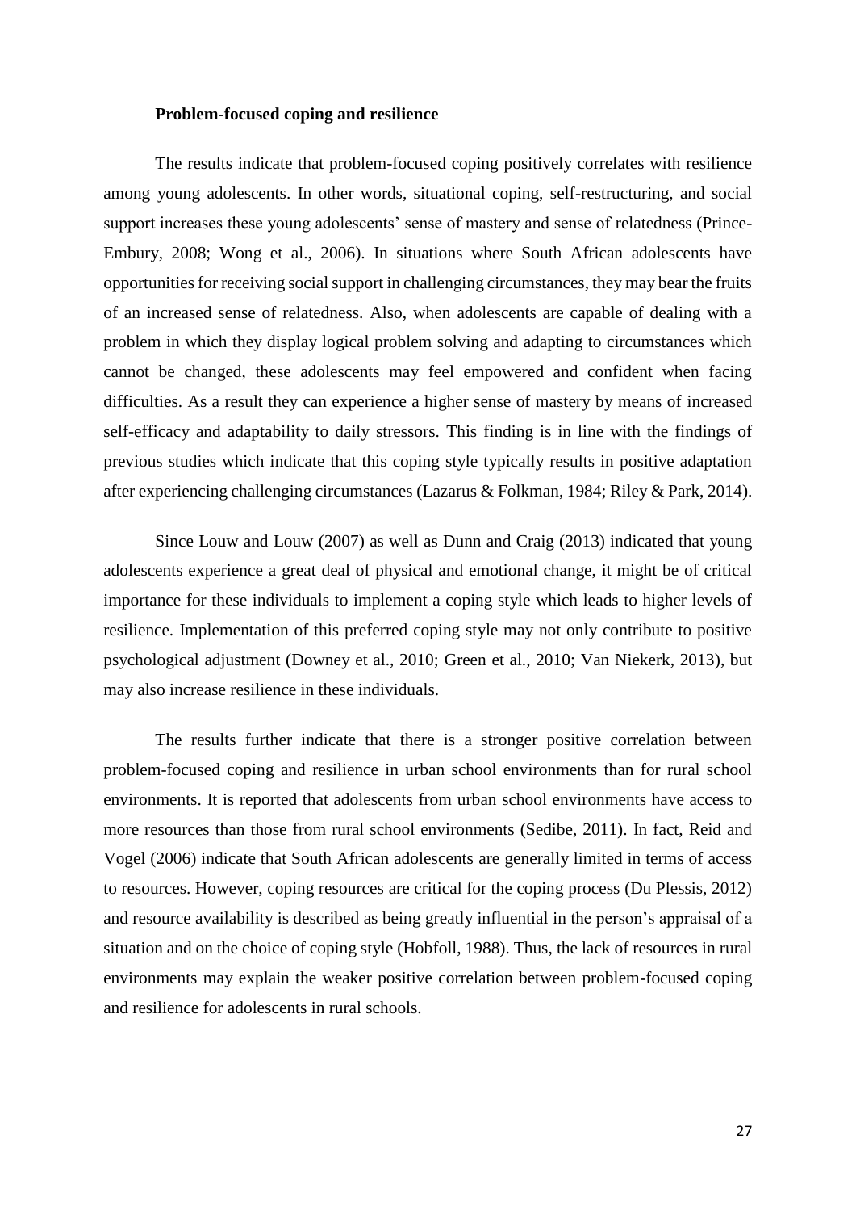**Problem-focused coping and resilience**

The results indicate that problem-focused coping positively correlates with resilience among young adolescents. In other words, situational coping, self-restructuring, and social support increases these young adolescents' sense of mastery and sense of relatedness (Prince-Embury, 2008; Wong et al., 2006). In situations where South African adolescents have opportunities for receiving social support in challenging circumstances, they may bear the fruits of an increased sense of relatedness. Also, when adolescents are capable of dealing with a problem in which they display logical problem solving and adapting to circumstances which cannot be changed, these adolescents may feel empowered and confident when facing difficulties. As a result they can experience a higher sense of mastery by means of increased self-efficacy and adaptability to daily stressors. This finding is in line with the findings of previous studies which indicate that this coping style typically results in positive adaptation after experiencing challenging circumstances (Lazarus & Folkman, 1984; Riley & Park, 2014).

Since Louw and Louw (2007) as well as Dunn and Craig (2013) indicated that young adolescents experience a great deal of physical and emotional change, it might be of critical importance for these individuals to implement a coping style which leads to higher levels of resilience. Implementation of this preferred coping style may not only contribute to positive psychological adjustment (Downey et al., 2010; Green et al., 2010; Van Niekerk, 2013), but may also increase resilience in these individuals.

The results further indicate that there is a stronger positive correlation between problem-focused coping and resilience in urban school environments than for rural school environments. It is reported that adolescents from urban school environments have access to more resources than those from rural school environments (Sedibe, 2011). In fact, Reid and Vogel (2006) indicate that South African adolescents are generally limited in terms of access to resources. However, coping resources are critical for the coping process (Du Plessis, 2012) and resource availability is described as being greatly influential in the person's appraisal of a situation and on the choice of coping style (Hobfoll, 1988). Thus, the lack of resources in rural environments may explain the weaker positive correlation between problem-focused coping and resilience for adolescents in rural schools.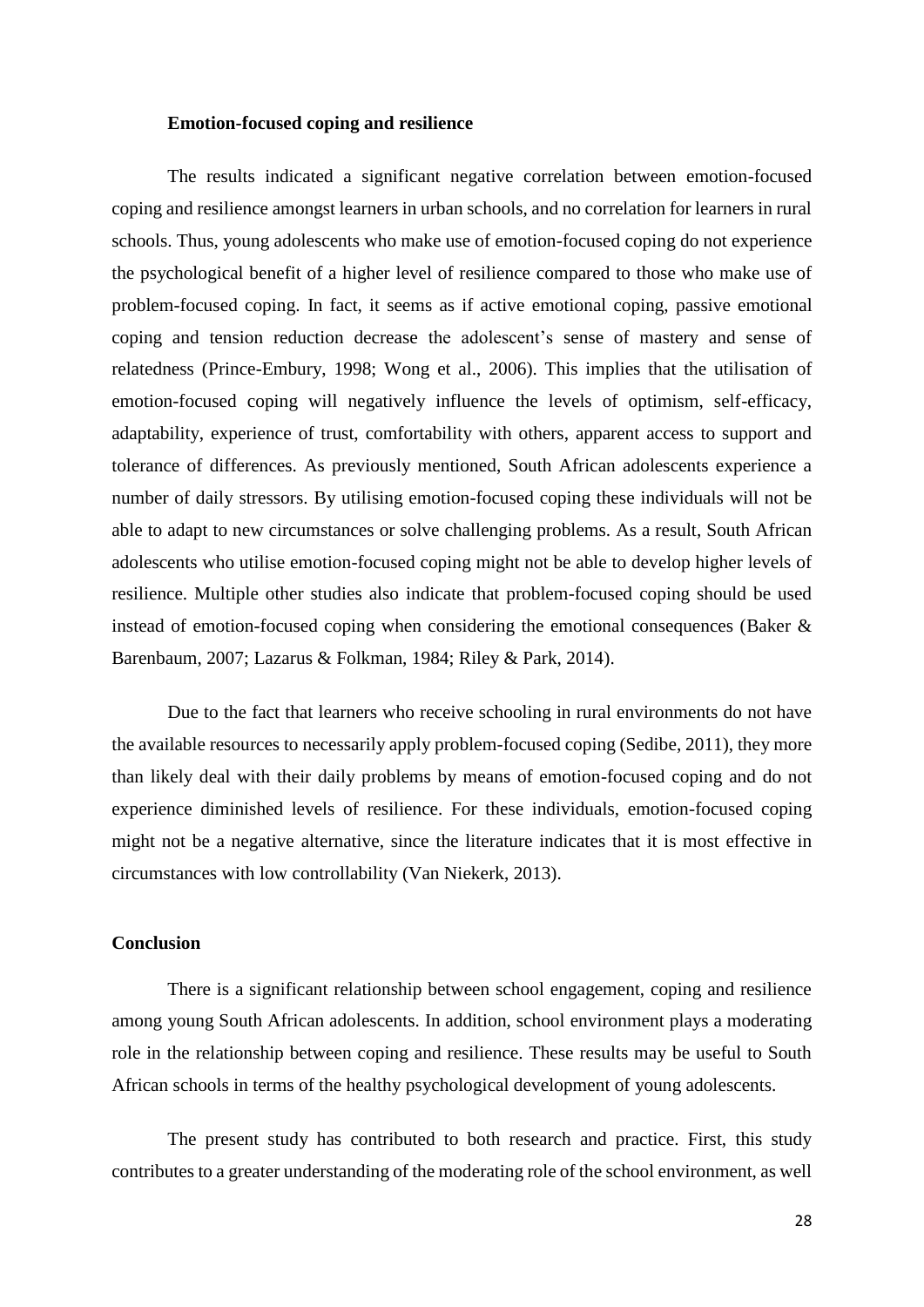### Emotion-focused coping and resilience

The results indicated a significant negative correlation between emotion-focused coping and resilience amongst learners in urban schools, and no correlation for learners in rural schools. Thus, young adolescents who make use of emotion-focused coping do not experience the psychological benefit of a higher level of resilience compared to those who make use of problem-focused coping. In fact, it seems as if active emotional coping, passive emotional coping and tension reduction decrease the adolescent's sense of mastery and sense of relatedness (Prince-Embury, 1998; Wong et al., 2006). This implies that the utilisation of emotion-focused coping will negatively influence the levels of optimism, self-efficacy, adaptability, experience of trust, comfortability with others, apparent access to support and tolerance of differences. As previously mentioned, South African adolescents experience a number of daily stressors. By utilising emotion-focused coping these individuals will not be able to adapt to new circumstances or solve challenging problems. As a result, South African adolescents who utilise emotion-focused coping might not be able to develop higher levels of resilience. Multiple other studies also indicate that problem-focused coping should be used instead of emotion-focused coping when considering the emotional consequences (Baker & Barenbaum, 2007; Lazarus & Folkman, 1984; Riley & Park, 2014).

Due to the fact that learners who receive schooling in rural environments do not have the available resources to necessarily apply problem-focused coping (Sedibe, 2011), they more than likely deal with their daily problems by means of emotion-focused coping and do not experience diminished levels of resilience. For these individuals, emotion-focused coping might not be a negative alternative, since the literature indicates that it is most effective in circumstances with low controllability (Van Niekerk, 2013).

## Conclusion

There is a significant relationship between school engagement, coping and resilience among young South African adolescents. In addition, school environment plays a moderating role in the relationship between coping and resilience. These results may be useful to South African schools in terms of the healthy psychological development of young adolescents.

The present study has contributed to both research and practice. First, this study contributes to a greater understanding of the moderating role of the school environment, as well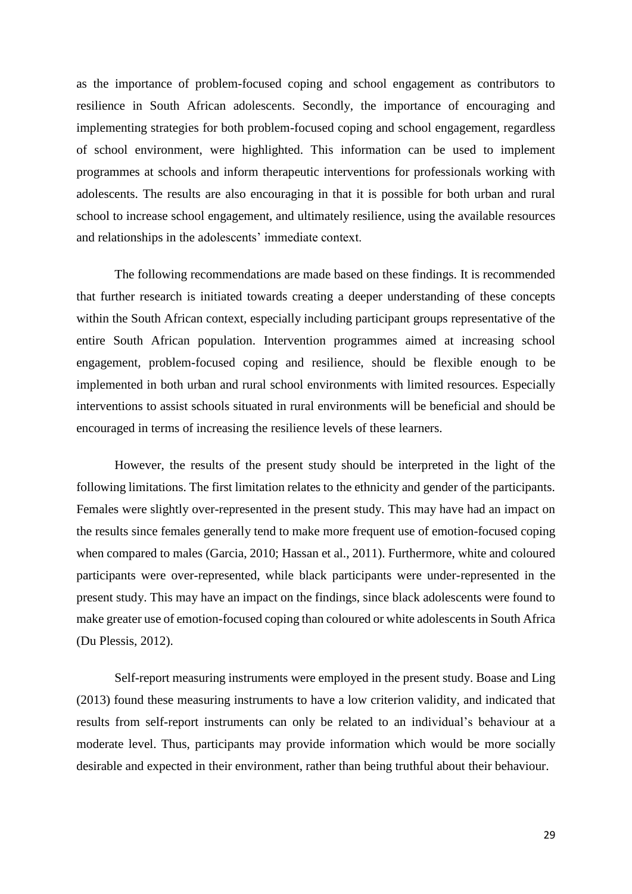as the importance of problem-focused coping and school engagement as contributors to resilience in South African adolescents. Secondly, the importance of encouraging and implementing strategies for both problem-focused coping and school engagement, regardless of school environment, were highlighted. This information can be used to implement programmes at schools and inform therapeutic interventions for professionals working with adolescents. The results are also encouraging in that it is possible for both urban and rural school to increase school engagement, and ultimately resilience, using the available resources and relationships in the adolescents' immediate context.

The following recommendations are made based on these findings. It is recommended that further research is initiated towards creating a deeper understanding of these concepts within the South African context, especially including participant groups representative of the entire South African population. Intervention programmes aimed at increasing school engagement, problem-focused coping and resilience, should be flexible enough to be implemented in both urban and rural school environments with limited resources. Especially interventions to assist schools situated in rural environments will be beneficial and should be encouraged in terms of increasing the resilience levels of these learners.

However, the results of the present study should be interpreted in the light of the following limitations. The first limitation relates to the ethnicity and gender of the participants. Females were slightly over-represented in the present study. This may have had an impact on the results since females generally tend to make more frequent use of emotion-focused coping when compared to males (Garcia, 2010; Hassan et al., 2011). Furthermore, white and coloured participants were over-represented, while black participants were under-represented in the present study. This may have an impact on the findings, since black adolescents were found to make greater use of emotion-focused coping than coloured or white adolescents in South Africa (Du Plessis, 2012).

Self-report measuring instruments were employed in the present study. Boase and Ling (2013) found these measuring instruments to have a low criterion validity, and indicated that results from self-report instruments can only be related to an individual's behaviour at a moderate level. Thus, participants may provide information which would be more socially desirable and expected in their environment, rather than being truthful about their behaviour.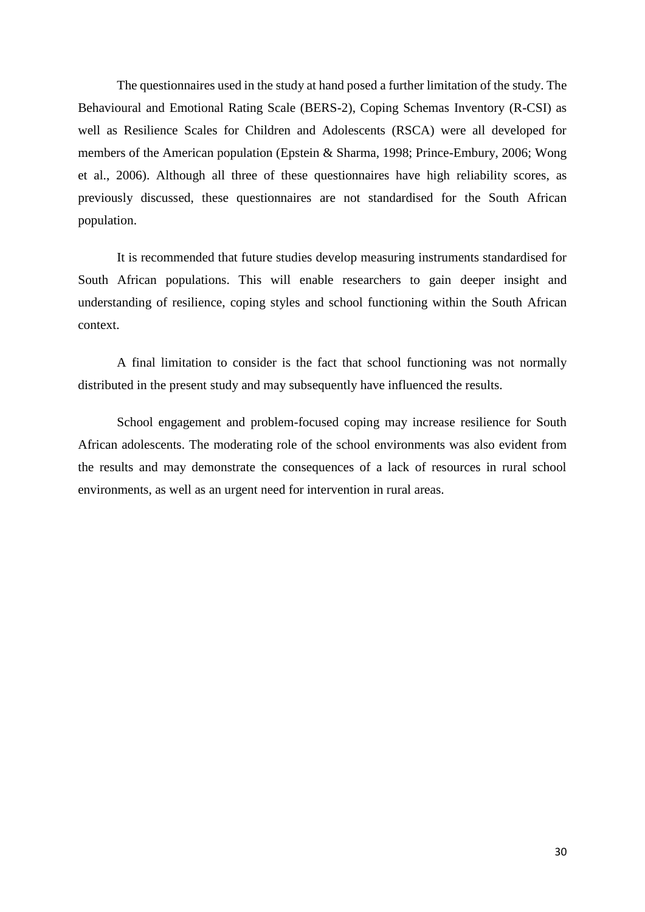The questionnaires used in the study at hand posed a further limitation of the study. The Behavioural and Emotional Rating Scale (BERS-2), Coping Schemas Inventory (R-CSI) as well as Resilience Scales for Children and Adolescents (RSCA) were all developed for members of the American population (Epstein & Sharma, 1998; Prince-Embury, 2006; Wong et al., 2006). Although all three of these questionnaires have high reliability scores, as previously discussed, these questionnaires are not standardised for the South African population.

It is recommended that future studies develop measuring instruments standardised for South African populations. This will enable researchers to gain deeper insight and understanding of resilience, coping styles and school functioning within the South African context.

A final limitation to consider is the fact that school functioning was not normally distributed in the present study and may subsequently have influenced the results.

School engagement and problem-focused coping may increase resilience for South African adolescents. The moderating role of the school environments was also evident from the results and may demonstrate the consequences of a lack of resources in rural school environments, as well as an urgent need for intervention in rural areas.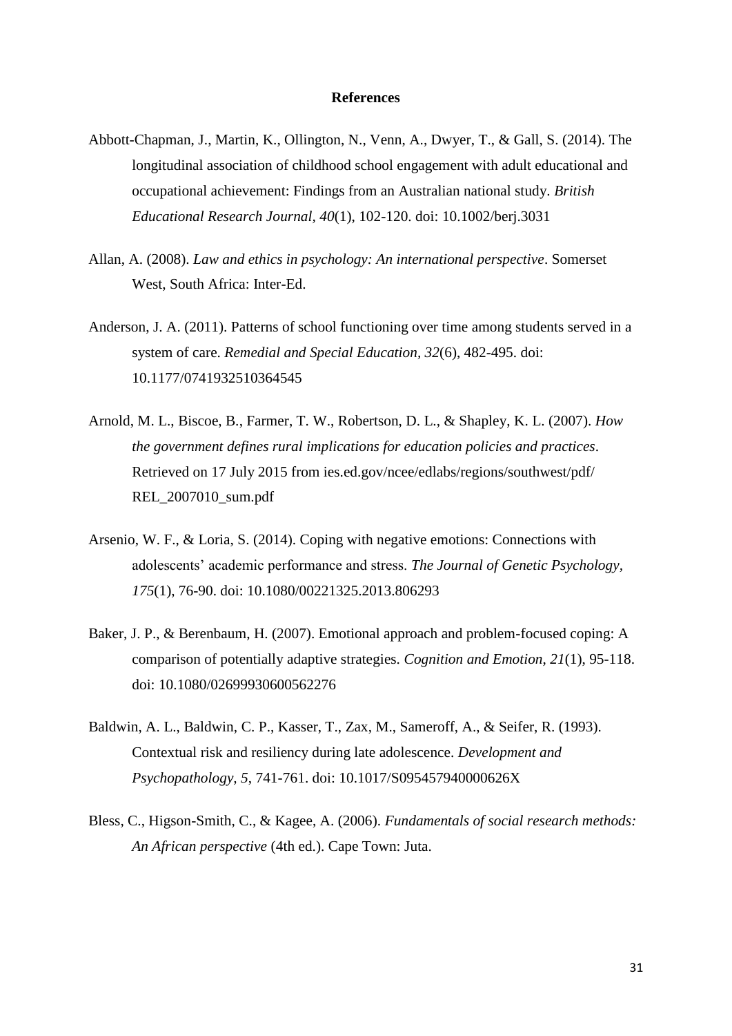**References**

Abbott-Chapman, J., Martin, K., Ollington, N., Venn, A., Dwyer, T., & Gall, S. (2014). The longitudinal association of childhood school engagement with adult educational and occupational achievement: Findings from an Australian national study. *British Educational Research Journal, 40*(1), 102-120. doi: 10.1002/berj.3031

Allan, A. (2008). *Law and ethics in psychology: An international perspective*. Somerset West, South Africa: Inter-Ed.

Anderson, J. A. (2011). Patterns of school functioning over time among students served in a system of care. *Remedial and Special Education, 32*(6), 482-495. doi: 10.1177/0741932510364545

Arnold, M. L., Biscoe, B., Farmer, T. W., Robertson, D. L., & Shapley, K. L. (2007). *How the government defines rural implications for education policies and practices*. Retrieved on 17 July 2015 from ies.ed.gov/ncee/edlabs/regions/southwest/pdf/ REL_2007010_sum.pdf

Arsenio, W. F., & Loria, S. (2014). Coping with negative emotions: Connections with adolescents' academic performance and stress. *The Journal of Genetic Psychology, 175*(1), 76-90. doi: 10.1080/00221325.2013.806293

Baker, J. P., & Berenbaum, H. (2007). Emotional approach and problem-focused coping: A comparison of potentially adaptive strategies. *Cognition and Emotion*, *21*(1), 95-118. doi: 10.1080/02699930600562276

Baldwin, A. L., Baldwin, C. P., Kasser, T., Zax, M., Sameroff, A., & Seifer, R. (1993). Contextual risk and resiliency during late adolescence. *Development and Psychopathology, 5*, 741-761. doi: 10.1017/S095457940000626X

Bless, C., Higson-Smith, C., & Kagee, A. (2006). *Fundamentals of social research methods: An African perspective* (4th ed.). Cape Town: Juta.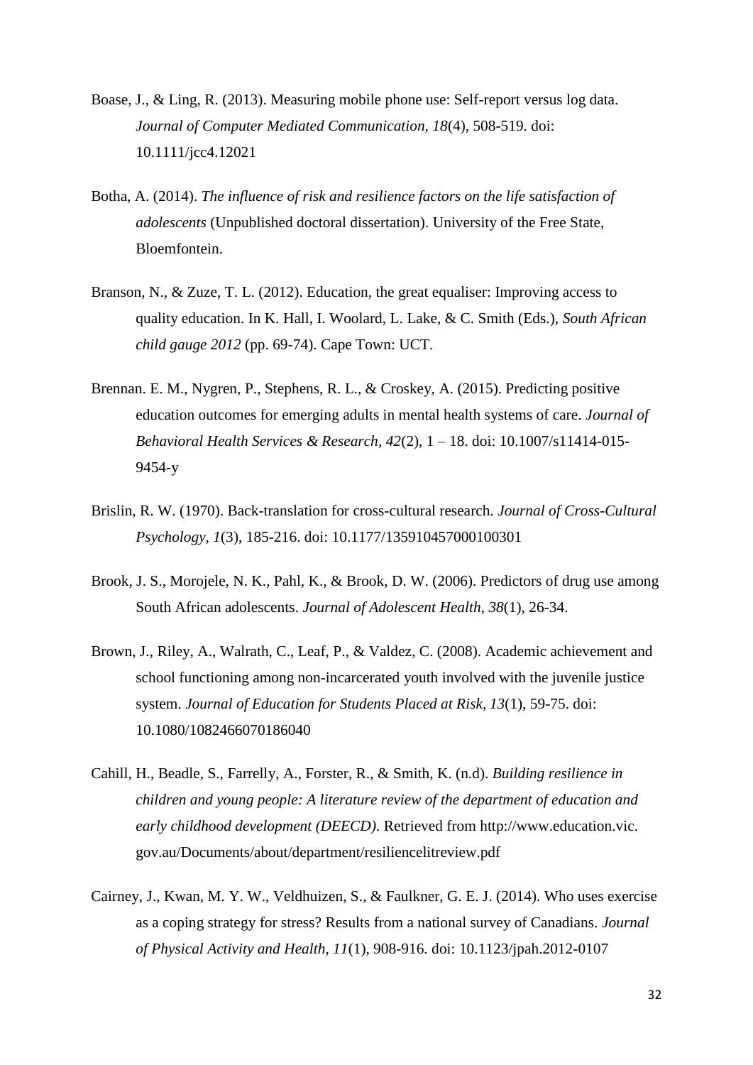Boase, J., & Ling, R. (2013). Measuring mobile phone use: Self-report versus log data. *Journal of Computer Mediated Communication, 18*(4), 508-519. doi: 10.1111/jcc4.12021

Botha, A. (2014). *The influence of risk and resilience factors on the life satisfaction of adolescents* (Unpublished doctoral dissertation). University of the Free State, Bloemfontein.

Branson, N., & Zuze, T. L. (2012). Education, the great equaliser: Improving access to quality education. In K. Hall, I. Woolard, L. Lake, & C. Smith (Eds.), *South African child gauge 2012* (pp. 69-74). Cape Town: UCT.

Brennan. E. M., Nygren, P., Stephens, R. L., & Croskey, A. (2015). Predicting positive education outcomes for emerging adults in mental health systems of care. *Journal of Behavioral Health Services & Research*, *42*(2), 1 – 18. doi: 10.1007/s11414-015-9454-y

Brislin, R. W. (1970). Back-translation for cross-cultural research. *Journal of Cross-Cultural Psychology*, *1*(3), 185-216. doi: 10.1177/135910457000100301

Brook, J. S., Morojele, N. K., Pahl, K., & Brook, D. W. (2006). Predictors of drug use among South African adolescents. *Journal of Adolescent Health*, *38*(1), 26-34.

Brown, J., Riley, A., Walrath, C., Leaf, P., & Valdez, C. (2008). Academic achievement and school functioning among non-incarcerated youth involved with the juvenile justice system. *Journal of Education for Students Placed at Risk, 13*(1), 59-75. doi: 10.1080/1082466070186040

Cahill, H., Beadle, S., Farrelly, A., Forster, R., & Smith, K. (n.d). *Building resilience in children and young people: A literature review of the department of education and early childhood development (DEECD)*. Retrieved from http://www.education.vic.gov.au/Documents/about/department/resiliencelitreview.pdf

Cairney, J., Kwan, M. Y. W., Veldhuizen, S., & Faulkner, G. E. J. (2014). Who uses exercise as a coping strategy for stress? Results from a national survey of Canadians. *Journal of Physical Activity and Health, 11*(1), 908-916. doi: 10.1123/jpah.2012-0107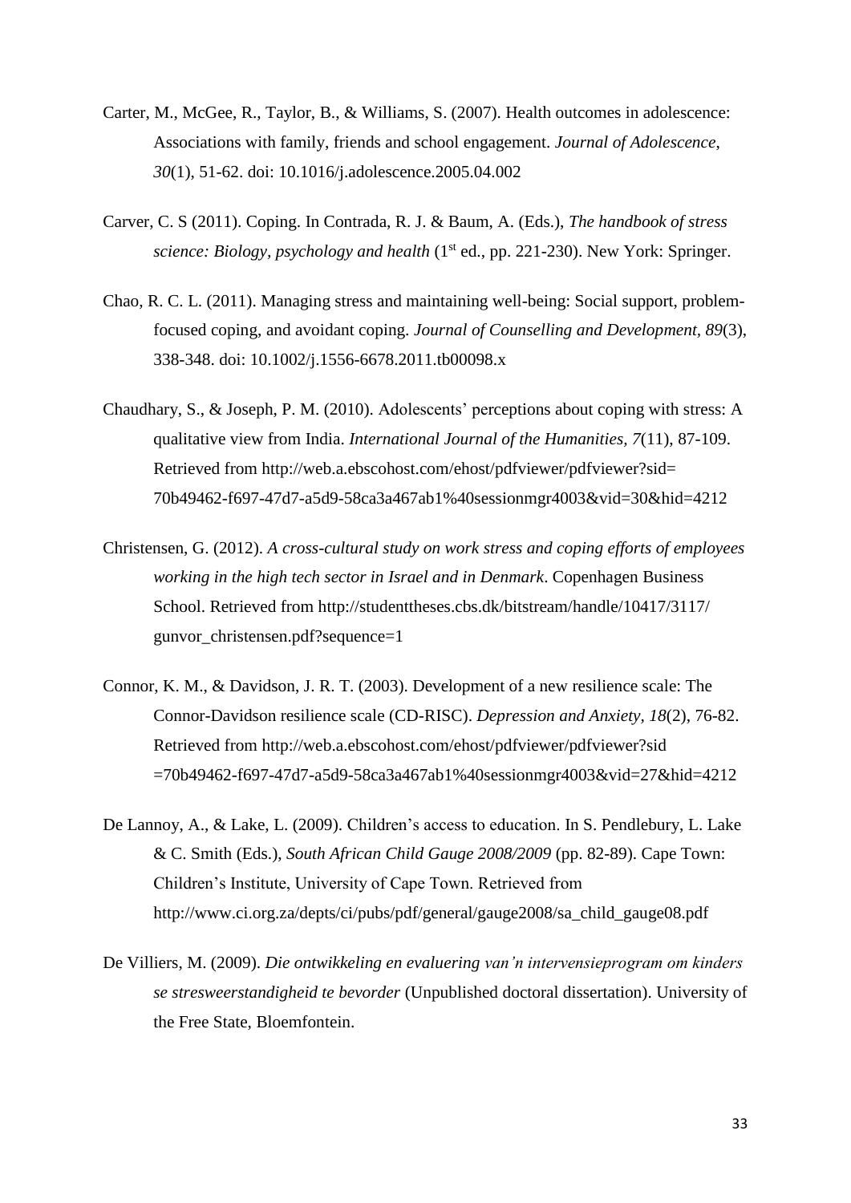Carter, M., McGee, R., Taylor, B., & Williams, S. (2007). Health outcomes in adolescence: Associations with family, friends and school engagement. *Journal of Adolescence*, *30*(1), 51-62. doi: 10.1016/j.adolescence.2005.04.002

Carver, C. S (2011). Coping. In Contrada, R. J. & Baum, A. (Eds.), *The handbook of stress science: Biology, psychology and health* (1st ed., pp. 221-230). New York: Springer.

Chao, R. C. L. (2011). Managing stress and maintaining well-being: Social support, problem-focused coping, and avoidant coping. *Journal of Counselling and Development*, *89*(3), 338-348. doi: 10.1002/j.1556-6678.2011.tb00098.x

Chaudhary, S., & Joseph, P. M. (2010). Adolescents' perceptions about coping with stress: A qualitative view from India. *International Journal of the Humanities, 7*(11), 87-109. Retrieved from http://web.a.ebscohost.com/ehost/pdfviewer/pdfviewer?sid= 70b49462-f697-47d7-a5d9-58ca3a467ab1%40sessionmgr4003&vid=30&hid=4212

Christensen, G. (2012). *A cross-cultural study on work stress and coping efforts of employees working in the high tech sector in Israel and in Denmark*. Copenhagen Business School. Retrieved from http://studenttheses.cbs.dk/bitstream/handle/10417/3117/ gunvor_christensen.pdf?sequence=1

Connor, K. M., & Davidson, J. R. T. (2003). Development of a new resilience scale: The Connor-Davidson resilience scale (CD-RISC). *Depression and Anxiety, 18*(2), 76-82. Retrieved from http://web.a.ebscohost.com/ehost/pdfviewer/pdfviewer?sid =70b49462-f697-47d7-a5d9-58ca3a467ab1%40sessionmgr4003&vid=27&hid=4212

De Lannoy, A., & Lake, L. (2009). Children's access to education. In S. Pendlebury, L. Lake & C. Smith (Eds.), *South African Child Gauge 2008/2009* (pp. 82-89). Cape Town: Children's Institute, University of Cape Town. Retrieved from http://www.ci.org.za/depts/ci/pubs/pdf/general/gauge2008/sa_child_gauge08.pdf

De Villiers, M. (2009). *Die ontwikkeling en evaluering van'n intervensieprogram om kinders se stresweerstandigheid te bevorder* (Unpublished doctoral dissertation). University of the Free State, Bloemfontein.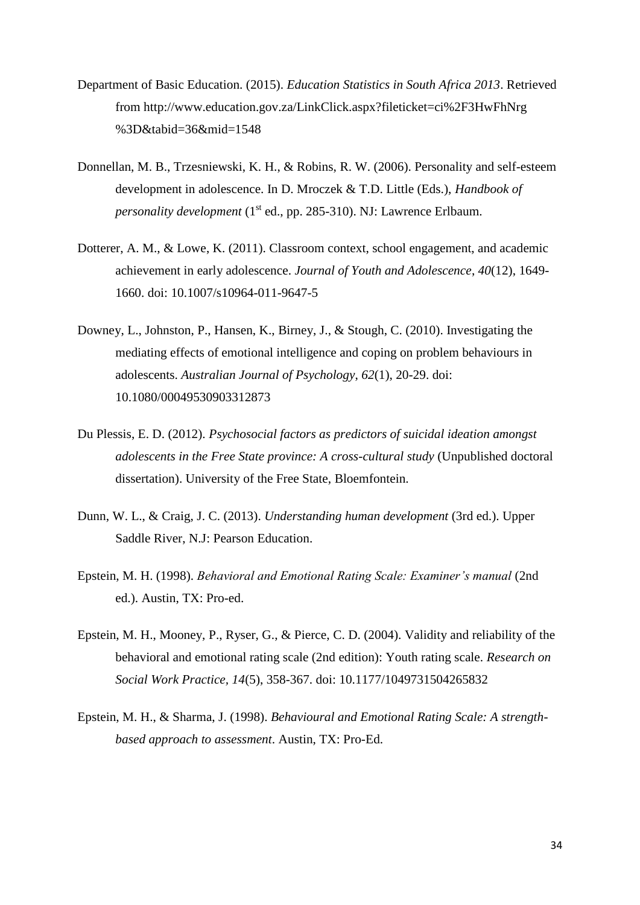Department of Basic Education. (2015). *Education Statistics in South Africa 2013*. Retrieved from http://www.education.gov.za/LinkClick.aspx?fileticket=ci%2F3HwFhNrg%3D&tabid=36&mid=1548

Donnellan, M. B., Trzesniewski, K. H., & Robins, R. W. (2006). Personality and self-esteem development in adolescence. In D. Mroczek & T.D. Little (Eds.), *Handbook of personality development* (1st ed., pp. 285-310). NJ: Lawrence Erlbaum.

Dotterer, A. M., & Lowe, K. (2011). Classroom context, school engagement, and academic achievement in early adolescence. *Journal of Youth and Adolescence*, *40*(12), 1649-1660. doi: 10.1007/s10964-011-9647-5

Downey, L., Johnston, P., Hansen, K., Birney, J., & Stough, C. (2010). Investigating the mediating effects of emotional intelligence and coping on problem behaviours in adolescents. *Australian Journal of Psychology*, *62*(1), 20-29. doi: 10.1080/00049530903312873

Du Plessis, E. D. (2012). *Psychosocial factors as predictors of suicidal ideation amongst adolescents in the Free State province: A cross-cultural study* (Unpublished doctoral dissertation). University of the Free State, Bloemfontein.

Dunn, W. L., & Craig, J. C. (2013). *Understanding human development* (3rd ed.). Upper Saddle River, N.J: Pearson Education.

Epstein, M. H. (1998). *Behavioral and Emotional Rating Scale: Examiner's manual* (2nd ed.). Austin, TX: Pro-ed.

Epstein, M. H., Mooney, P., Ryser, G., & Pierce, C. D. (2004). Validity and reliability of the behavioral and emotional rating scale (2nd edition): Youth rating scale. *Research on Social Work Practice*, *14*(5), 358-367. doi: 10.1177/1049731504265832

Epstein, M. H., & Sharma, J. (1998). *Behavioural and Emotional Rating Scale: A strength-based approach to assessment*. Austin, TX: Pro-Ed.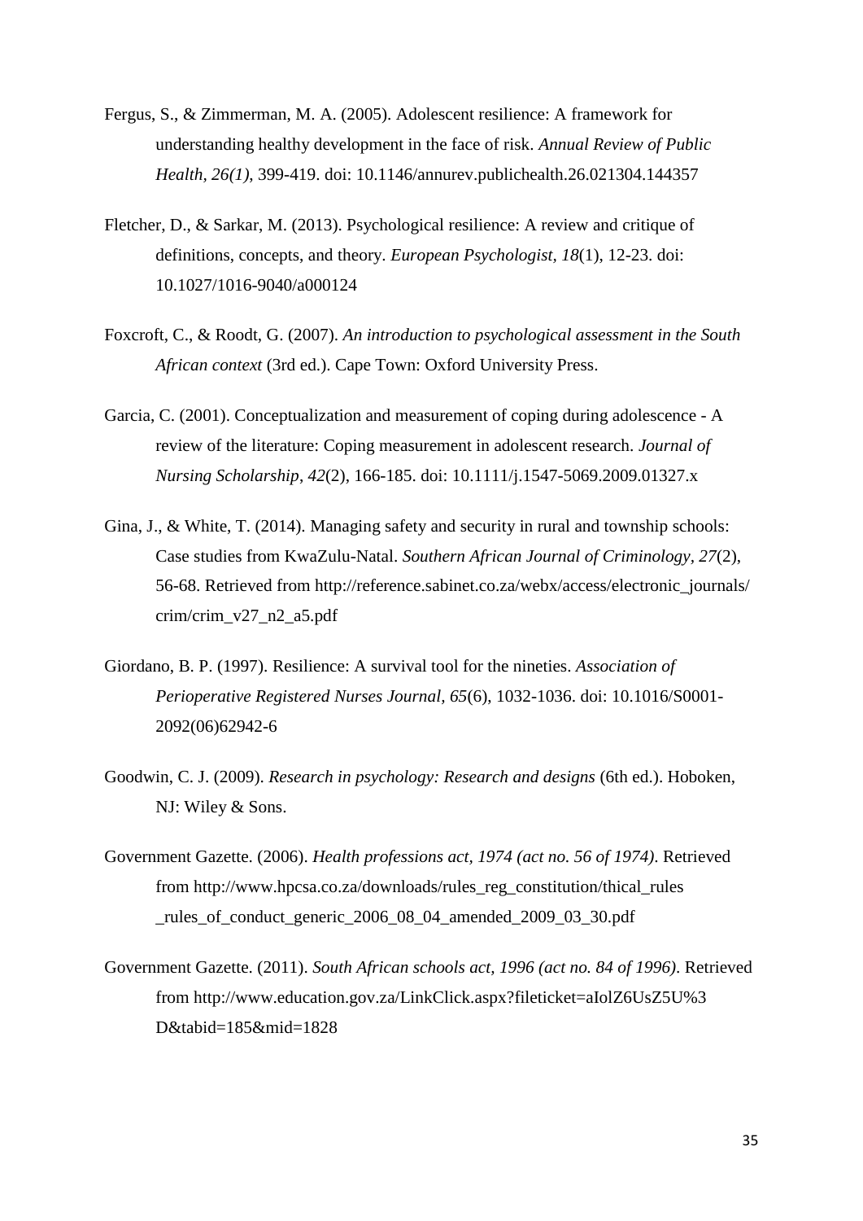Fergus, S., & Zimmerman, M. A. (2005). Adolescent resilience: A framework for understanding healthy development in the face of risk. *Annual Review of Public Health, 26(1)*, 399-419. doi: 10.1146/annurev.publichealth.26.021304.144357

Fletcher, D., & Sarkar, M. (2013). Psychological resilience: A review and critique of definitions, concepts, and theory. *European Psychologist*, *18*(1), 12-23. doi: 10.1027/1016-9040/a000124

Foxcroft, C., & Roodt, G. (2007). *An introduction to psychological assessment in the South African context* (3rd ed.). Cape Town: Oxford University Press.

Garcia, C. (2001). Conceptualization and measurement of coping during adolescence - A review of the literature: Coping measurement in adolescent research. *Journal of Nursing Scholarship*, *42*(2), 166-185. doi: 10.1111/j.1547-5069.2009.01327.x

Gina, J., & White, T. (2014). Managing safety and security in rural and township schools: Case studies from KwaZulu-Natal. *Southern African Journal of Criminology*, *27*(2), 56-68. Retrieved from http://reference.sabinet.co.za/webx/access/electronic_journals/crim/crim_v27_n2_a5.pdf

Giordano, B. P. (1997). Resilience: A survival tool for the nineties. *Association of Perioperative Registered Nurses Journal*, *65*(6), 1032-1036. doi: 10.1016/S0001-2092(06)62942-6

Goodwin, C. J. (2009). *Research in psychology: Research and designs* (6th ed.). Hoboken, NJ: Wiley & Sons.

Government Gazette. (2006). *Health professions act, 1974 (act no. 56 of 1974)*. Retrieved from http://www.hpcsa.co.za/downloads/rules_reg_constitution/thical_rules_rules_of_conduct_generic_2006_08_04_amended_2009_03_30.pdf

Government Gazette. (2011). *South African schools act, 1996 (act no. 84 of 1996)*. Retrieved from http://www.education.gov.za/LinkClick.aspx?fileticket=aIolZ6UsZ5U%3D&tabid=185&mid=1828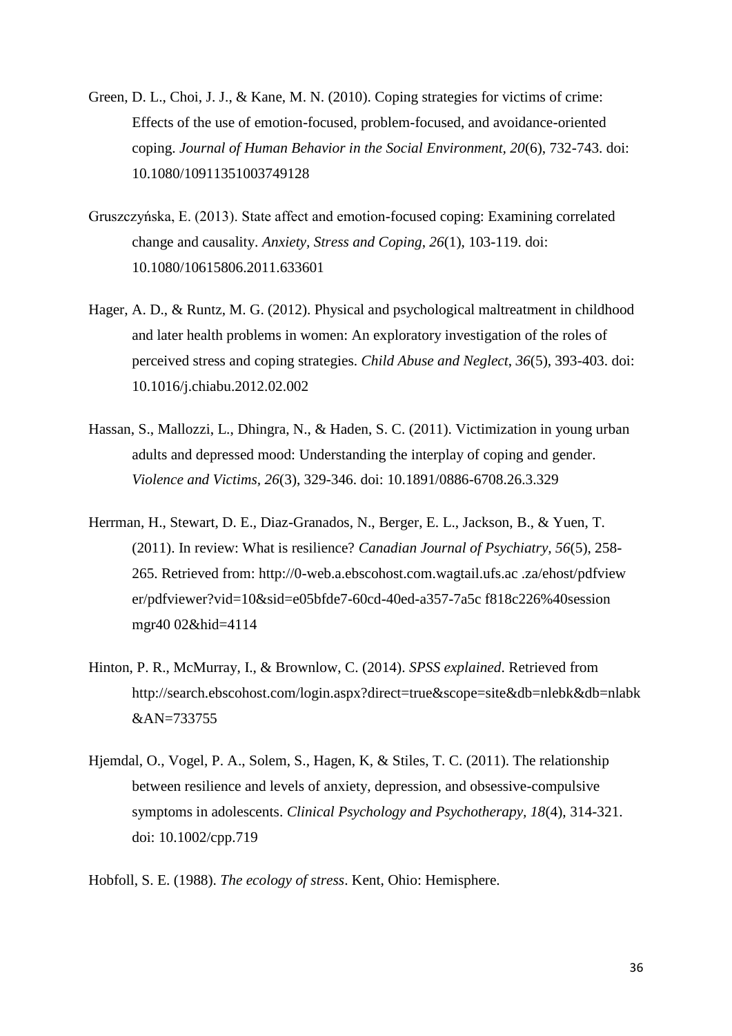Green, D. L., Choi, J. J., & Kane, M. N. (2010). Coping strategies for victims of crime: Effects of the use of emotion-focused, problem-focused, and avoidance-oriented coping. *Journal of Human Behavior in the Social Environment, 20*(6), 732-743. doi: 10.1080/10911351003749128

Gruszczyńska, E. (2013). State affect and emotion-focused coping: Examining correlated change and causality. *Anxiety, Stress and Coping*, *26*(1), 103-119. doi: 10.1080/10615806.2011.633601

Hager, A. D., & Runtz, M. G. (2012). Physical and psychological maltreatment in childhood and later health problems in women: An exploratory investigation of the roles of perceived stress and coping strategies. *Child Abuse and Neglect*, *36*(5), 393-403. doi: 10.1016/j.chiabu.2012.02.002

Hassan, S., Mallozzi, L., Dhingra, N., & Haden, S. C. (2011). Victimization in young urban adults and depressed mood: Understanding the interplay of coping and gender. *Violence and Victims*, *26*(3), 329-346. doi: 10.1891/0886-6708.26.3.329

Herrman, H., Stewart, D. E., Diaz-Granados, N., Berger, E. L., Jackson, B., & Yuen, T. (2011). In review: What is resilience? *Canadian Journal of Psychiatry, 56*(5), 258-265. Retrieved from: http://0-web.a.ebscohost.com.wagtail.ufs.ac .za/ehost/pdfview er/pdfviewer?vid=10&sid=e05bfde7-60cd-40ed-a357-7a5c f818c226%40session mgr40 02&hid=4114

Hinton, P. R., McMurray, I., & Brownlow, C. (2014). *SPSS explained*. Retrieved from http://search.ebscohost.com/login.aspx?direct=true&scope=site&db=nlebk&db=nlabk &AN=733755

Hjemdal, O., Vogel, P. A., Solem, S., Hagen, K, & Stiles, T. C. (2011). The relationship between resilience and levels of anxiety, depression, and obsessive-compulsive symptoms in adolescents. *Clinical Psychology and Psychotherapy, 18*(4), 314-321. doi: 10.1002/cpp.719

Hobfoll, S. E. (1988). *The ecology of stress*. Kent, Ohio: Hemisphere.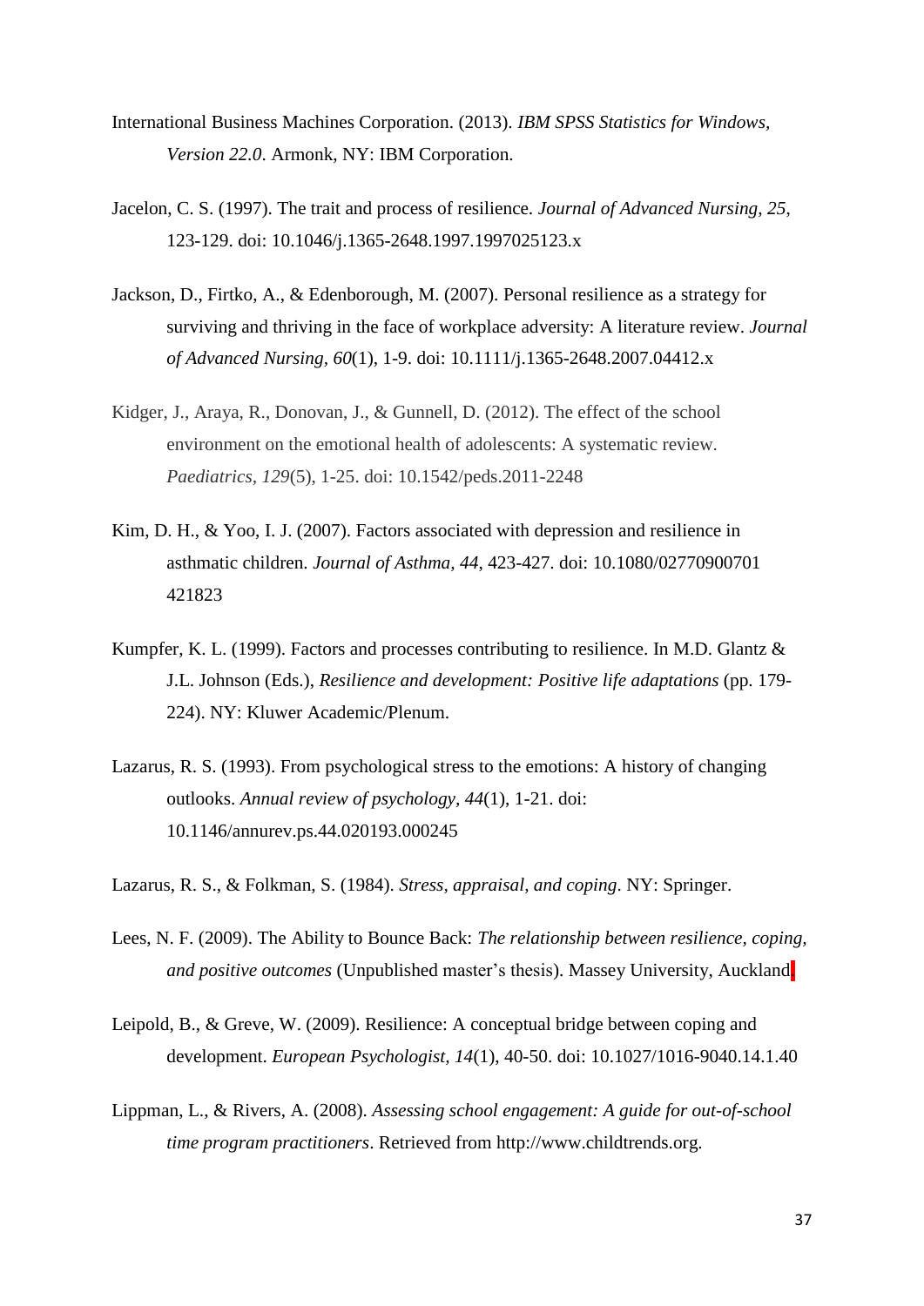International Business Machines Corporation. (2013). *IBM SPSS Statistics for Windows, Version 22.0*. Armonk, NY: IBM Corporation.

Jacelon, C. S. (1997). The trait and process of resilience. *Journal of Advanced Nursing, 25*, 123-129. doi: 10.1046/j.1365-2648.1997.1997025123.x

Jackson, D., Firtko, A., & Edenborough, M. (2007). Personal resilience as a strategy for surviving and thriving in the face of workplace adversity: A literature review. *Journal of Advanced Nursing, 60*(1), 1-9. doi: 10.1111/j.1365-2648.2007.04412.x

Kidger, J., Araya, R., Donovan, J., & Gunnell, D. (2012). The effect of the school environment on the emotional health of adolescents: A systematic review. *Paediatrics, 129*(5), 1-25. doi: 10.1542/peds.2011-2248

Kim, D. H., & Yoo, I. J. (2007). Factors associated with depression and resilience in asthmatic children. *Journal of Asthma, 44*, 423-427. doi: 10.1080/02770900701 421823

Kumpfer, K. L. (1999). Factors and processes contributing to resilience. In M.D. Glantz & J.L. Johnson (Eds.), *Resilience and development: Positive life adaptations* (pp. 179-224). NY: Kluwer Academic/Plenum.

Lazarus, R. S. (1993). From psychological stress to the emotions: A history of changing outlooks. *Annual review of psychology, 44*(1), 1-21. doi: 10.1146/annurev.ps.44.020193.000245

Lazarus, R. S., & Folkman, S. (1984). *Stress, appraisal, and coping*. NY: Springer.

Lees, N. F. (2009). The Ability to Bounce Back: *The relationship between resilience, coping, and positive outcomes* (Unpublished master's thesis). Massey University, Auckland.

Leipold, B., & Greve, W. (2009). Resilience: A conceptual bridge between coping and development. *European Psychologist, 14*(1), 40-50. doi: 10.1027/1016-9040.14.1.40

Lippman, L., & Rivers, A. (2008). *Assessing school engagement: A guide for out-of-school time program practitioners*. Retrieved from http://www.childtrends.org.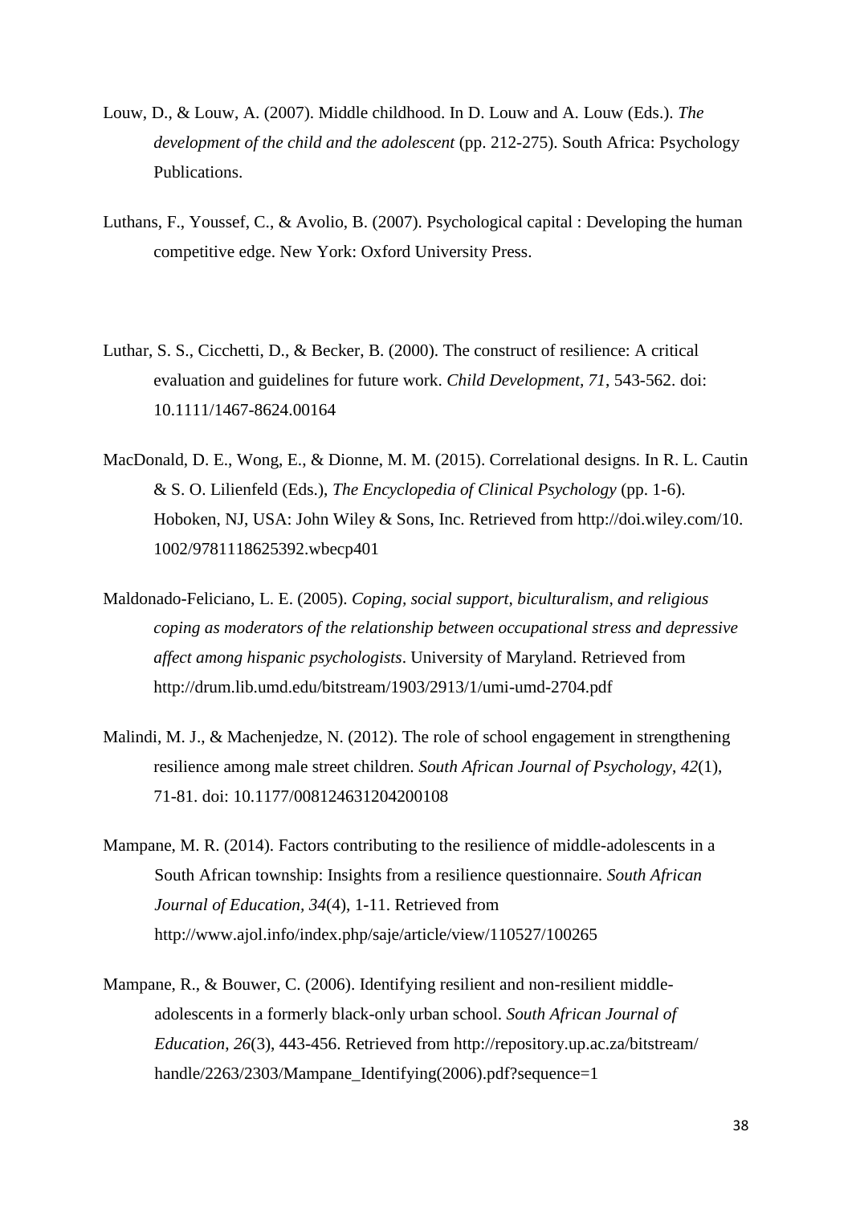Louw, D., & Louw, A. (2007). Middle childhood. In D. Louw and A. Louw (Eds.). *The development of the child and the adolescent* (pp. 212-275). South Africa: Psychology Publications.

Luthans, F., Youssef, C., & Avolio, B. (2007). Psychological capital : Developing the human competitive edge. New York: Oxford University Press.

Luthar, S. S., Cicchetti, D., & Becker, B. (2000). The construct of resilience: A critical evaluation and guidelines for future work. *Child Development*, *71*, 543-562. doi: 10.1111/1467-8624.00164

MacDonald, D. E., Wong, E., & Dionne, M. M. (2015). Correlational designs. In R. L. Cautin & S. O. Lilienfeld (Eds.), *The Encyclopedia of Clinical Psychology* (pp. 1-6). Hoboken, NJ, USA: John Wiley & Sons, Inc. Retrieved from http://doi.wiley.com/10.1002/9781118625392.wbecp401

Maldonado-Feliciano, L. E. (2005). *Coping, social support, biculturalism, and religious coping as moderators of the relationship between occupational stress and depressive affect among hispanic psychologists*. University of Maryland. Retrieved from http://drum.lib.umd.edu/bitstream/1903/2913/1/umi-umd-2704.pdf

Malindi, M. J., & Machenjedze, N. (2012). The role of school engagement in strengthening resilience among male street children. *South African Journal of Psychology*, *42*(1), 71-81. doi: 10.1177/008124631204200108

Mampane, M. R. (2014). Factors contributing to the resilience of middle-adolescents in a South African township: Insights from a resilience questionnaire. *South African Journal of Education*, *34*(4), 1-11. Retrieved from http://www.ajol.info/index.php/saje/article/view/110527/100265

Mampane, R., & Bouwer, C. (2006). Identifying resilient and non-resilient middle-adolescents in a formerly black-only urban school. *South African Journal of Education*, *26*(3), 443-456. Retrieved from http://repository.up.ac.za/bitstream/handle/2263/2303/Mampane_Identifying(2006).pdf?sequence=1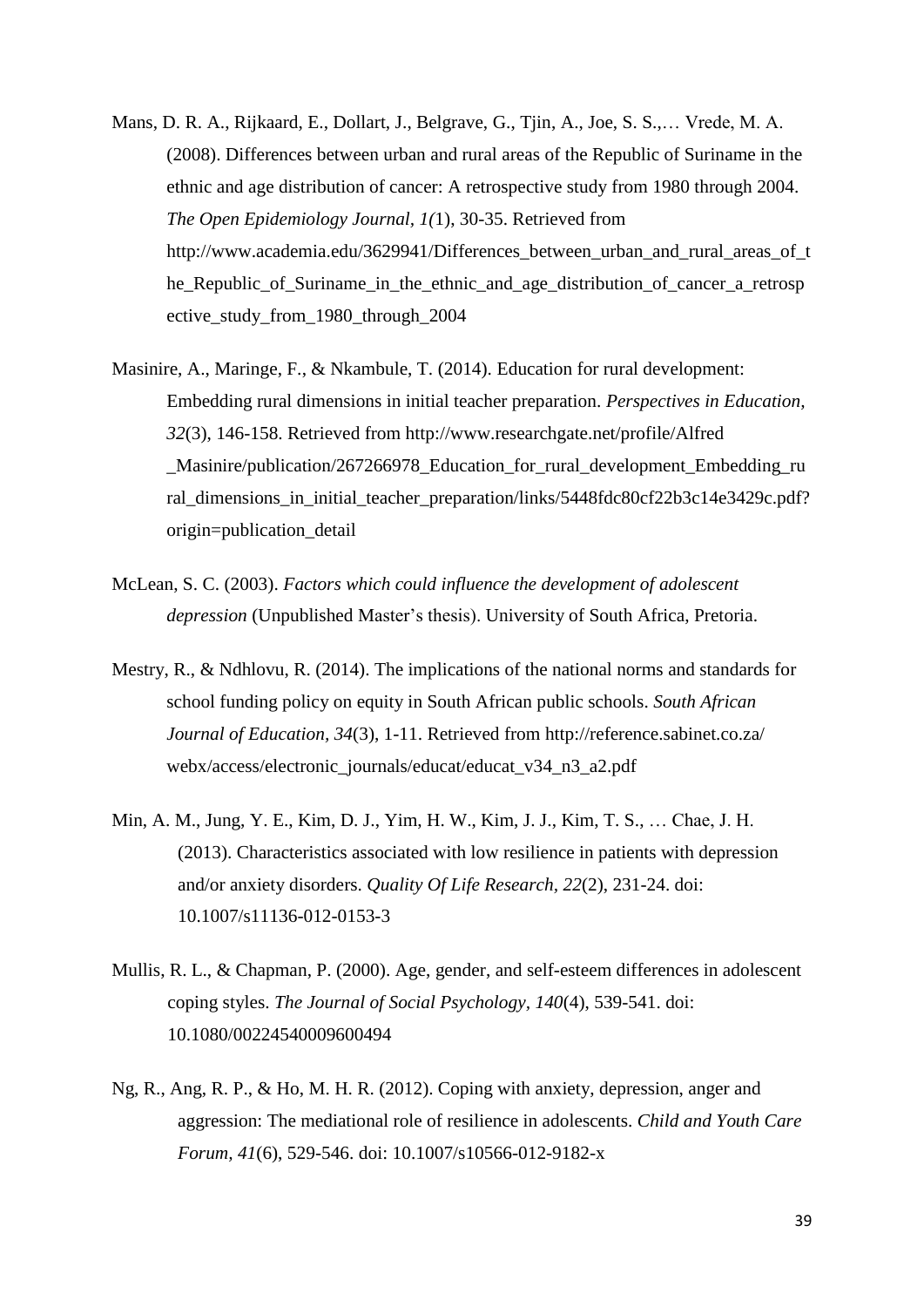Mans, D. R. A., Rijkaard, E., Dollart, J., Belgrave, G., Tjin, A., Joe, S. S.,… Vrede, M. A. (2008). Differences between urban and rural areas of the Republic of Suriname in the ethnic and age distribution of cancer: A retrospective study from 1980 through 2004. *The Open Epidemiology Journal, 1(*1), 30-35. Retrieved from http://www.academia.edu/3629941/Differences_between_urban_and_rural_areas_of_the_Republic_of_Suriname_in_the_ethnic_and_age_distribution_of_cancer_a_retrospective_study_from_1980_through_2004

Masinire, A., Maringe, F., & Nkambule, T. (2014). Education for rural development: Embedding rural dimensions in initial teacher preparation. *Perspectives in Education, 32*(3), 146-158. Retrieved from http://www.researchgate.net/profile/Alfred_Masinire/publication/267266978_Education_for_rural_development_Embedding_rural_dimensions_in_initial_teacher_preparation/links/5448fdc80cf22b3c14e3429c.pdf?origin=publication_detail

McLean, S. C. (2003). *Factors which could influence the development of adolescent depression* (Unpublished Master's thesis). University of South Africa, Pretoria.

Mestry, R., & Ndhlovu, R. (2014). The implications of the national norms and standards for school funding policy on equity in South African public schools. *South African Journal of Education, 34*(3), 1-11. Retrieved from http://reference.sabinet.co.za/webx/access/electronic_journals/educat/educat_v34_n3_a2.pdf

Min, A. M., Jung, Y. E., Kim, D. J., Yim, H. W., Kim, J. J., Kim, T. S., … Chae, J. H. (2013). Characteristics associated with low resilience in patients with depression and/or anxiety disorders. *Quality Of Life Research, 22*(2), 231-24. doi: 10.1007/s11136-012-0153-3

Mullis, R. L., & Chapman, P. (2000). Age, gender, and self-esteem differences in adolescent coping styles. *The Journal of Social Psychology, 140*(4), 539-541. doi: 10.1080/00224540009600494

Ng, R., Ang, R. P., & Ho, M. H. R. (2012). Coping with anxiety, depression, anger and aggression: The mediational role of resilience in adolescents. *Child and Youth Care Forum, 41*(6), 529-546. doi: 10.1007/s10566-012-9182-x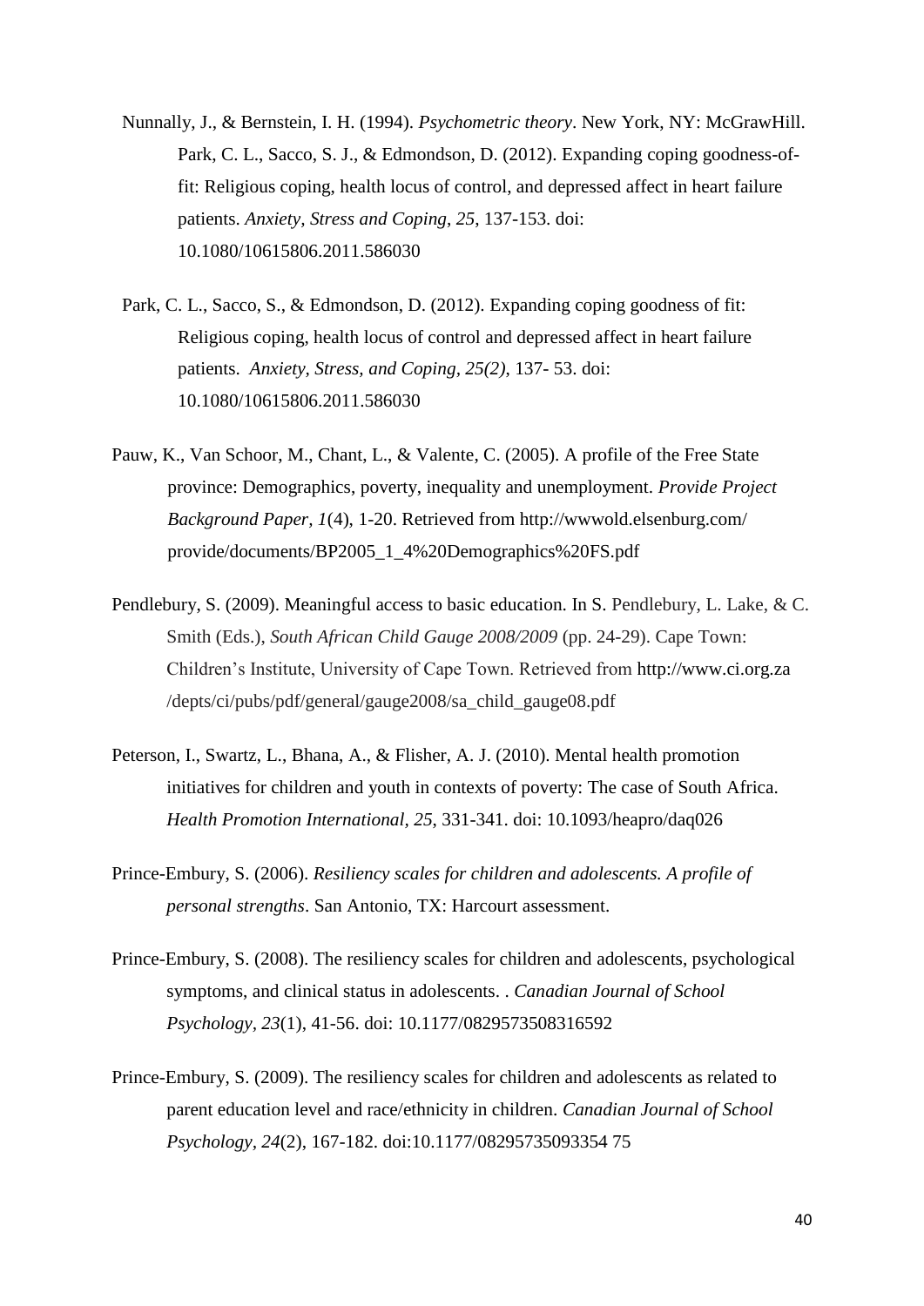Nunnally, J., & Bernstein, I. H. (1994). *Psychometric theory*. New York, NY: McGrawHill.

Park, C. L., Sacco, S. J., & Edmondson, D. (2012). Expanding coping goodness-of-fit: Religious coping, health locus of control, and depressed affect in heart failure patients. *Anxiety, Stress and Coping*, *25*, 137-153. doi: 10.1080/10615806.2011.586030

Park, C. L., Sacco, S., & Edmondson, D. (2012). Expanding coping goodness of fit: Religious coping, health locus of control and depressed affect in heart failure patients. *Anxiety, Stress, and Coping, 25(2)*, 137- 53. doi: 10.1080/10615806.2011.586030

Pauw, K., Van Schoor, M., Chant, L., & Valente, C. (2005). A profile of the Free State province: Demographics, poverty, inequality and unemployment. *Provide Project Background Paper, 1*(4), 1-20. Retrieved from http://wwwold.elsenburg.com/provide/documents/BP2005_1_4%20Demographics%20FS.pdf

Pendlebury, S. (2009). Meaningful access to basic education. In S. Pendlebury, L. Lake, & C. Smith (Eds.), *South African Child Gauge 2008/2009* (pp. 24-29). Cape Town: Children's Institute, University of Cape Town. Retrieved from http://www.ci.org.za/depts/ci/pubs/pdf/general/gauge2008/sa_child_gauge08.pdf

Peterson, I., Swartz, L., Bhana, A., & Flisher, A. J. (2010). Mental health promotion initiatives for children and youth in contexts of poverty: The case of South Africa. *Health Promotion International*, *25*, 331-341. doi: 10.1093/heapro/daq026

Prince-Embury, S. (2006). *Resiliency scales for children and adolescents. A profile of personal strengths*. San Antonio, TX: Harcourt assessment.

Prince-Embury, S. (2008). The resiliency scales for children and adolescents, psychological symptoms, and clinical status in adolescents. . *Canadian Journal of School Psychology*, *23*(1), 41-56. doi: 10.1177/0829573508316592

Prince-Embury, S. (2009). The resiliency scales for children and adolescents as related to parent education level and race/ethnicity in children. *Canadian Journal of School Psychology*, *24*(2), 167-182. doi:10.1177/08295735093354 75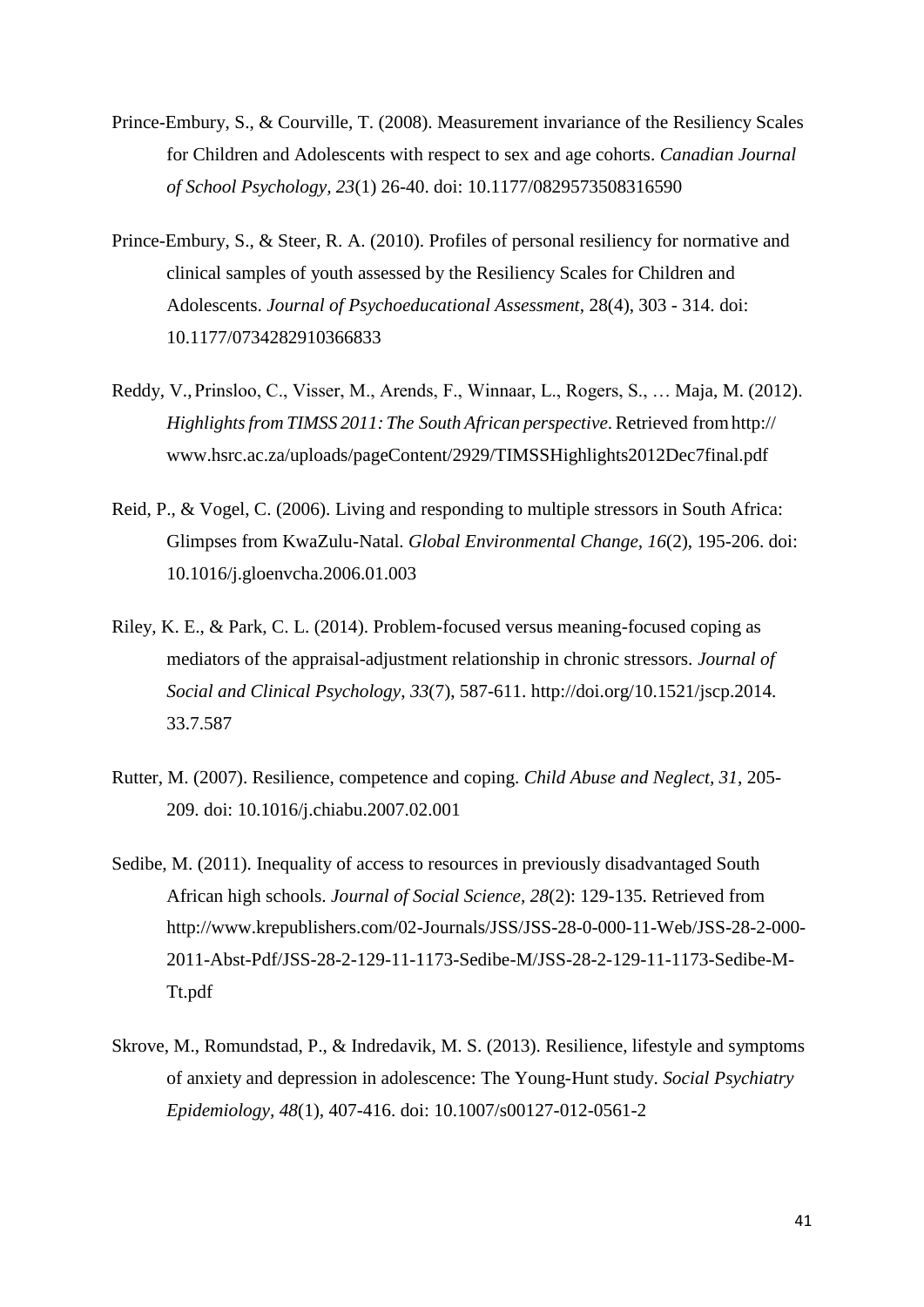Prince-Embury, S., & Courville, T. (2008). Measurement invariance of the Resiliency Scales for Children and Adolescents with respect to sex and age cohorts. *Canadian Journal of School Psychology, 23*(1) 26-40. doi: 10.1177/0829573508316590

Prince-Embury, S., & Steer, R. A. (2010). Profiles of personal resiliency for normative and clinical samples of youth assessed by the Resiliency Scales for Children and Adolescents. *Journal of Psychoeducational Assessment*, 28(4), 303 - 314. doi: 10.1177/0734282910366833

Reddy, V., Prinsloo, C., Visser, M., Arends, F., Winnaar, L., Rogers, S., … Maja, M. (2012). *Highlights from TIMSS 2011: The South African perspective.* Retrieved from http://www.hsrc.ac.za/uploads/pageContent/2929/TIMSSHighlights2012Dec7final.pdf

Reid, P., & Vogel, C. (2006). Living and responding to multiple stressors in South Africa: Glimpses from KwaZulu-Natal. *Global Environmental Change*, *16*(2), 195-206. doi: 10.1016/j.gloenvcha.2006.01.003

Riley, K. E., & Park, C. L. (2014). Problem-focused versus meaning-focused coping as mediators of the appraisal-adjustment relationship in chronic stressors. *Journal of Social and Clinical Psychology*, *33*(7), 587-611. http://doi.org/10.1521/jscp.2014.33.7.587

Rutter, M. (2007). Resilience, competence and coping. *Child Abuse and Neglect, 31*, 205-209. doi: 10.1016/j.chiabu.2007.02.001

Sedibe, M. (2011). Inequality of access to resources in previously disadvantaged South African high schools. *Journal of Social Science, 28*(2): 129-135. Retrieved from http://www.krepublishers.com/02-Journals/JSS/JSS-28-0-000-11-Web/JSS-28-2-000-2011-Abst-Pdf/JSS-28-2-129-11-1173-Sedibe-M/JSS-28-2-129-11-1173-Sedibe-M-Tt.pdf

Skrove, M., Romundstad, P., & Indredavik, M. S. (2013). Resilience, lifestyle and symptoms of anxiety and depression in adolescence: The Young-Hunt study. *Social Psychiatry Epidemiology*, *48*(1), 407-416. doi: 10.1007/s00127-012-0561-2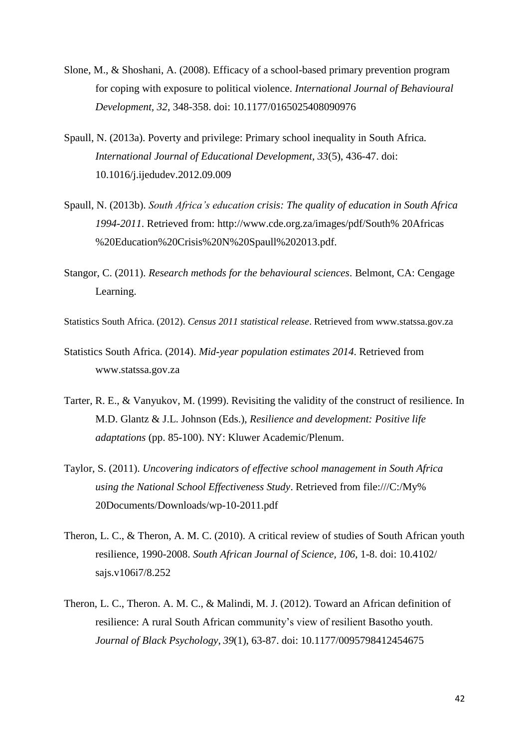Slone, M., & Shoshani, A. (2008). Efficacy of a school-based primary prevention program for coping with exposure to political violence. *International Journal of Behavioural Development, 32*, 348-358. doi: 10.1177/0165025408090976

Spaull, N. (2013a). Poverty and privilege: Primary school inequality in South Africa. *International Journal of Educational Development, 33*(5), 436-47. doi: 10.1016/j.ijedudev.2012.09.009

Spaull, N. (2013b). *South Africa's education crisis: The quality of education in South Africa 1994-2011*. Retrieved from: http://www.cde.org.za/images/pdf/South% 20Africas %20Education%20Crisis%20N%20Spaull%202013.pdf.

Stangor, C. (2011). *Research methods for the behavioural sciences*. Belmont, CA: Cengage Learning.

Statistics South Africa. (2012). *Census 2011 statistical release*. Retrieved from www.statssa.gov.za

Statistics South Africa. (2014). *Mid-year population estimates 2014*. Retrieved from www.statssa.gov.za

Tarter, R. E., & Vanyukov, M. (1999). Revisiting the validity of the construct of resilience. In M.D. Glantz & J.L. Johnson (Eds.), *Resilience and development: Positive life adaptations* (pp. 85-100). NY: Kluwer Academic/Plenum.

Taylor, S. (2011). *Uncovering indicators of effective school management in South Africa using the National School Effectiveness Study*. Retrieved from file:///C:/My% 20Documents/Downloads/wp-10-2011.pdf

Theron, L. C., & Theron, A. M. C. (2010). A critical review of studies of South African youth resilience, 1990-2008. *South African Journal of Science, 106*, 1-8. doi: 10.4102/ sajs.v106i7/8.252

Theron, L. C., Theron. A. M. C., & Malindi, M. J. (2012). Toward an African definition of resilience: A rural South African community's view of resilient Basotho youth. *Journal of Black Psychology, 39*(1), 63-87. doi: 10.1177/0095798412454675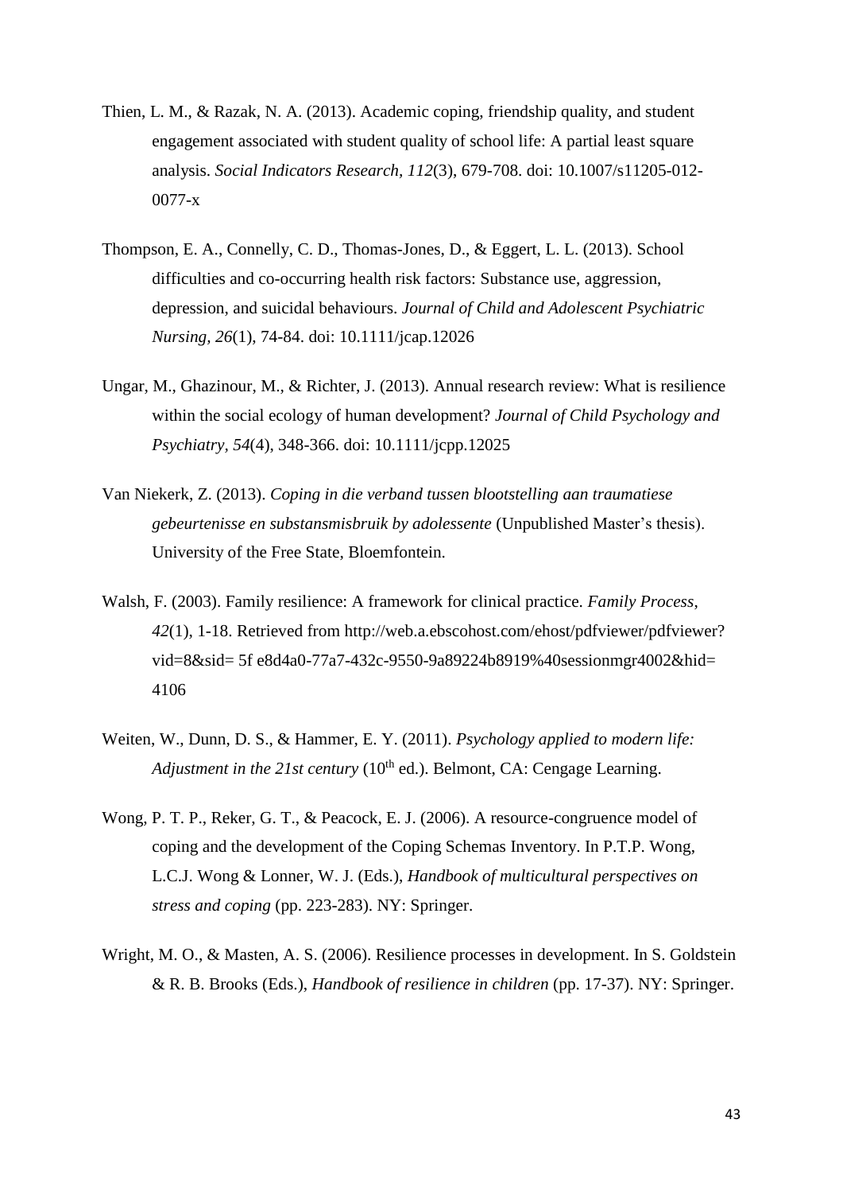Thien, L. M., & Razak, N. A. (2013). Academic coping, friendship quality, and student engagement associated with student quality of school life: A partial least square analysis. *Social Indicators Research, 112*(3), 679-708. doi: 10.1007/s11205-012-0077-x

Thompson, E. A., Connelly, C. D., Thomas-Jones, D., & Eggert, L. L. (2013). School difficulties and co-occurring health risk factors: Substance use, aggression, depression, and suicidal behaviours. *Journal of Child and Adolescent Psychiatric Nursing, 26*(1), 74-84. doi: 10.1111/jcap.12026

Ungar, M., Ghazinour, M., & Richter, J. (2013). Annual research review: What is resilience within the social ecology of human development? *Journal of Child Psychology and Psychiatry, 54*(4), 348-366. doi: 10.1111/jcpp.12025

Van Niekerk, Z. (2013). *Coping in die verband tussen blootstelling aan traumatiese gebeurtenisse en substansmisbruik by adolessente* (Unpublished Master's thesis). University of the Free State, Bloemfontein.

Walsh, F. (2003). Family resilience: A framework for clinical practice. *Family Process*, *42*(1), 1-18. Retrieved from http://web.a.ebscohost.com/ehost/pdfviewer/pdfviewer?vid=8&sid= 5f e8d4a0-77a7-432c-9550-9a89224b8919%40sessionmgr4002&hid= 4106

Weiten, W., Dunn, D. S., & Hammer, E. Y. (2011). *Psychology applied to modern life: Adjustment in the 21st century* (10th ed.). Belmont, CA: Cengage Learning.

Wong, P. T. P., Reker, G. T., & Peacock, E. J. (2006). A resource-congruence model of coping and the development of the Coping Schemas Inventory. In P.T.P. Wong, L.C.J. Wong & Lonner, W. J. (Eds.), *Handbook of multicultural perspectives on stress and coping* (pp. 223-283). NY: Springer.

Wright, M. O., & Masten, A. S. (2006). Resilience processes in development. In S. Goldstein & R. B. Brooks (Eds.), *Handbook of resilience in children* (pp. 17-37). NY: Springer.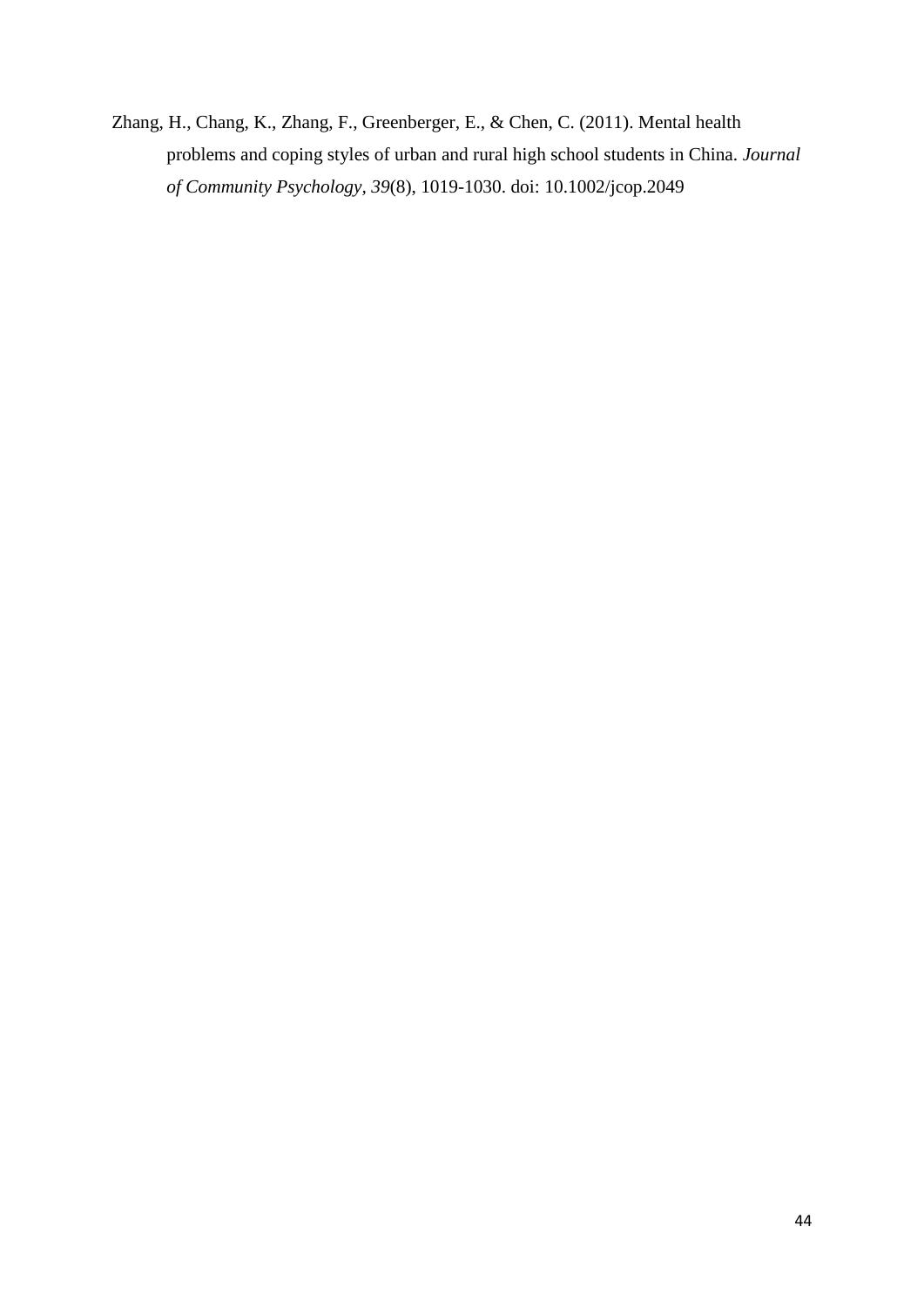Zhang, H., Chang, K., Zhang, F., Greenberger, E., & Chen, C. (2011). Mental health problems and coping styles of urban and rural high school students in China. *Journal of Community Psychology*, *39*(8), 1019-1030. doi: 10.1002/jcop.2049